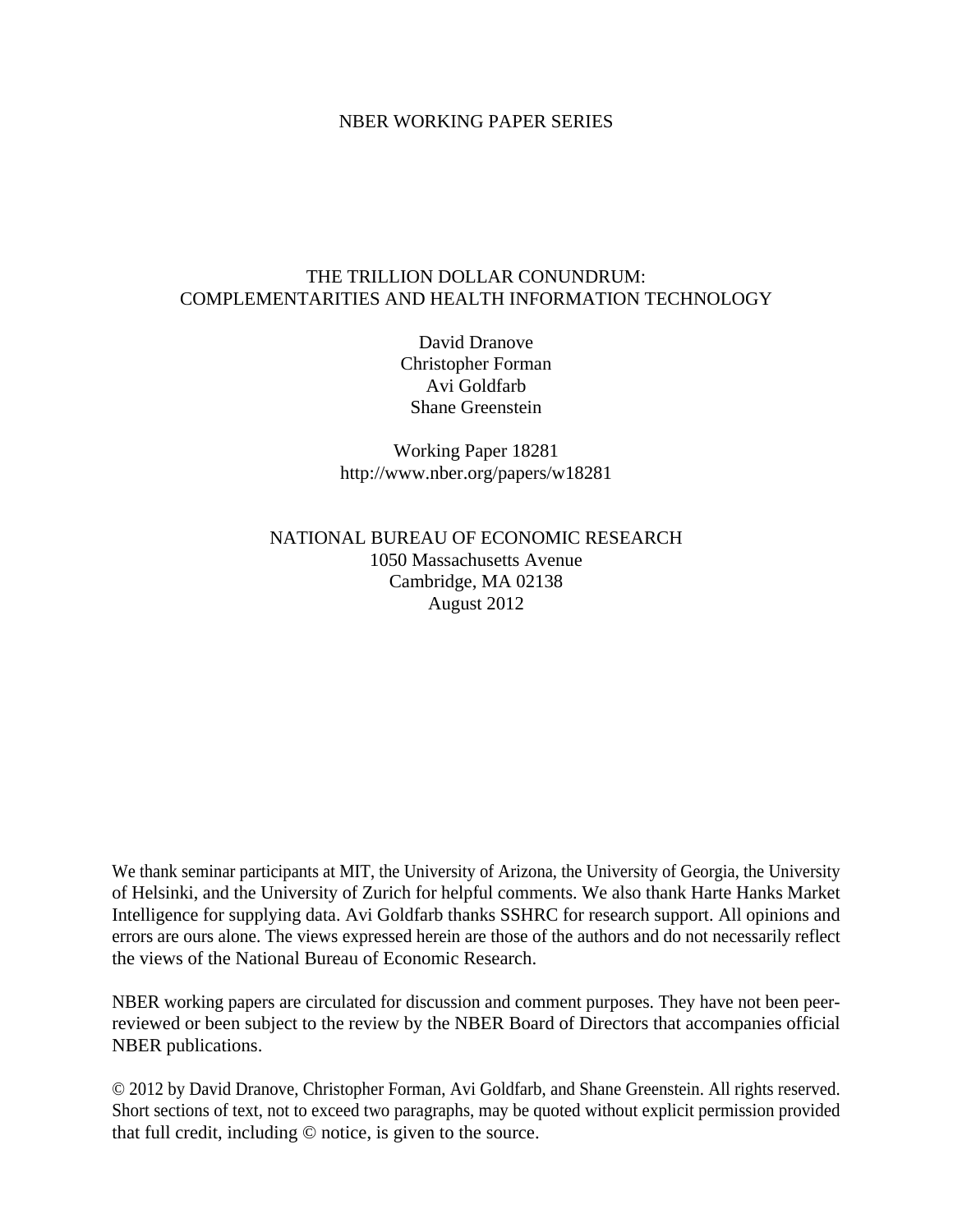NBER WORKING PAPER SERIES

# THE TRILLION DOLLAR CONUNDRUM: COMPLEMENTARITIES AND HEALTH INFORMATION TECHNOLOGY

David Dranove
Christopher Forman
Avi Goldfarb
Shane Greenstein

Working Paper 18281
http://www.nber.org/papers/w18281

NATIONAL BUREAU OF ECONOMIC RESEARCH
1050 Massachusetts Avenue
Cambridge, MA 02138
August 2012

We thank seminar participants at MIT, the University of Arizona, the University of Georgia, the University of Helsinki, and the University of Zurich for helpful comments. We also thank Harte Hanks Market Intelligence for supplying data. Avi Goldfarb thanks SSHRC for research support. All opinions and errors are ours alone. The views expressed herein are those of the authors and do not necessarily reflect the views of the National Bureau of Economic Research.

NBER working papers are circulated for discussion and comment purposes. They have not been peer-reviewed or been subject to the review by the NBER Board of Directors that accompanies official NBER publications.

© 2012 by David Dranove, Christopher Forman, Avi Goldfarb, and Shane Greenstein. All rights reserved. Short sections of text, not to exceed two paragraphs, may be quoted without explicit permission provided that full credit, including © notice, is given to the source.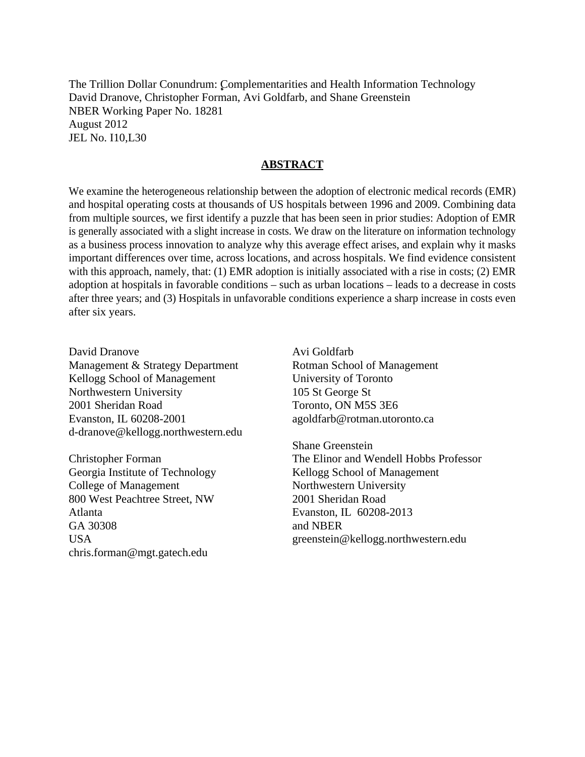The Trillion Dollar Conundrum: Complementarities and Health Information Technology
David Dranove, Christopher Forman, Avi Goldfarb, and Shane Greenstein
NBER Working Paper No. 18281
August 2012
JEL No. I10,L30

## ABSTRACT

We examine the heterogeneous relationship between the adoption of electronic medical records (EMR) and hospital operating costs at thousands of US hospitals between 1996 and 2009. Combining data from multiple sources, we first identify a puzzle that has been seen in prior studies: Adoption of EMR is generally associated with a slight increase in costs. We draw on the literature on information technology as a business process innovation to analyze why this average effect arises, and explain why it masks important differences over time, across locations, and across hospitals. We find evidence consistent with this approach, namely, that: (1) EMR adoption is initially associated with a rise in costs; (2) EMR adoption at hospitals in favorable conditions – such as urban locations – leads to a decrease in costs after three years; and (3) Hospitals in unfavorable conditions experience a sharp increase in costs even after six years.

David Dranove
Management & Strategy Department
Kellogg School of Management
Northwestern University
2001 Sheridan Road
Evanston, IL 60208-2001
d-dranove@kellogg.northwestern.edu

Christopher Forman
Georgia Institute of Technology
College of Management
800 West Peachtree Street, NW
Atlanta
GA 30308
USA
chris.forman@mgt.gatech.edu

Avi Goldfarb
Rotman School of Management
University of Toronto
105 St George St
Toronto, ON M5S 3E6
agoldfarb@rotman.utoronto.ca

Shane Greenstein
The Elinor and Wendell Hobbs Professor
Kellogg School of Management
Northwestern University
2001 Sheridan Road
Evanston, IL 60208-2013
and NBER
greenstein@kellogg.northwestern.edu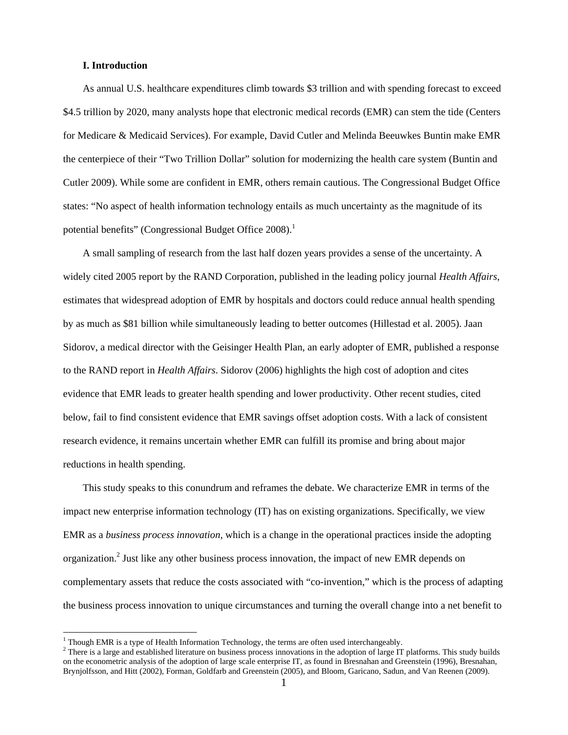### I. Introduction

As annual U.S. healthcare expenditures climb towards $3 trillion and with spending forecast to exceed $4.5 trillion by 2020, many analysts hope that electronic medical records (EMR) can stem the tide (Centers for Medicare & Medicaid Services). For example, David Cutler and Melinda Beeuwkes Buntin make EMR the centerpiece of their "Two Trillion Dollar" solution for modernizing the health care system (Buntin and Cutler 2009). While some are confident in EMR, others remain cautious. The Congressional Budget Office states: "No aspect of health information technology entails as much uncertainty as the magnitude of its potential benefits" (Congressional Budget Office 2008).[1]

A small sampling of research from the last half dozen years provides a sense of the uncertainty. A widely cited 2005 report by the RAND Corporation, published in the leading policy journal *Health Affairs*, estimates that widespread adoption of EMR by hospitals and doctors could reduce annual health spending by as much as $81 billion while simultaneously leading to better outcomes (Hillestad et al. 2005). Jaan Sidorov, a medical director with the Geisinger Health Plan, an early adopter of EMR, published a response to the RAND report in *Health Affairs*. Sidorov (2006) highlights the high cost of adoption and cites evidence that EMR leads to greater health spending and lower productivity. Other recent studies, cited below, fail to find consistent evidence that EMR savings offset adoption costs. With a lack of consistent research evidence, it remains uncertain whether EMR can fulfill its promise and bring about major reductions in health spending.

This study speaks to this conundrum and reframes the debate. We characterize EMR in terms of the impact new enterprise information technology (IT) has on existing organizations. Specifically, we view EMR as a *business process innovation*, which is a change in the operational practices inside the adopting organization.[2] Just like any other business process innovation, the impact of new EMR depends on complementary assets that reduce the costs associated with "co-invention," which is the process of adapting the business process innovation to unique circumstances and turning the overall change into a net benefit to

[1] Though EMR is a type of Health Information Technology, the terms are often used interchangeably.

[2] There is a large and established literature on business process innovations in the adoption of large IT platforms. This study builds on the econometric analysis of the adoption of large scale enterprise IT, as found in Bresnahan and Greenstein (1996), Bresnahan, Brynjolfsson, and Hitt (2002), Forman, Goldfarb and Greenstein (2005), and Bloom, Garicano, Sadun, and Van Reenen (2009).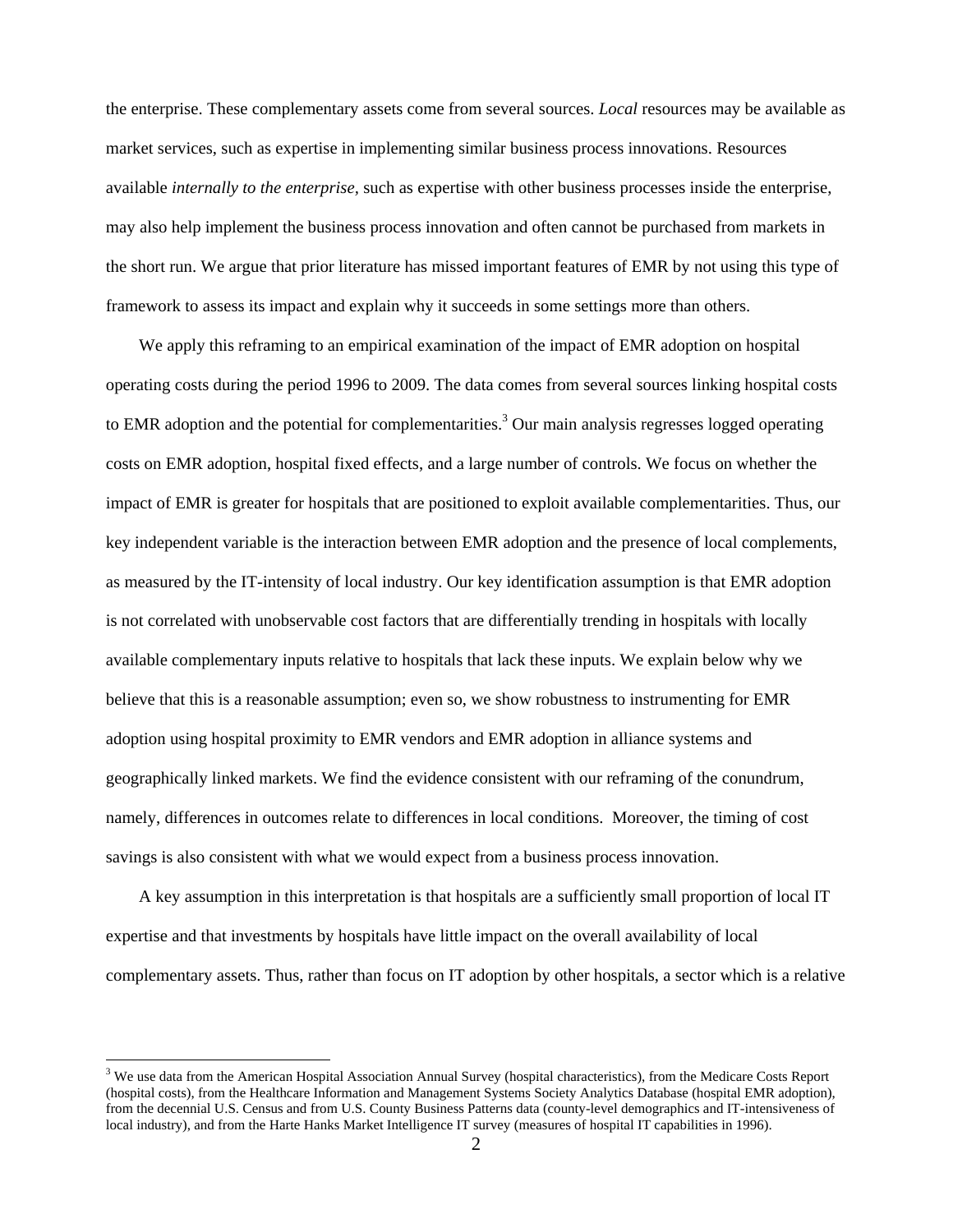the enterprise. These complementary assets come from several sources. *Local* resources may be available as market services, such as expertise in implementing similar business process innovations. Resources available *internally to the enterprise*, such as expertise with other business processes inside the enterprise, may also help implement the business process innovation and often cannot be purchased from markets in the short run. We argue that prior literature has missed important features of EMR by not using this type of framework to assess its impact and explain why it succeeds in some settings more than others.

We apply this reframing to an empirical examination of the impact of EMR adoption on hospital operating costs during the period 1996 to 2009. The data comes from several sources linking hospital costs to EMR adoption and the potential for complementarities.[3] Our main analysis regresses logged operating costs on EMR adoption, hospital fixed effects, and a large number of controls. We focus on whether the impact of EMR is greater for hospitals that are positioned to exploit available complementarities. Thus, our key independent variable is the interaction between EMR adoption and the presence of local complements, as measured by the IT-intensity of local industry. Our key identification assumption is that EMR adoption is not correlated with unobservable cost factors that are differentially trending in hospitals with locally available complementary inputs relative to hospitals that lack these inputs. We explain below why we believe that this is a reasonable assumption; even so, we show robustness to instrumenting for EMR adoption using hospital proximity to EMR vendors and EMR adoption in alliance systems and geographically linked markets. We find the evidence consistent with our reframing of the conundrum, namely, differences in outcomes relate to differences in local conditions. Moreover, the timing of cost savings is also consistent with what we would expect from a business process innovation.

A key assumption in this interpretation is that hospitals are a sufficiently small proportion of local IT expertise and that investments by hospitals have little impact on the overall availability of local complementary assets. Thus, rather than focus on IT adoption by other hospitals, a sector which is a relative

[3] We use data from the American Hospital Association Annual Survey (hospital characteristics), from the Medicare Costs Report (hospital costs), from the Healthcare Information and Management Systems Society Analytics Database (hospital EMR adoption), from the decennial U.S. Census and from U.S. County Business Patterns data (county-level demographics and IT-intensiveness of local industry), and from the Harte Hanks Market Intelligence IT survey (measures of hospital IT capabilities in 1996).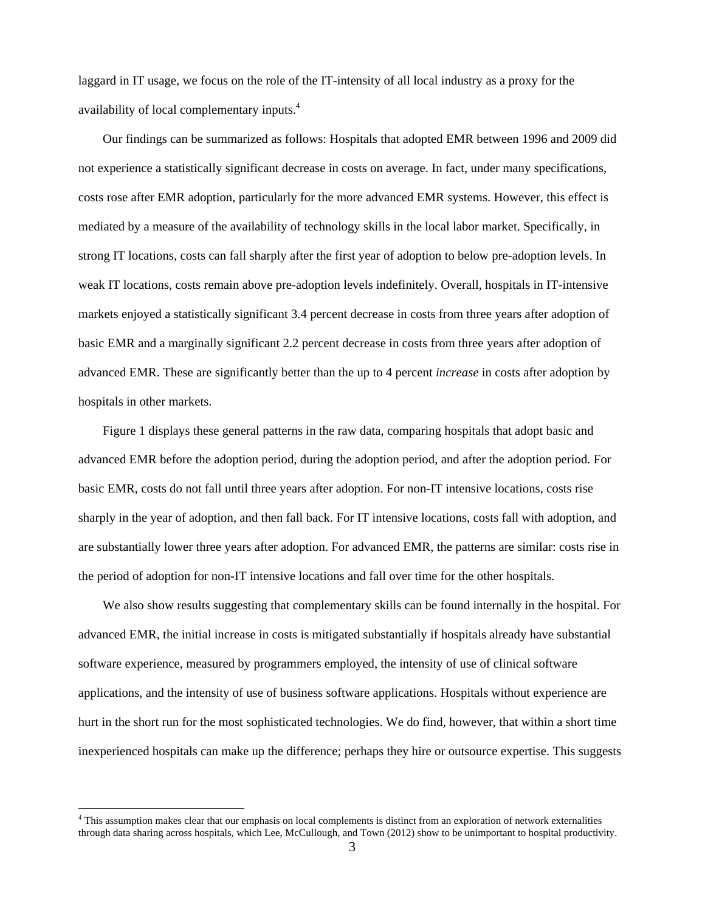laggard in IT usage, we focus on the role of the IT-intensity of all local industry as a proxy for the availability of local complementary inputs.[4]

Our findings can be summarized as follows: Hospitals that adopted EMR between 1996 and 2009 did not experience a statistically significant decrease in costs on average. In fact, under many specifications, costs rose after EMR adoption, particularly for the more advanced EMR systems. However, this effect is mediated by a measure of the availability of technology skills in the local labor market. Specifically, in strong IT locations, costs can fall sharply after the first year of adoption to below pre-adoption levels. In weak IT locations, costs remain above pre-adoption levels indefinitely. Overall, hospitals in IT-intensive markets enjoyed a statistically significant 3.4 percent decrease in costs from three years after adoption of basic EMR and a marginally significant 2.2 percent decrease in costs from three years after adoption of advanced EMR. These are significantly better than the up to 4 percent *increase* in costs after adoption by hospitals in other markets.

Figure 1 displays these general patterns in the raw data, comparing hospitals that adopt basic and advanced EMR before the adoption period, during the adoption period, and after the adoption period. For basic EMR, costs do not fall until three years after adoption. For non-IT intensive locations, costs rise sharply in the year of adoption, and then fall back. For IT intensive locations, costs fall with adoption, and are substantially lower three years after adoption. For advanced EMR, the patterns are similar: costs rise in the period of adoption for non-IT intensive locations and fall over time for the other hospitals.

We also show results suggesting that complementary skills can be found internally in the hospital. For advanced EMR, the initial increase in costs is mitigated substantially if hospitals already have substantial software experience, measured by programmers employed, the intensity of use of clinical software applications, and the intensity of use of business software applications. Hospitals without experience are hurt in the short run for the most sophisticated technologies. We do find, however, that within a short time inexperienced hospitals can make up the difference; perhaps they hire or outsource expertise. This suggests

[4] This assumption makes clear that our emphasis on local complements is distinct from an exploration of network externalities through data sharing across hospitals, which Lee, McCullough, and Town (2012) show to be unimportant to hospital productivity.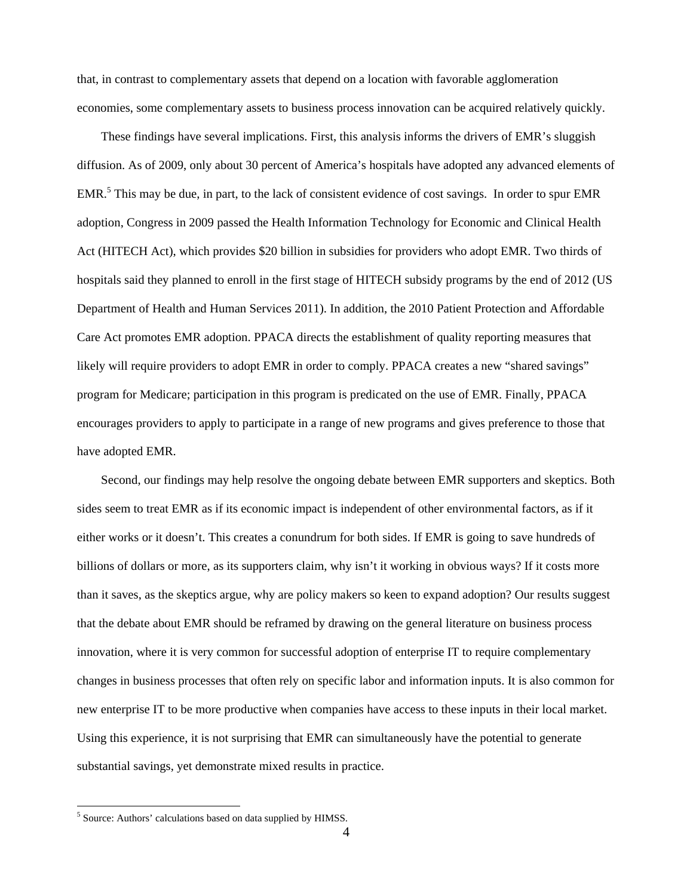that, in contrast to complementary assets that depend on a location with favorable agglomeration economies, some complementary assets to business process innovation can be acquired relatively quickly.

These findings have several implications. First, this analysis informs the drivers of EMR's sluggish diffusion. As of 2009, only about 30 percent of America's hospitals have adopted any advanced elements of EMR.[5] This may be due, in part, to the lack of consistent evidence of cost savings. In order to spur EMR adoption, Congress in 2009 passed the Health Information Technology for Economic and Clinical Health Act (HITECH Act), which provides $20 billion in subsidies for providers who adopt EMR. Two thirds of hospitals said they planned to enroll in the first stage of HITECH subsidy programs by the end of 2012 (US Department of Health and Human Services 2011). In addition, the 2010 Patient Protection and Affordable Care Act promotes EMR adoption. PPACA directs the establishment of quality reporting measures that likely will require providers to adopt EMR in order to comply. PPACA creates a new "shared savings" program for Medicare; participation in this program is predicated on the use of EMR. Finally, PPACA encourages providers to apply to participate in a range of new programs and gives preference to those that have adopted EMR.

Second, our findings may help resolve the ongoing debate between EMR supporters and skeptics. Both sides seem to treat EMR as if its economic impact is independent of other environmental factors, as if it either works or it doesn't. This creates a conundrum for both sides. If EMR is going to save hundreds of billions of dollars or more, as its supporters claim, why isn't it working in obvious ways? If it costs more than it saves, as the skeptics argue, why are policy makers so keen to expand adoption? Our results suggest that the debate about EMR should be reframed by drawing on the general literature on business process innovation, where it is very common for successful adoption of enterprise IT to require complementary changes in business processes that often rely on specific labor and information inputs. It is also common for new enterprise IT to be more productive when companies have access to these inputs in their local market. Using this experience, it is not surprising that EMR can simultaneously have the potential to generate substantial savings, yet demonstrate mixed results in practice.

[5] Source: Authors' calculations based on data supplied by HIMSS.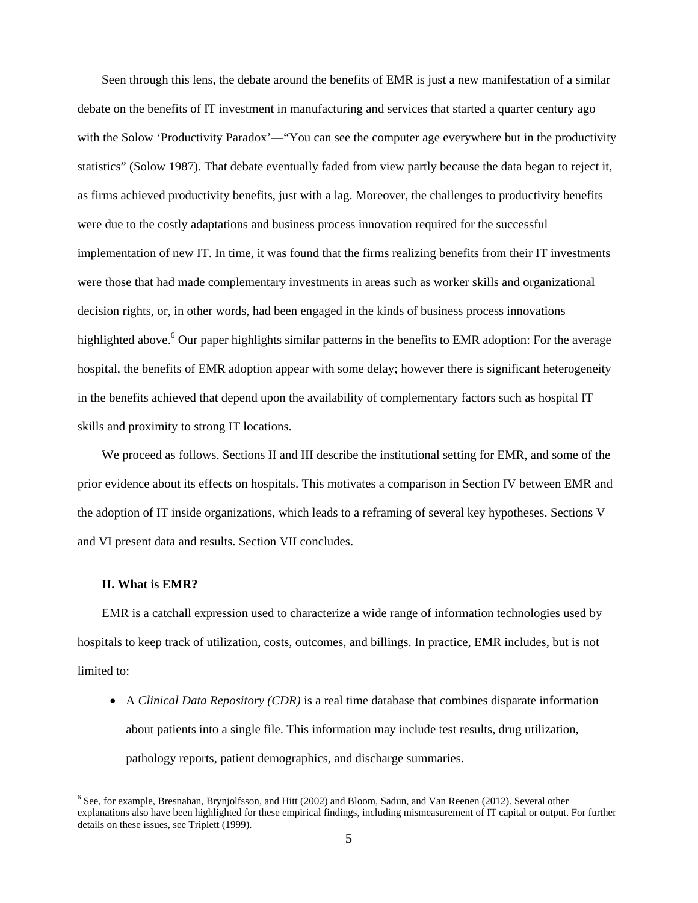Seen through this lens, the debate around the benefits of EMR is just a new manifestation of a similar debate on the benefits of IT investment in manufacturing and services that started a quarter century ago with the Solow 'Productivity Paradox'—"You can see the computer age everywhere but in the productivity statistics" (Solow 1987). That debate eventually faded from view partly because the data began to reject it, as firms achieved productivity benefits, just with a lag. Moreover, the challenges to productivity benefits were due to the costly adaptations and business process innovation required for the successful implementation of new IT. In time, it was found that the firms realizing benefits from their IT investments were those that had made complementary investments in areas such as worker skills and organizational decision rights, or, in other words, had been engaged in the kinds of business process innovations highlighted above.[6] Our paper highlights similar patterns in the benefits to EMR adoption: For the average hospital, the benefits of EMR adoption appear with some delay; however there is significant heterogeneity in the benefits achieved that depend upon the availability of complementary factors such as hospital IT skills and proximity to strong IT locations.

We proceed as follows. Sections II and III describe the institutional setting for EMR, and some of the prior evidence about its effects on hospitals. This motivates a comparison in Section IV between EMR and the adoption of IT inside organizations, which leads to a reframing of several key hypotheses. Sections V and VI present data and results. Section VII concludes.

### II. What is EMR?

EMR is a catchall expression used to characterize a wide range of information technologies used by hospitals to keep track of utilization, costs, outcomes, and billings. In practice, EMR includes, but is not limited to:

- A *Clinical Data Repository (CDR)* is a real time database that combines disparate information about patients into a single file. This information may include test results, drug utilization, pathology reports, patient demographics, and discharge summaries.

[6] See, for example, Bresnahan, Brynjolfsson, and Hitt (2002) and Bloom, Sadun, and Van Reenen (2012). Several other explanations also have been highlighted for these empirical findings, including mismeasurement of IT capital or output. For further details on these issues, see Triplett (1999).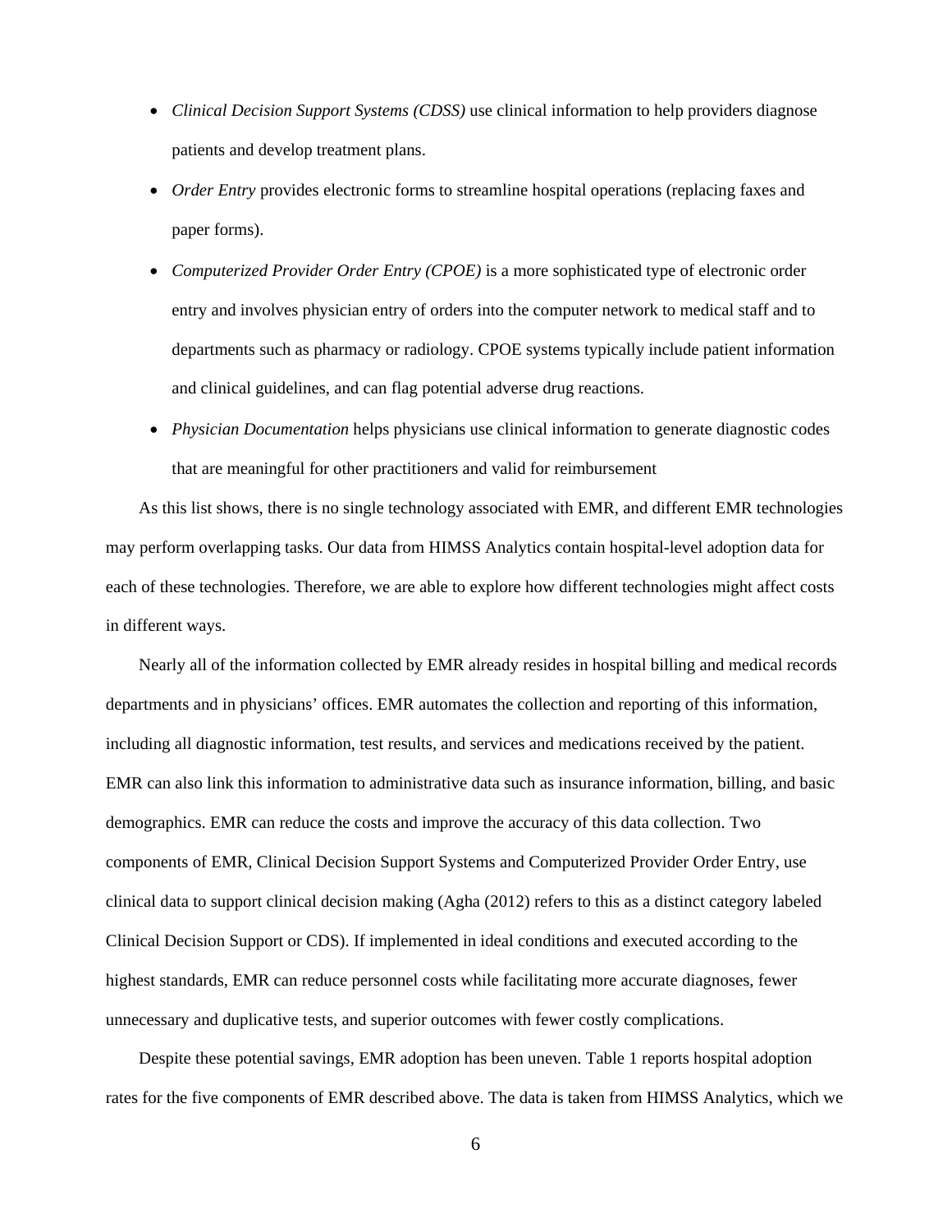- *Clinical Decision Support Systems (CDSS)* use clinical information to help providers diagnose patients and develop treatment plans.
- *Order Entry* provides electronic forms to streamline hospital operations (replacing faxes and paper forms).
- *Computerized Provider Order Entry (CPOE)* is a more sophisticated type of electronic order entry and involves physician entry of orders into the computer network to medical staff and to departments such as pharmacy or radiology. CPOE systems typically include patient information and clinical guidelines, and can flag potential adverse drug reactions.
- *Physician Documentation* helps physicians use clinical information to generate diagnostic codes that are meaningful for other practitioners and valid for reimbursement

As this list shows, there is no single technology associated with EMR, and different EMR technologies may perform overlapping tasks. Our data from HIMSS Analytics contain hospital-level adoption data for each of these technologies. Therefore, we are able to explore how different technologies might affect costs in different ways.

Nearly all of the information collected by EMR already resides in hospital billing and medical records departments and in physicians' offices. EMR automates the collection and reporting of this information, including all diagnostic information, test results, and services and medications received by the patient. EMR can also link this information to administrative data such as insurance information, billing, and basic demographics. EMR can reduce the costs and improve the accuracy of this data collection. Two components of EMR, Clinical Decision Support Systems and Computerized Provider Order Entry, use clinical data to support clinical decision making (Agha (2012) refers to this as a distinct category labeled Clinical Decision Support or CDS). If implemented in ideal conditions and executed according to the highest standards, EMR can reduce personnel costs while facilitating more accurate diagnoses, fewer unnecessary and duplicative tests, and superior outcomes with fewer costly complications.

Despite these potential savings, EMR adoption has been uneven. Table 1 reports hospital adoption rates for the five components of EMR described above. The data is taken from HIMSS Analytics, which we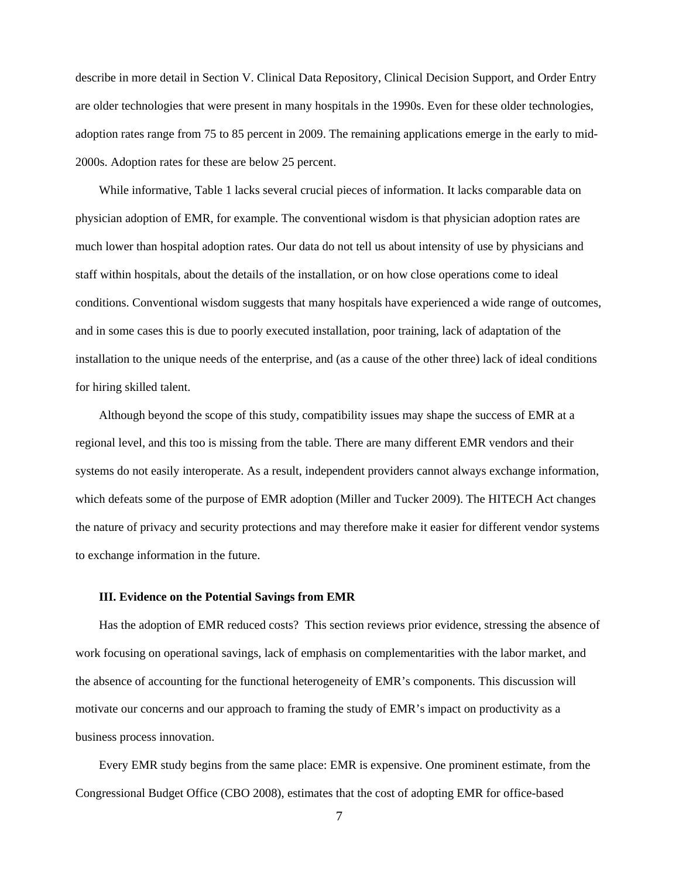describe in more detail in Section V. Clinical Data Repository, Clinical Decision Support, and Order Entry are older technologies that were present in many hospitals in the 1990s. Even for these older technologies, adoption rates range from 75 to 85 percent in 2009. The remaining applications emerge in the early to mid-2000s. Adoption rates for these are below 25 percent.

While informative, Table 1 lacks several crucial pieces of information. It lacks comparable data on physician adoption of EMR, for example. The conventional wisdom is that physician adoption rates are much lower than hospital adoption rates. Our data do not tell us about intensity of use by physicians and staff within hospitals, about the details of the installation, or on how close operations come to ideal conditions. Conventional wisdom suggests that many hospitals have experienced a wide range of outcomes, and in some cases this is due to poorly executed installation, poor training, lack of adaptation of the installation to the unique needs of the enterprise, and (as a cause of the other three) lack of ideal conditions for hiring skilled talent.

Although beyond the scope of this study, compatibility issues may shape the success of EMR at a regional level, and this too is missing from the table. There are many different EMR vendors and their systems do not easily interoperate. As a result, independent providers cannot always exchange information, which defeats some of the purpose of EMR adoption (Miller and Tucker 2009). The HITECH Act changes the nature of privacy and security protections and may therefore make it easier for different vendor systems to exchange information in the future.

### III. Evidence on the Potential Savings from EMR

Has the adoption of EMR reduced costs? This section reviews prior evidence, stressing the absence of work focusing on operational savings, lack of emphasis on complementarities with the labor market, and the absence of accounting for the functional heterogeneity of EMR's components. This discussion will motivate our concerns and our approach to framing the study of EMR's impact on productivity as a business process innovation.

Every EMR study begins from the same place: EMR is expensive. One prominent estimate, from the Congressional Budget Office (CBO 2008), estimates that the cost of adopting EMR for office-based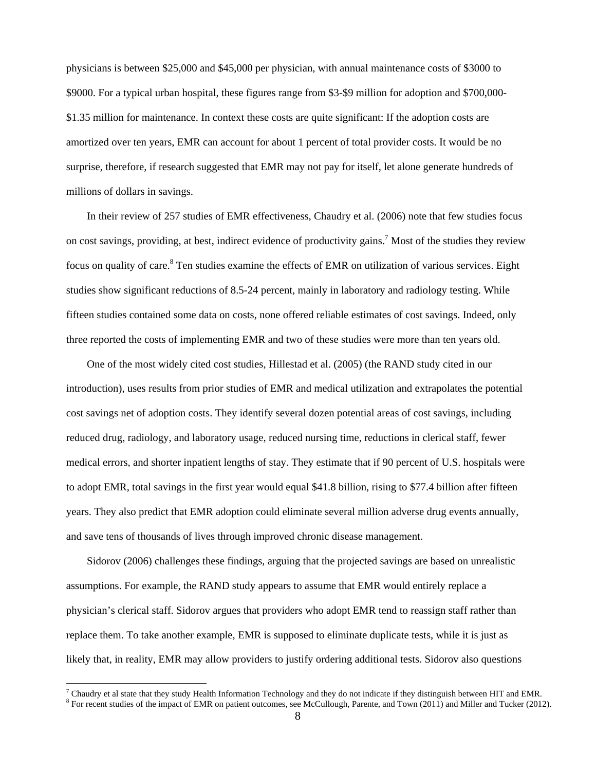physicians is between $25,000 and $45,000 per physician, with annual maintenance costs of $3000 to $9000. For a typical urban hospital, these figures range from $3-$9 million for adoption and $700,000-$1.35 million for maintenance. In context these costs are quite significant: If the adoption costs are amortized over ten years, EMR can account for about 1 percent of total provider costs. It would be no surprise, therefore, if research suggested that EMR may not pay for itself, let alone generate hundreds of millions of dollars in savings.

In their review of 257 studies of EMR effectiveness, Chaudry et al. (2006) note that few studies focus on cost savings, providing, at best, indirect evidence of productivity gains.[7] Most of the studies they review focus on quality of care.[8] Ten studies examine the effects of EMR on utilization of various services. Eight studies show significant reductions of 8.5-24 percent, mainly in laboratory and radiology testing. While fifteen studies contained some data on costs, none offered reliable estimates of cost savings. Indeed, only three reported the costs of implementing EMR and two of these studies were more than ten years old.

One of the most widely cited cost studies, Hillestad et al. (2005) (the RAND study cited in our introduction), uses results from prior studies of EMR and medical utilization and extrapolates the potential cost savings net of adoption costs. They identify several dozen potential areas of cost savings, including reduced drug, radiology, and laboratory usage, reduced nursing time, reductions in clerical staff, fewer medical errors, and shorter inpatient lengths of stay. They estimate that if 90 percent of U.S. hospitals were to adopt EMR, total savings in the first year would equal $41.8 billion, rising to $77.4 billion after fifteen years. They also predict that EMR adoption could eliminate several million adverse drug events annually, and save tens of thousands of lives through improved chronic disease management.

Sidorov (2006) challenges these findings, arguing that the projected savings are based on unrealistic assumptions. For example, the RAND study appears to assume that EMR would entirely replace a physician's clerical staff. Sidorov argues that providers who adopt EMR tend to reassign staff rather than replace them. To take another example, EMR is supposed to eliminate duplicate tests, while it is just as likely that, in reality, EMR may allow providers to justify ordering additional tests. Sidorov also questions

[7] Chaudry et al state that they study Health Information Technology and they do not indicate if they distinguish between HIT and EMR.

[8] For recent studies of the impact of EMR on patient outcomes, see McCullough, Parente, and Town (2011) and Miller and Tucker (2012).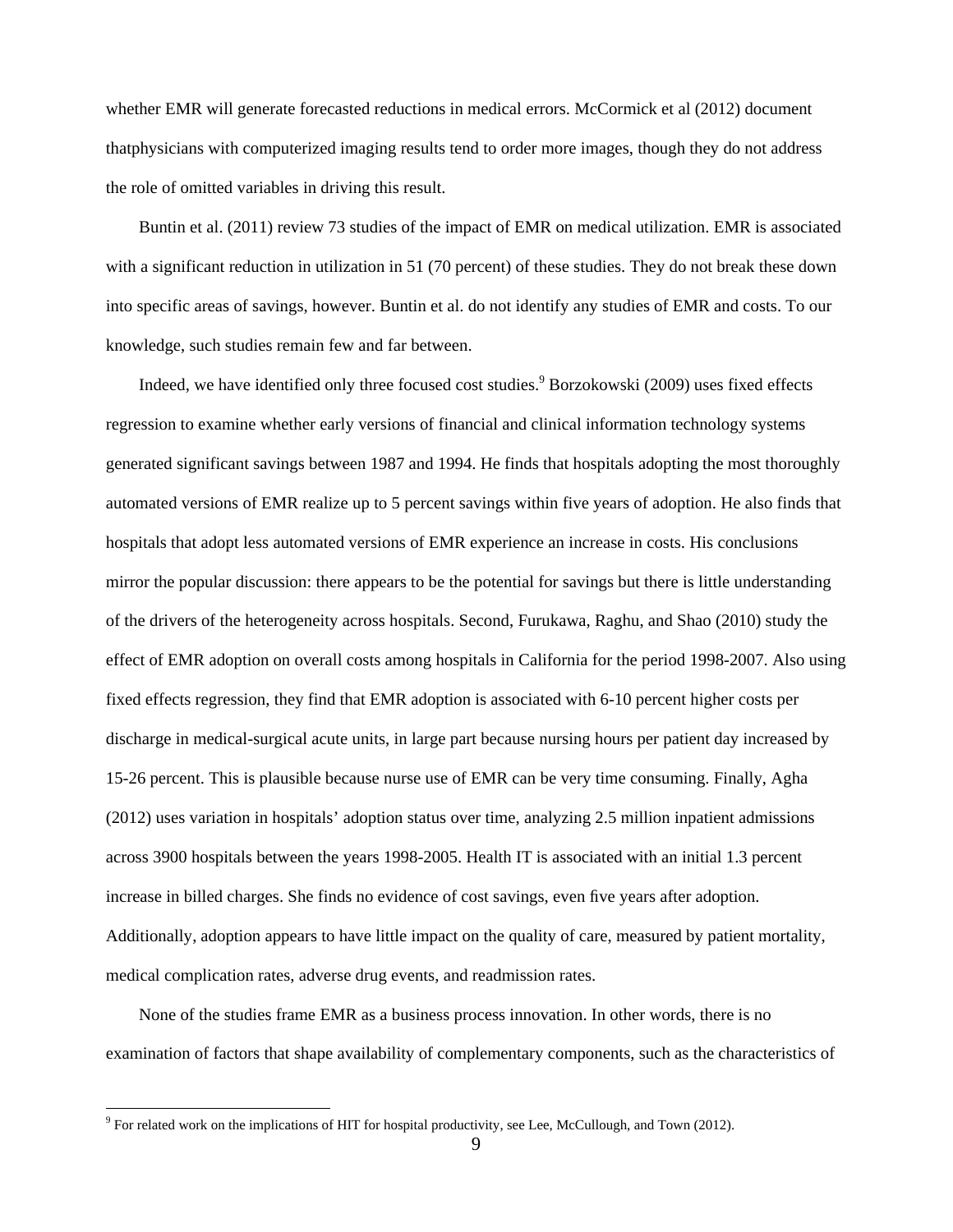whether EMR will generate forecasted reductions in medical errors. McCormick et al (2012) document thatphysicians with computerized imaging results tend to order more images, though they do not address the role of omitted variables in driving this result.

Buntin et al. (2011) review 73 studies of the impact of EMR on medical utilization. EMR is associated with a significant reduction in utilization in 51 (70 percent) of these studies. They do not break these down into specific areas of savings, however. Buntin et al. do not identify any studies of EMR and costs. To our knowledge, such studies remain few and far between.

Indeed, we have identified only three focused cost studies.[9] Borzokowski (2009) uses fixed effects regression to examine whether early versions of financial and clinical information technology systems generated significant savings between 1987 and 1994. He finds that hospitals adopting the most thoroughly automated versions of EMR realize up to 5 percent savings within five years of adoption. He also finds that hospitals that adopt less automated versions of EMR experience an increase in costs. His conclusions mirror the popular discussion: there appears to be the potential for savings but there is little understanding of the drivers of the heterogeneity across hospitals. Second, Furukawa, Raghu, and Shao (2010) study the effect of EMR adoption on overall costs among hospitals in California for the period 1998-2007. Also using fixed effects regression, they find that EMR adoption is associated with 6-10 percent higher costs per discharge in medical-surgical acute units, in large part because nursing hours per patient day increased by 15-26 percent. This is plausible because nurse use of EMR can be very time consuming. Finally, Agha (2012) uses variation in hospitals' adoption status over time, analyzing 2.5 million inpatient admissions across 3900 hospitals between the years 1998-2005. Health IT is associated with an initial 1.3 percent increase in billed charges. She finds no evidence of cost savings, even five years after adoption. Additionally, adoption appears to have little impact on the quality of care, measured by patient mortality, medical complication rates, adverse drug events, and readmission rates.

None of the studies frame EMR as a business process innovation. In other words, there is no examination of factors that shape availability of complementary components, such as the characteristics of

[9] For related work on the implications of HIT for hospital productivity, see Lee, McCullough, and Town (2012).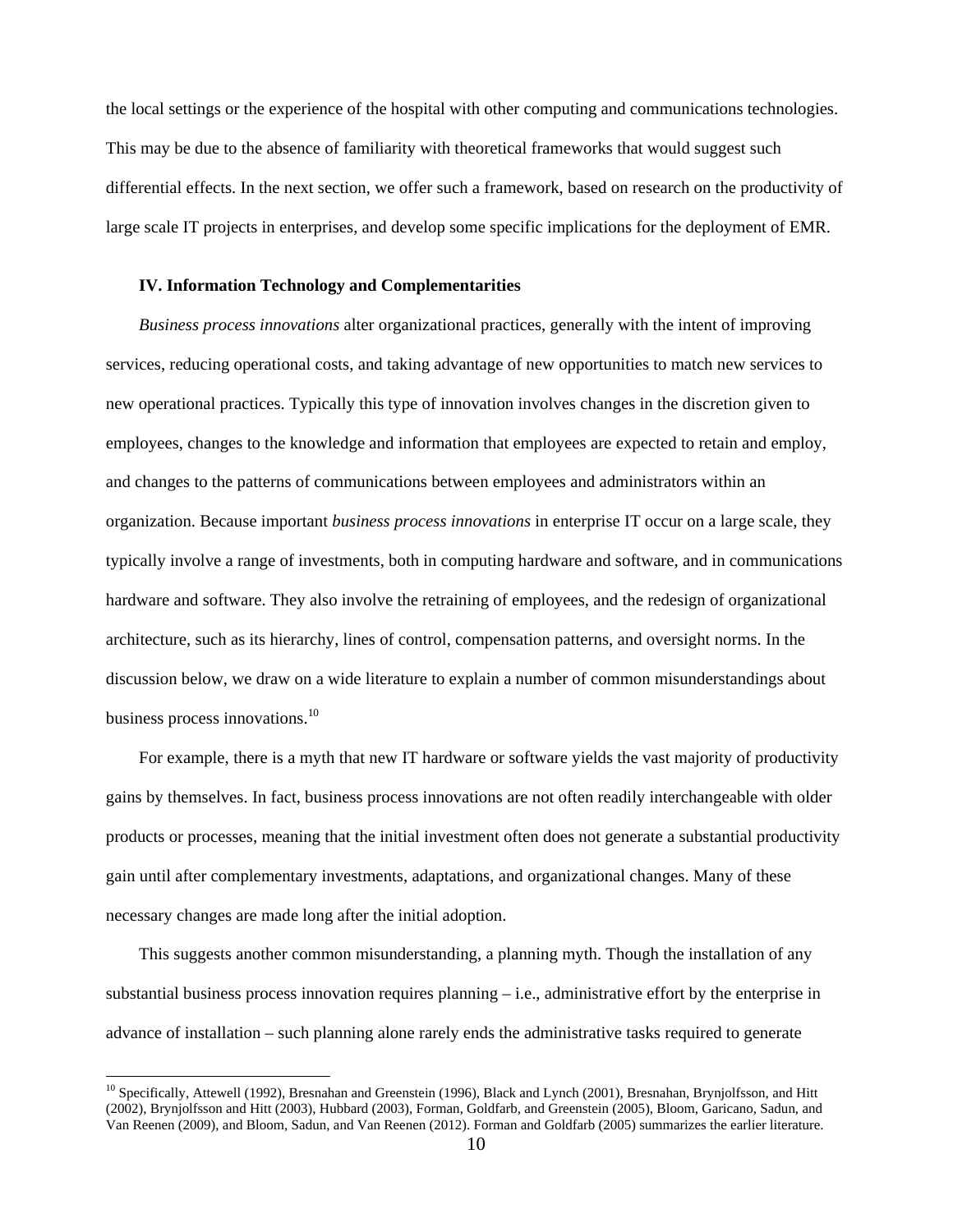the local settings or the experience of the hospital with other computing and communications technologies. This may be due to the absence of familiarity with theoretical frameworks that would suggest such differential effects. In the next section, we offer such a framework, based on research on the productivity of large scale IT projects in enterprises, and develop some specific implications for the deployment of EMR.

### IV. Information Technology and Complementarities

*Business process innovations* alter organizational practices, generally with the intent of improving services, reducing operational costs, and taking advantage of new opportunities to match new services to new operational practices. Typically this type of innovation involves changes in the discretion given to employees, changes to the knowledge and information that employees are expected to retain and employ, and changes to the patterns of communications between employees and administrators within an organization. Because important *business process innovations* in enterprise IT occur on a large scale, they typically involve a range of investments, both in computing hardware and software, and in communications hardware and software. They also involve the retraining of employees, and the redesign of organizational architecture, such as its hierarchy, lines of control, compensation patterns, and oversight norms. In the discussion below, we draw on a wide literature to explain a number of common misunderstandings about business process innovations.[10]

For example, there is a myth that new IT hardware or software yields the vast majority of productivity gains by themselves. In fact, business process innovations are not often readily interchangeable with older products or processes, meaning that the initial investment often does not generate a substantial productivity gain until after complementary investments, adaptations, and organizational changes. Many of these necessary changes are made long after the initial adoption.

This suggests another common misunderstanding, a planning myth. Though the installation of any substantial business process innovation requires planning – i.e., administrative effort by the enterprise in advance of installation – such planning alone rarely ends the administrative tasks required to generate

[10] Specifically, Attewell (1992), Bresnahan and Greenstein (1996), Black and Lynch (2001), Bresnahan, Brynjolfsson, and Hitt (2002), Brynjolfsson and Hitt (2003), Hubbard (2003), Forman, Goldfarb, and Greenstein (2005), Bloom, Garicano, Sadun, and Van Reenen (2009), and Bloom, Sadun, and Van Reenen (2012). Forman and Goldfarb (2005) summarizes the earlier literature.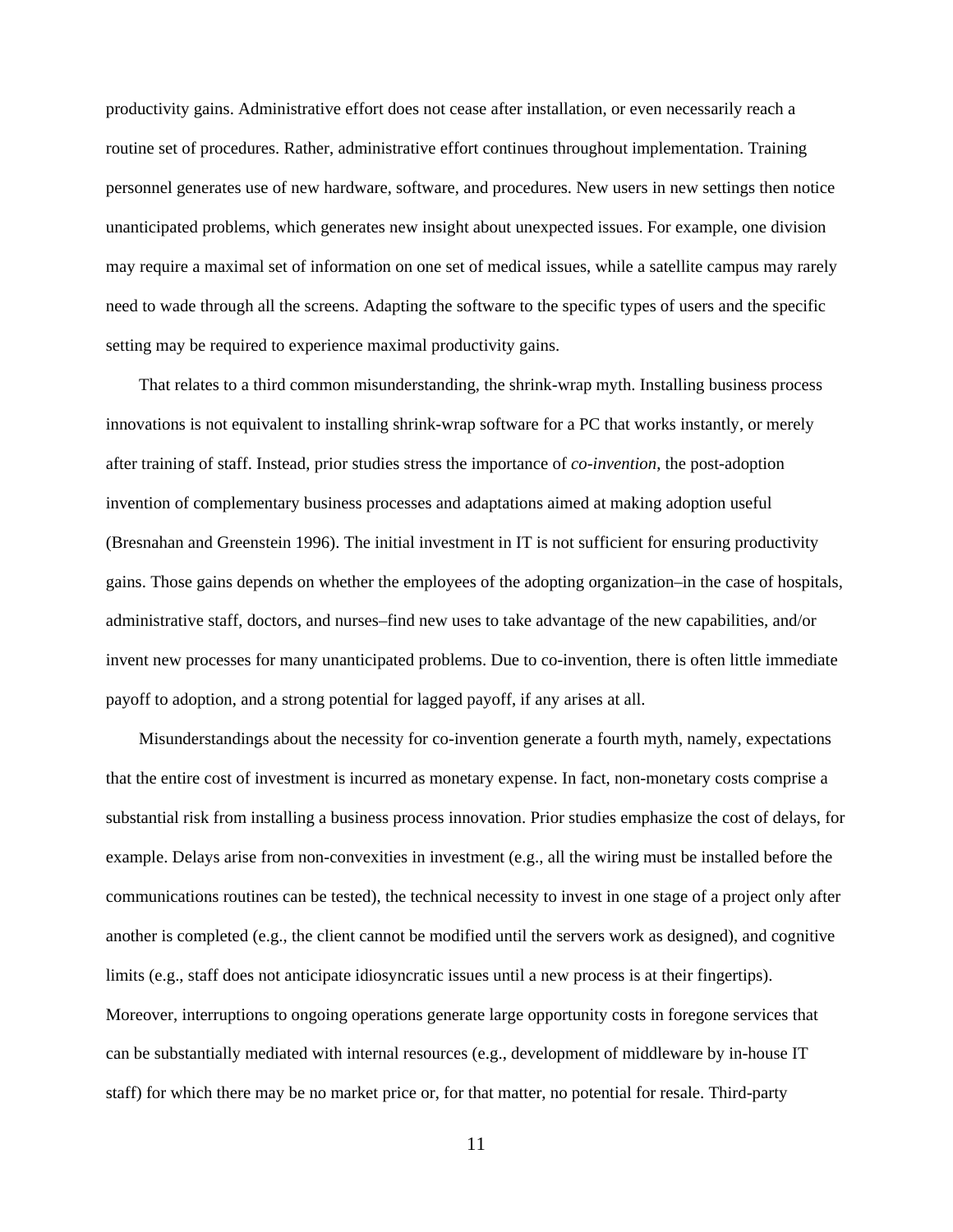productivity gains. Administrative effort does not cease after installation, or even necessarily reach a routine set of procedures. Rather, administrative effort continues throughout implementation. Training personnel generates use of new hardware, software, and procedures. New users in new settings then notice unanticipated problems, which generates new insight about unexpected issues. For example, one division may require a maximal set of information on one set of medical issues, while a satellite campus may rarely need to wade through all the screens. Adapting the software to the specific types of users and the specific setting may be required to experience maximal productivity gains.

That relates to a third common misunderstanding, the shrink-wrap myth. Installing business process innovations is not equivalent to installing shrink-wrap software for a PC that works instantly, or merely after training of staff. Instead, prior studies stress the importance of *co-invention*, the post-adoption invention of complementary business processes and adaptations aimed at making adoption useful (Bresnahan and Greenstein 1996). The initial investment in IT is not sufficient for ensuring productivity gains. Those gains depends on whether the employees of the adopting organization–in the case of hospitals, administrative staff, doctors, and nurses–find new uses to take advantage of the new capabilities, and/or invent new processes for many unanticipated problems. Due to co-invention, there is often little immediate payoff to adoption, and a strong potential for lagged payoff, if any arises at all.

Misunderstandings about the necessity for co-invention generate a fourth myth, namely, expectations that the entire cost of investment is incurred as monetary expense. In fact, non-monetary costs comprise a substantial risk from installing a business process innovation. Prior studies emphasize the cost of delays, for example. Delays arise from non-convexities in investment (e.g., all the wiring must be installed before the communications routines can be tested), the technical necessity to invest in one stage of a project only after another is completed (e.g., the client cannot be modified until the servers work as designed), and cognitive limits (e.g., staff does not anticipate idiosyncratic issues until a new process is at their fingertips). Moreover, interruptions to ongoing operations generate large opportunity costs in foregone services that can be substantially mediated with internal resources (e.g., development of middleware by in-house IT staff) for which there may be no market price or, for that matter, no potential for resale. Third-party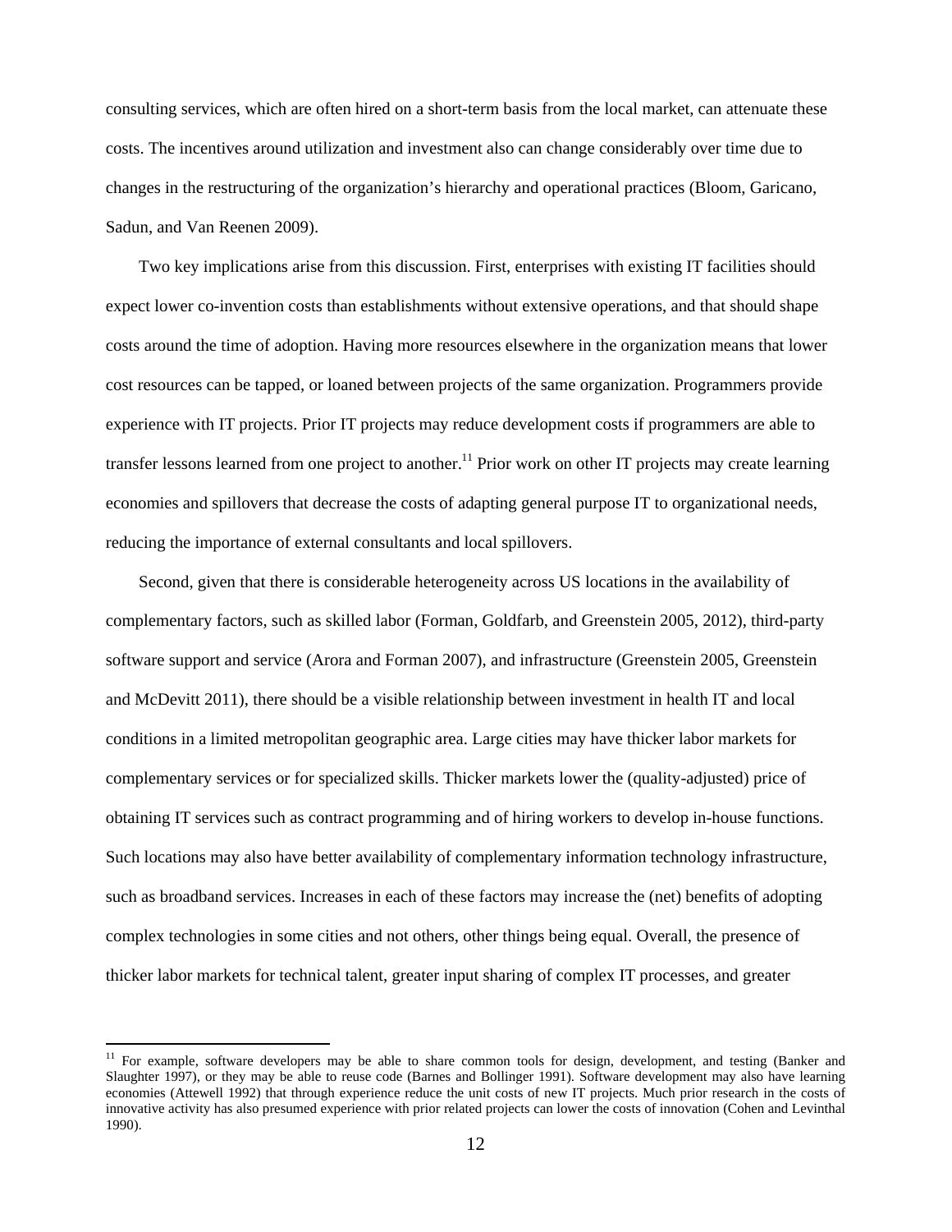consulting services, which are often hired on a short-term basis from the local market, can attenuate these costs. The incentives around utilization and investment also can change considerably over time due to changes in the restructuring of the organization's hierarchy and operational practices (Bloom, Garicano, Sadun, and Van Reenen 2009).

Two key implications arise from this discussion. First, enterprises with existing IT facilities should expect lower co-invention costs than establishments without extensive operations, and that should shape costs around the time of adoption. Having more resources elsewhere in the organization means that lower cost resources can be tapped, or loaned between projects of the same organization. Programmers provide experience with IT projects. Prior IT projects may reduce development costs if programmers are able to transfer lessons learned from one project to another.[11] Prior work on other IT projects may create learning economies and spillovers that decrease the costs of adapting general purpose IT to organizational needs, reducing the importance of external consultants and local spillovers.

Second, given that there is considerable heterogeneity across US locations in the availability of complementary factors, such as skilled labor (Forman, Goldfarb, and Greenstein 2005, 2012), third-party software support and service (Arora and Forman 2007), and infrastructure (Greenstein 2005, Greenstein and McDevitt 2011), there should be a visible relationship between investment in health IT and local conditions in a limited metropolitan geographic area. Large cities may have thicker labor markets for complementary services or for specialized skills. Thicker markets lower the (quality-adjusted) price of obtaining IT services such as contract programming and of hiring workers to develop in-house functions. Such locations may also have better availability of complementary information technology infrastructure, such as broadband services. Increases in each of these factors may increase the (net) benefits of adopting complex technologies in some cities and not others, other things being equal. Overall, the presence of thicker labor markets for technical talent, greater input sharing of complex IT processes, and greater

[11] For example, software developers may be able to share common tools for design, development, and testing (Banker and Slaughter 1997), or they may be able to reuse code (Barnes and Bollinger 1991). Software development may also have learning economies (Attewell 1992) that through experience reduce the unit costs of new IT projects. Much prior research in the costs of innovative activity has also presumed experience with prior related projects can lower the costs of innovation (Cohen and Levinthal 1990).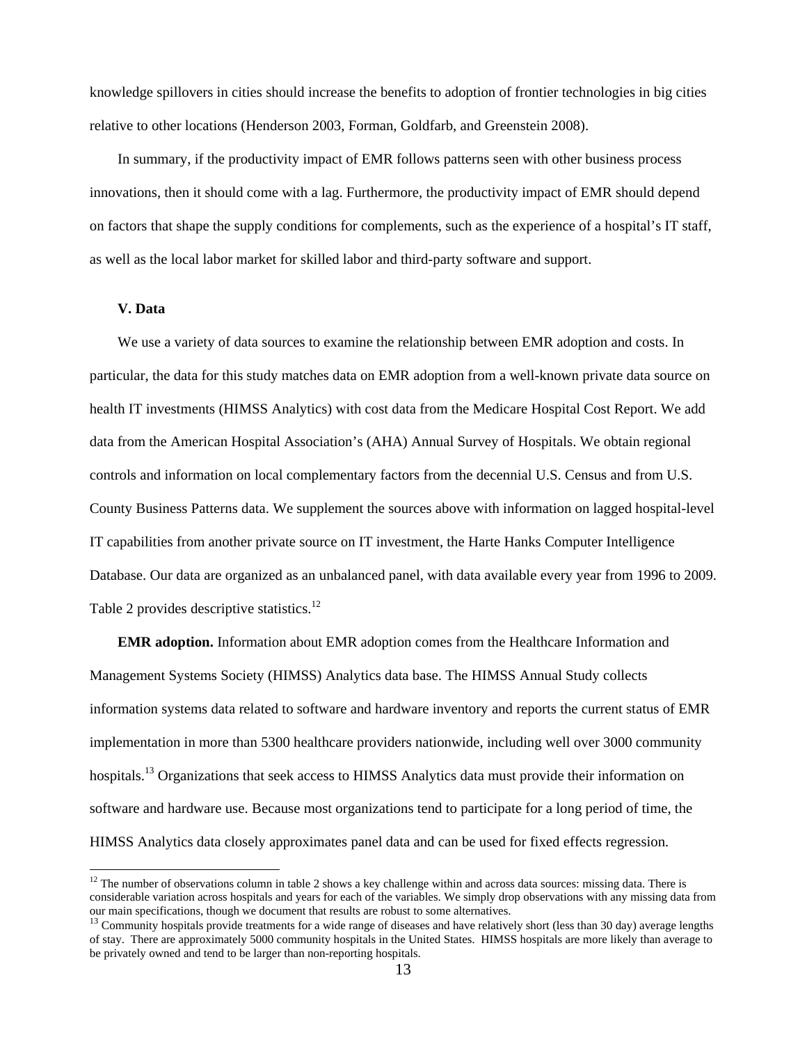knowledge spillovers in cities should increase the benefits to adoption of frontier technologies in big cities relative to other locations (Henderson 2003, Forman, Goldfarb, and Greenstein 2008).

In summary, if the productivity impact of EMR follows patterns seen with other business process innovations, then it should come with a lag. Furthermore, the productivity impact of EMR should depend on factors that shape the supply conditions for complements, such as the experience of a hospital's IT staff, as well as the local labor market for skilled labor and third-party software and support.

## V. Data

We use a variety of data sources to examine the relationship between EMR adoption and costs. In particular, the data for this study matches data on EMR adoption from a well-known private data source on health IT investments (HIMSS Analytics) with cost data from the Medicare Hospital Cost Report. We add data from the American Hospital Association's (AHA) Annual Survey of Hospitals. We obtain regional controls and information on local complementary factors from the decennial U.S. Census and from U.S. County Business Patterns data. We supplement the sources above with information on lagged hospital-level IT capabilities from another private source on IT investment, the Harte Hanks Computer Intelligence Database. Our data are organized as an unbalanced panel, with data available every year from 1996 to 2009. Table 2 provides descriptive statistics.[12]

**EMR adoption.** Information about EMR adoption comes from the Healthcare Information and Management Systems Society (HIMSS) Analytics data base. The HIMSS Annual Study collects information systems data related to software and hardware inventory and reports the current status of EMR implementation in more than 5300 healthcare providers nationwide, including well over 3000 community hospitals.[13] Organizations that seek access to HIMSS Analytics data must provide their information on software and hardware use. Because most organizations tend to participate for a long period of time, the HIMSS Analytics data closely approximates panel data and can be used for fixed effects regression.

[12] The number of observations column in table 2 shows a key challenge within and across data sources: missing data. There is considerable variation across hospitals and years for each of the variables. We simply drop observations with any missing data from our main specifications, though we document that results are robust to some alternatives.

[13] Community hospitals provide treatments for a wide range of diseases and have relatively short (less than 30 day) average lengths of stay. There are approximately 5000 community hospitals in the United States. HIMSS hospitals are more likely than average to be privately owned and tend to be larger than non-reporting hospitals.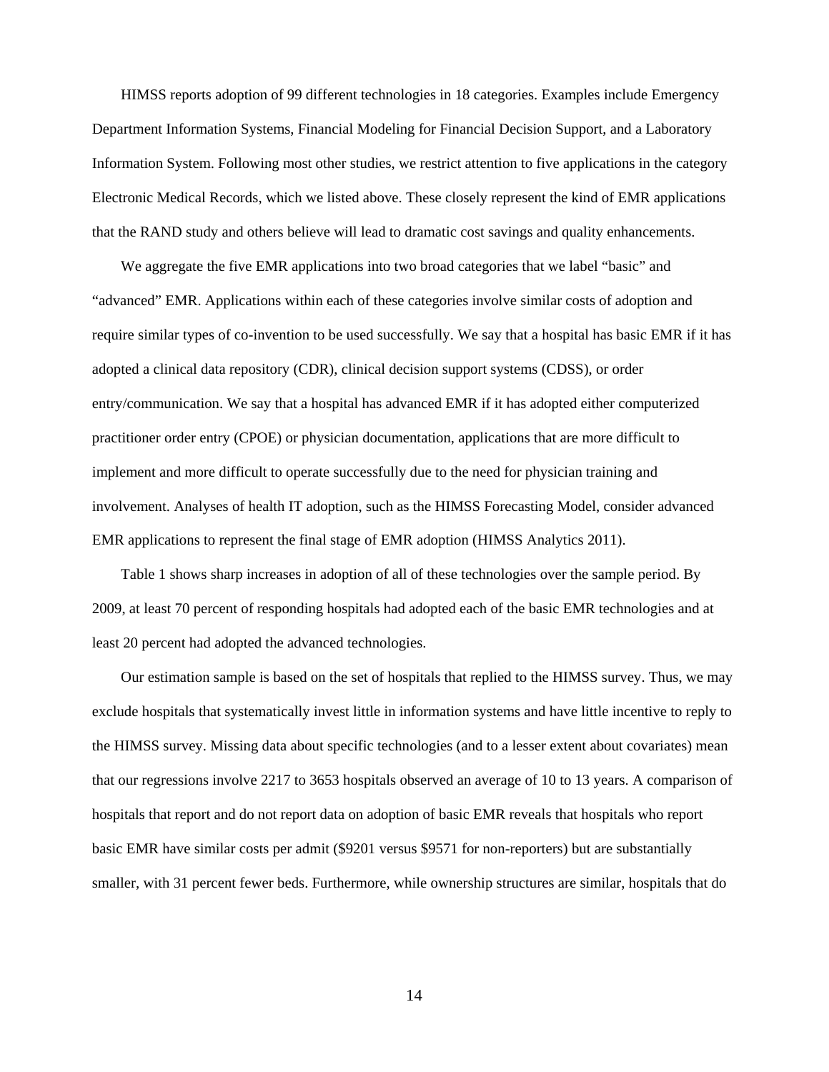HIMSS reports adoption of 99 different technologies in 18 categories. Examples include Emergency Department Information Systems, Financial Modeling for Financial Decision Support, and a Laboratory Information System. Following most other studies, we restrict attention to five applications in the category Electronic Medical Records, which we listed above. These closely represent the kind of EMR applications that the RAND study and others believe will lead to dramatic cost savings and quality enhancements.

We aggregate the five EMR applications into two broad categories that we label "basic" and "advanced" EMR. Applications within each of these categories involve similar costs of adoption and require similar types of co-invention to be used successfully. We say that a hospital has basic EMR if it has adopted a clinical data repository (CDR), clinical decision support systems (CDSS), or order entry/communication. We say that a hospital has advanced EMR if it has adopted either computerized practitioner order entry (CPOE) or physician documentation, applications that are more difficult to implement and more difficult to operate successfully due to the need for physician training and involvement. Analyses of health IT adoption, such as the HIMSS Forecasting Model, consider advanced EMR applications to represent the final stage of EMR adoption (HIMSS Analytics 2011).

Table 1 shows sharp increases in adoption of all of these technologies over the sample period. By 2009, at least 70 percent of responding hospitals had adopted each of the basic EMR technologies and at least 20 percent had adopted the advanced technologies.

Our estimation sample is based on the set of hospitals that replied to the HIMSS survey. Thus, we may exclude hospitals that systematically invest little in information systems and have little incentive to reply to the HIMSS survey. Missing data about specific technologies (and to a lesser extent about covariates) mean that our regressions involve 2217 to 3653 hospitals observed an average of 10 to 13 years. A comparison of hospitals that report and do not report data on adoption of basic EMR reveals that hospitals who report basic EMR have similar costs per admit ($9201 versus $9571 for non-reporters) but are substantially smaller, with 31 percent fewer beds. Furthermore, while ownership structures are similar, hospitals that do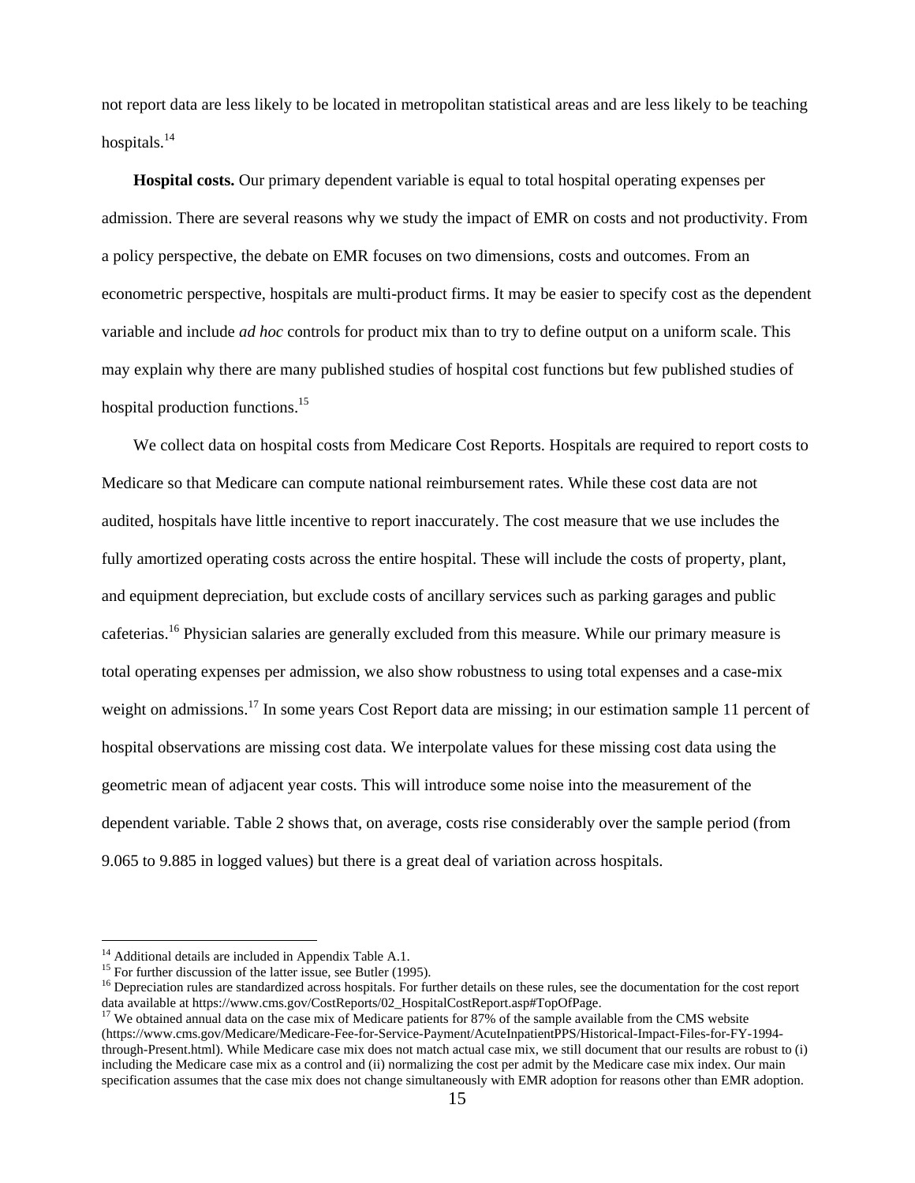not report data are less likely to be located in metropolitan statistical areas and are less likely to be teaching hospitals.[14]

**Hospital costs.** Our primary dependent variable is equal to total hospital operating expenses per admission. There are several reasons why we study the impact of EMR on costs and not productivity. From a policy perspective, the debate on EMR focuses on two dimensions, costs and outcomes. From an econometric perspective, hospitals are multi-product firms. It may be easier to specify cost as the dependent variable and include *ad hoc* controls for product mix than to try to define output on a uniform scale. This may explain why there are many published studies of hospital cost functions but few published studies of hospital production functions.[15]

We collect data on hospital costs from Medicare Cost Reports. Hospitals are required to report costs to Medicare so that Medicare can compute national reimbursement rates. While these cost data are not audited, hospitals have little incentive to report inaccurately. The cost measure that we use includes the fully amortized operating costs across the entire hospital. These will include the costs of property, plant, and equipment depreciation, but exclude costs of ancillary services such as parking garages and public cafeterias.[16] Physician salaries are generally excluded from this measure. While our primary measure is total operating expenses per admission, we also show robustness to using total expenses and a case-mix weight on admissions.[17] In some years Cost Report data are missing; in our estimation sample 11 percent of hospital observations are missing cost data. We interpolate values for these missing cost data using the geometric mean of adjacent year costs. This will introduce some noise into the measurement of the dependent variable. Table 2 shows that, on average, costs rise considerably over the sample period (from 9.065 to 9.885 in logged values) but there is a great deal of variation across hospitals.

---

[14] Additional details are included in Appendix Table A.1.

[15] For further discussion of the latter issue, see Butler (1995).

[16] Depreciation rules are standardized across hospitals. For further details on these rules, see the documentation for the cost report data available at https://www.cms.gov/CostReports/02_HospitalCostReport.asp#TopOfPage.

[17] We obtained annual data on the case mix of Medicare patients for 87% of the sample available from the CMS website (https://www.cms.gov/Medicare/Medicare-Fee-for-Service-Payment/AcuteInpatientPPS/Historical-Impact-Files-for-FY-1994-through-Present.html). While Medicare case mix does not match actual case mix, we still document that our results are robust to (i) including the Medicare case mix as a control and (ii) normalizing the cost per admit by the Medicare case mix index. Our main specification assumes that the case mix does not change simultaneously with EMR adoption for reasons other than EMR adoption.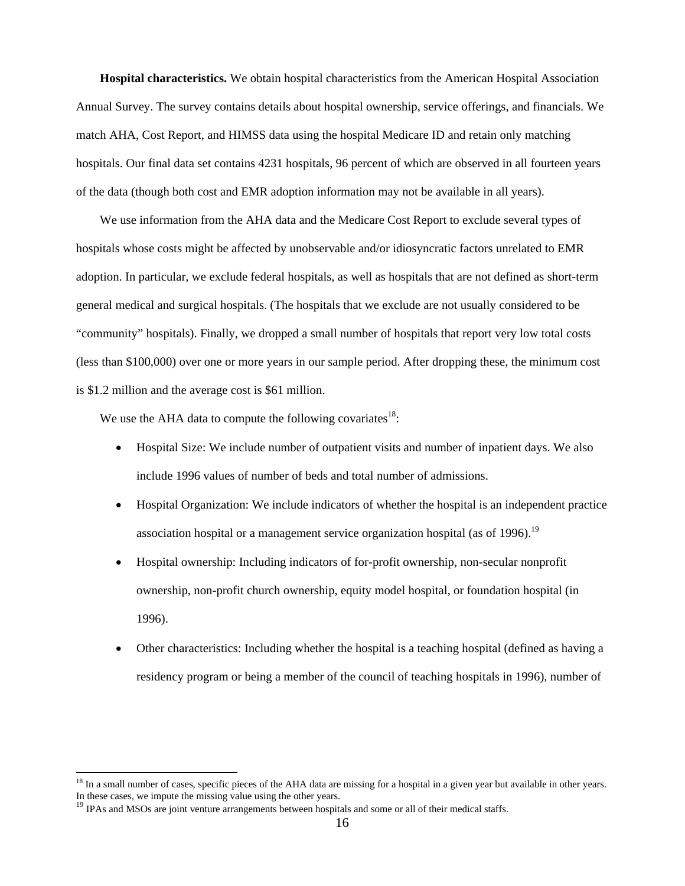**Hospital characteristics.** We obtain hospital characteristics from the American Hospital Association Annual Survey. The survey contains details about hospital ownership, service offerings, and financials. We match AHA, Cost Report, and HIMSS data using the hospital Medicare ID and retain only matching hospitals. Our final data set contains 4231 hospitals, 96 percent of which are observed in all fourteen years of the data (though both cost and EMR adoption information may not be available in all years).

We use information from the AHA data and the Medicare Cost Report to exclude several types of hospitals whose costs might be affected by unobservable and/or idiosyncratic factors unrelated to EMR adoption. In particular, we exclude federal hospitals, as well as hospitals that are not defined as short-term general medical and surgical hospitals. (The hospitals that we exclude are not usually considered to be "community" hospitals). Finally, we dropped a small number of hospitals that report very low total costs (less than $100,000) over one or more years in our sample period. After dropping these, the minimum cost is $1.2 million and the average cost is $61 million.

We use the AHA data to compute the following covariates[18]:

- Hospital Size: We include number of outpatient visits and number of inpatient days. We also include 1996 values of number of beds and total number of admissions.
- Hospital Organization: We include indicators of whether the hospital is an independent practice association hospital or a management service organization hospital (as of 1996).[19]
- Hospital ownership: Including indicators of for-profit ownership, non-secular nonprofit ownership, non-profit church ownership, equity model hospital, or foundation hospital (in 1996).
- Other characteristics: Including whether the hospital is a teaching hospital (defined as having a residency program or being a member of the council of teaching hospitals in 1996), number of

[18] In a small number of cases, specific pieces of the AHA data are missing for a hospital in a given year but available in other years. In these cases, we impute the missing value using the other years.

[19] IPAs and MSOs are joint venture arrangements between hospitals and some or all of their medical staffs.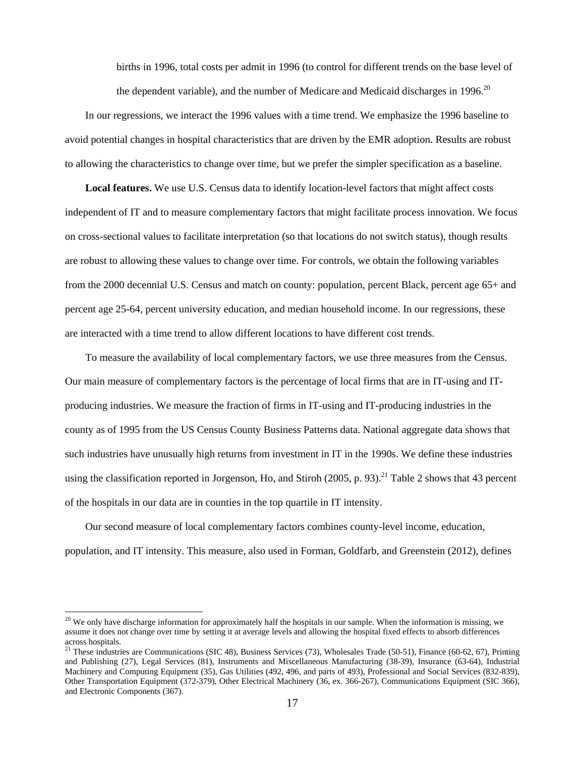births in 1996, total costs per admit in 1996 (to control for different trends on the base level of the dependent variable), and the number of Medicare and Medicaid discharges in 1996.[20]

In our regressions, we interact the 1996 values with a time trend. We emphasize the 1996 baseline to avoid potential changes in hospital characteristics that are driven by the EMR adoption. Results are robust to allowing the characteristics to change over time, but we prefer the simpler specification as a baseline.

**Local features.** We use U.S. Census data to identify location-level factors that might affect costs independent of IT and to measure complementary factors that might facilitate process innovation. We focus on cross-sectional values to facilitate interpretation (so that locations do not switch status), though results are robust to allowing these values to change over time. For controls, we obtain the following variables from the 2000 decennial U.S. Census and match on county: population, percent Black, percent age 65+ and percent age 25-64, percent university education, and median household income. In our regressions, these are interacted with a time trend to allow different locations to have different cost trends.

To measure the availability of local complementary factors, we use three measures from the Census. Our main measure of complementary factors is the percentage of local firms that are in IT-using and IT-producing industries. We measure the fraction of firms in IT-using and IT-producing industries in the county as of 1995 from the US Census County Business Patterns data. National aggregate data shows that such industries have unusually high returns from investment in IT in the 1990s. We define these industries using the classification reported in Jorgenson, Ho, and Stiroh (2005, p. 93).[21] Table 2 shows that 43 percent of the hospitals in our data are in counties in the top quartile in IT intensity.

Our second measure of local complementary factors combines county-level income, education, population, and IT intensity. This measure, also used in Forman, Goldfarb, and Greenstein (2012), defines

---

[20] We only have discharge information for approximately half the hospitals in our sample. When the information is missing, we assume it does not change over time by setting it at average levels and allowing the hospital fixed effects to absorb differences across hospitals.

[21] These industries are Communications (SIC 48), Business Services (73), Wholesales Trade (50-51), Finance (60-62, 67), Printing and Publishing (27), Legal Services (81), Instruments and Miscellaneous Manufacturing (38-39), Insurance (63-64), Industrial Machinery and Computing Equipment (35), Gas Utilities (492, 496, and parts of 493), Professional and Social Services (832-839), Other Transportation Equipment (372-379), Other Electrical Machinery (36, ex. 366-267), Communications Equipment (SIC 366), and Electronic Components (367).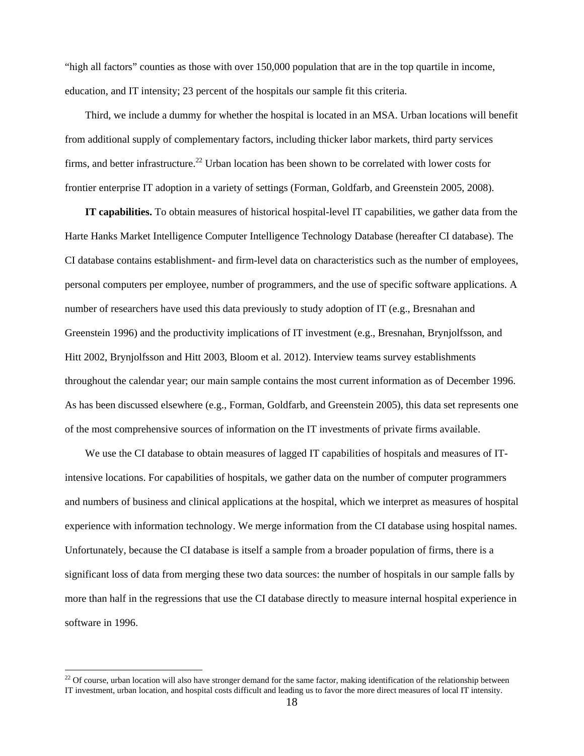"high all factors" counties as those with over 150,000 population that are in the top quartile in income, education, and IT intensity; 23 percent of the hospitals our sample fit this criteria.

Third, we include a dummy for whether the hospital is located in an MSA. Urban locations will benefit from additional supply of complementary factors, including thicker labor markets, third party services firms, and better infrastructure.[22] Urban location has been shown to be correlated with lower costs for frontier enterprise IT adoption in a variety of settings (Forman, Goldfarb, and Greenstein 2005, 2008).

**IT capabilities.** To obtain measures of historical hospital-level IT capabilities, we gather data from the Harte Hanks Market Intelligence Computer Intelligence Technology Database (hereafter CI database). The CI database contains establishment- and firm-level data on characteristics such as the number of employees, personal computers per employee, number of programmers, and the use of specific software applications. A number of researchers have used this data previously to study adoption of IT (e.g., Bresnahan and Greenstein 1996) and the productivity implications of IT investment (e.g., Bresnahan, Brynjolfsson, and Hitt 2002, Brynjolfsson and Hitt 2003, Bloom et al. 2012). Interview teams survey establishments throughout the calendar year; our main sample contains the most current information as of December 1996. As has been discussed elsewhere (e.g., Forman, Goldfarb, and Greenstein 2005), this data set represents one of the most comprehensive sources of information on the IT investments of private firms available.

We use the CI database to obtain measures of lagged IT capabilities of hospitals and measures of IT-intensive locations. For capabilities of hospitals, we gather data on the number of computer programmers and numbers of business and clinical applications at the hospital, which we interpret as measures of hospital experience with information technology. We merge information from the CI database using hospital names. Unfortunately, because the CI database is itself a sample from a broader population of firms, there is a significant loss of data from merging these two data sources: the number of hospitals in our sample falls by more than half in the regressions that use the CI database directly to measure internal hospital experience in software in 1996.

[22] Of course, urban location will also have stronger demand for the same factor, making identification of the relationship between IT investment, urban location, and hospital costs difficult and leading us to favor the more direct measures of local IT intensity.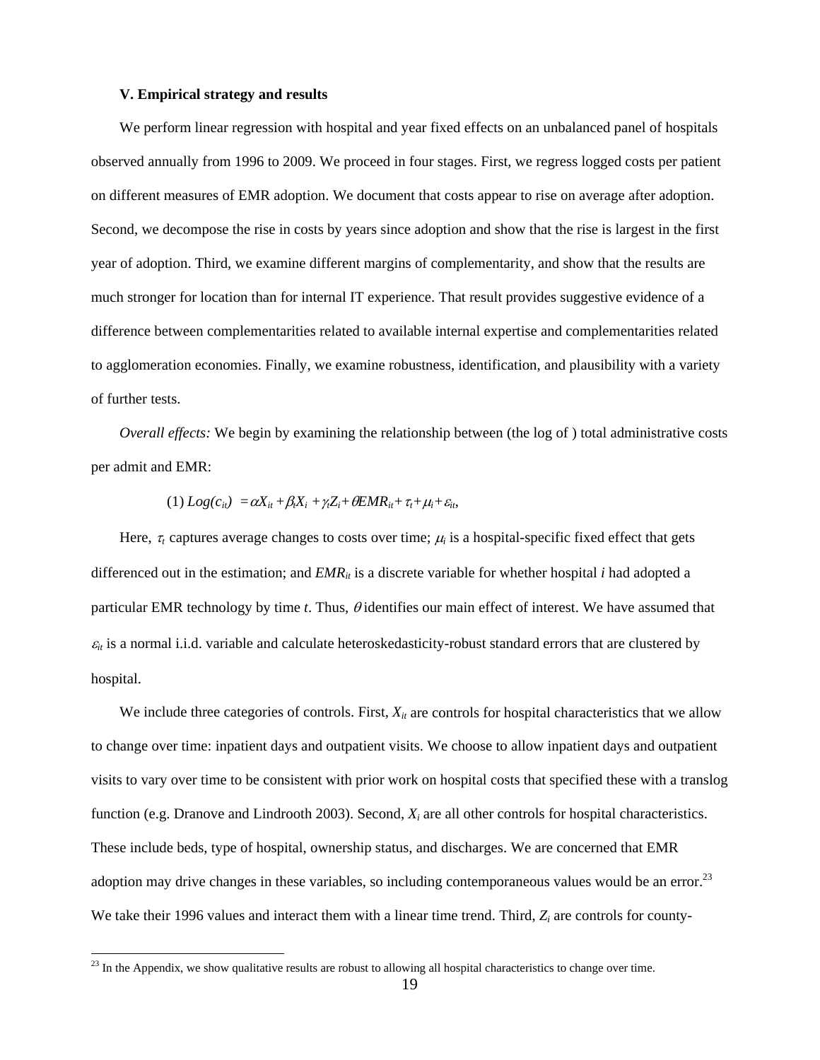**V. Empirical strategy and results**

We perform linear regression with hospital and year fixed effects on an unbalanced panel of hospitals observed annually from 1996 to 2009. We proceed in four stages. First, we regress logged costs per patient on different measures of EMR adoption. We document that costs appear to rise on average after adoption. Second, we decompose the rise in costs by years since adoption and show that the rise is largest in the first year of adoption. Third, we examine different margins of complementarity, and show that the results are much stronger for location than for internal IT experience. That result provides suggestive evidence of a difference between complementarities related to available internal expertise and complementarities related to agglomeration economies. Finally, we examine robustness, identification, and plausibility with a variety of further tests.

*Overall effects:* We begin by examining the relationship between (the log of ) total administrative costs per admit and EMR:

$$(1)\ Log(c_{it}) = \alpha X_{it} + \beta_t X_i + \gamma_t Z_i + \theta EMR_{it} + \tau_t + \mu_i + \varepsilon_{it},$$

Here, $\tau_t$ captures average changes to costs over time; $\mu_i$ is a hospital-specific fixed effect that gets differenced out in the estimation; and $EMR_{it}$ is a discrete variable for whether hospital *i* had adopted a particular EMR technology by time *t*. Thus, $\theta$ identifies our main effect of interest. We have assumed that $\varepsilon_{it}$ is a normal i.i.d. variable and calculate heteroskedasticity-robust standard errors that are clustered by hospital.

We include three categories of controls. First, $X_{it}$ are controls for hospital characteristics that we allow to change over time: inpatient days and outpatient visits. We choose to allow inpatient days and outpatient visits to vary over time to be consistent with prior work on hospital costs that specified these with a translog function (e.g. Dranove and Lindrooth 2003). Second, $X_i$ are all other controls for hospital characteristics. These include beds, type of hospital, ownership status, and discharges. We are concerned that EMR adoption may drive changes in these variables, so including contemporaneous values would be an error.[23] We take their 1996 values and interact them with a linear time trend. Third, $Z_i$ are controls for county-

[23] In the Appendix, we show qualitative results are robust to allowing all hospital characteristics to change over time.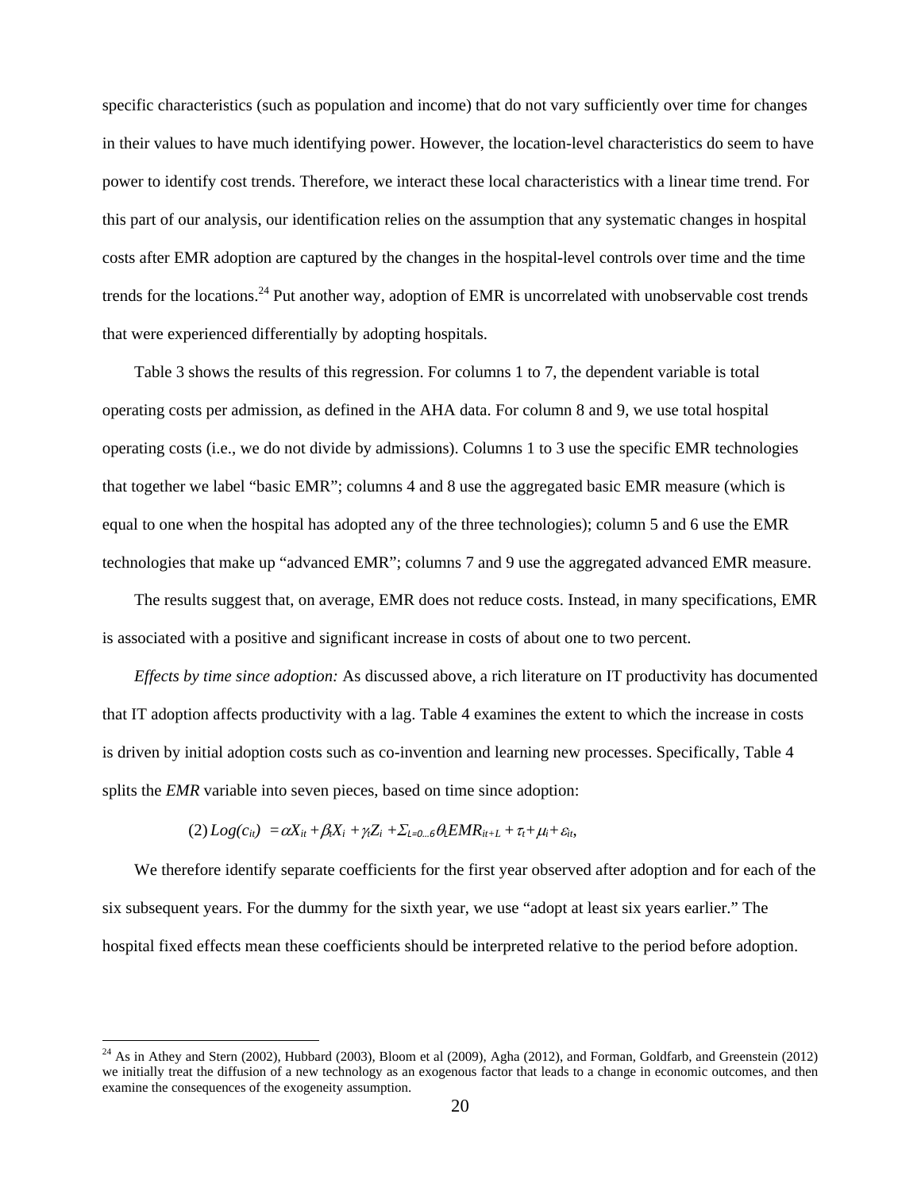specific characteristics (such as population and income) that do not vary sufficiently over time for changes in their values to have much identifying power. However, the location-level characteristics do seem to have power to identify cost trends. Therefore, we interact these local characteristics with a linear time trend. For this part of our analysis, our identification relies on the assumption that any systematic changes in hospital costs after EMR adoption are captured by the changes in the hospital-level controls over time and the time trends for the locations.[24] Put another way, adoption of EMR is uncorrelated with unobservable cost trends that were experienced differentially by adopting hospitals.

Table 3 shows the results of this regression. For columns 1 to 7, the dependent variable is total operating costs per admission, as defined in the AHA data. For column 8 and 9, we use total hospital operating costs (i.e., we do not divide by admissions). Columns 1 to 3 use the specific EMR technologies that together we label "basic EMR"; columns 4 and 8 use the aggregated basic EMR measure (which is equal to one when the hospital has adopted any of the three technologies); column 5 and 6 use the EMR technologies that make up "advanced EMR"; columns 7 and 9 use the aggregated advanced EMR measure.

The results suggest that, on average, EMR does not reduce costs. Instead, in many specifications, EMR is associated with a positive and significant increase in costs of about one to two percent.

*Effects by time since adoption:* As discussed above, a rich literature on IT productivity has documented that IT adoption affects productivity with a lag. Table 4 examines the extent to which the increase in costs is driven by initial adoption costs such as co-invention and learning new processes. Specifically, Table 4 splits the *EMR* variable into seven pieces, based on time since adoption:

$$(2)\ Log(c_{it}) = \alpha X_{it} + \beta_t X_i + \gamma_t Z_i + \Sigma_{L=0\ldots6}\theta_L EMR_{it+L} + \tau_t + \mu_i + \varepsilon_{it},$$

We therefore identify separate coefficients for the first year observed after adoption and for each of the six subsequent years. For the dummy for the sixth year, we use "adopt at least six years earlier." The hospital fixed effects mean these coefficients should be interpreted relative to the period before adoption.

[24] As in Athey and Stern (2002), Hubbard (2003), Bloom et al (2009), Agha (2012), and Forman, Goldfarb, and Greenstein (2012) we initially treat the diffusion of a new technology as an exogenous factor that leads to a change in economic outcomes, and then examine the consequences of the exogeneity assumption.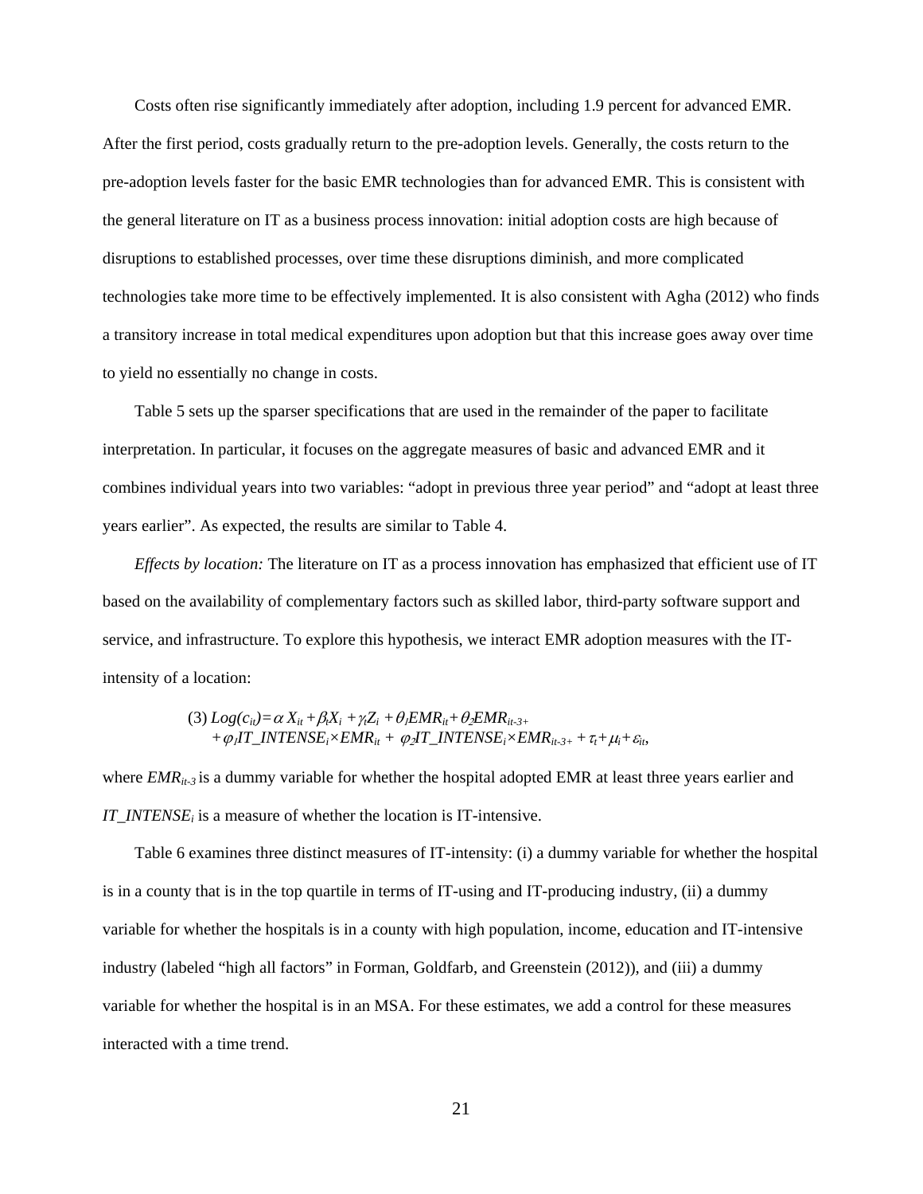Costs often rise significantly immediately after adoption, including 1.9 percent for advanced EMR. After the first period, costs gradually return to the pre-adoption levels. Generally, the costs return to the pre-adoption levels faster for the basic EMR technologies than for advanced EMR. This is consistent with the general literature on IT as a business process innovation: initial adoption costs are high because of disruptions to established processes, over time these disruptions diminish, and more complicated technologies take more time to be effectively implemented. It is also consistent with Agha (2012) who finds a transitory increase in total medical expenditures upon adoption but that this increase goes away over time to yield no essentially no change in costs.

Table 5 sets up the sparser specifications that are used in the remainder of the paper to facilitate interpretation. In particular, it focuses on the aggregate measures of basic and advanced EMR and it combines individual years into two variables: "adopt in previous three year period" and "adopt at least three years earlier". As expected, the results are similar to Table 4.

*Effects by location:* The literature on IT as a process innovation has emphasized that efficient use of IT based on the availability of complementary factors such as skilled labor, third-party software support and service, and infrastructure. To explore this hypothesis, we interact EMR adoption measures with the IT-intensity of a location:

$$(3)\ Log(c_{it}) = \alpha X_{it} + \beta_t X_i + \gamma_t Z_i + \theta_1 EMR_{it} + \theta_2 EMR_{it\text{-}3+} + \varphi_1 IT\_INTENSE_i \times EMR_{it} + \varphi_2 IT\_INTENSE_i \times EMR_{it\text{-}3+} + \tau_t + \mu_i + \varepsilon_{it},$$

where $EMR_{it\text{-}3}$ is a dummy variable for whether the hospital adopted EMR at least three years earlier and $IT\_INTENSE_i$ is a measure of whether the location is IT-intensive.

Table 6 examines three distinct measures of IT-intensity: (i) a dummy variable for whether the hospital is in a county that is in the top quartile in terms of IT-using and IT-producing industry, (ii) a dummy variable for whether the hospitals is in a county with high population, income, education and IT-intensive industry (labeled "high all factors" in Forman, Goldfarb, and Greenstein (2012)), and (iii) a dummy variable for whether the hospital is in an MSA. For these estimates, we add a control for these measures interacted with a time trend.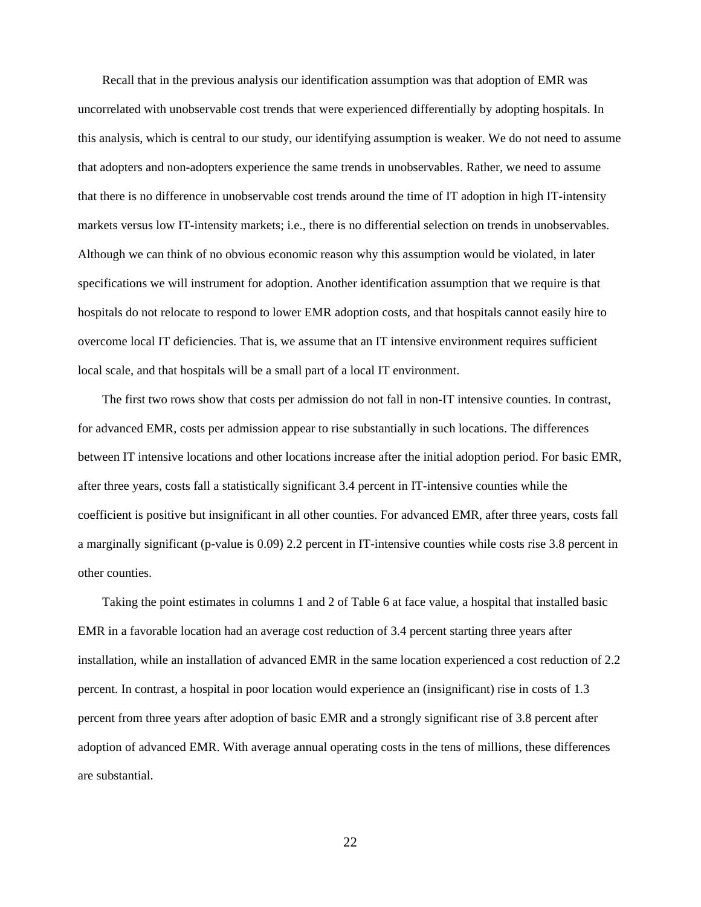Recall that in the previous analysis our identification assumption was that adoption of EMR was uncorrelated with unobservable cost trends that were experienced differentially by adopting hospitals. In this analysis, which is central to our study, our identifying assumption is weaker. We do not need to assume that adopters and non-adopters experience the same trends in unobservables. Rather, we need to assume that there is no difference in unobservable cost trends around the time of IT adoption in high IT-intensity markets versus low IT-intensity markets; i.e., there is no differential selection on trends in unobservables. Although we can think of no obvious economic reason why this assumption would be violated, in later specifications we will instrument for adoption. Another identification assumption that we require is that hospitals do not relocate to respond to lower EMR adoption costs, and that hospitals cannot easily hire to overcome local IT deficiencies. That is, we assume that an IT intensive environment requires sufficient local scale, and that hospitals will be a small part of a local IT environment.

The first two rows show that costs per admission do not fall in non-IT intensive counties. In contrast, for advanced EMR, costs per admission appear to rise substantially in such locations. The differences between IT intensive locations and other locations increase after the initial adoption period. For basic EMR, after three years, costs fall a statistically significant 3.4 percent in IT-intensive counties while the coefficient is positive but insignificant in all other counties. For advanced EMR, after three years, costs fall a marginally significant (p-value is 0.09) 2.2 percent in IT-intensive counties while costs rise 3.8 percent in other counties.

Taking the point estimates in columns 1 and 2 of Table 6 at face value, a hospital that installed basic EMR in a favorable location had an average cost reduction of 3.4 percent starting three years after installation, while an installation of advanced EMR in the same location experienced a cost reduction of 2.2 percent. In contrast, a hospital in poor location would experience an (insignificant) rise in costs of 1.3 percent from three years after adoption of basic EMR and a strongly significant rise of 3.8 percent after adoption of advanced EMR. With average annual operating costs in the tens of millions, these differences are substantial.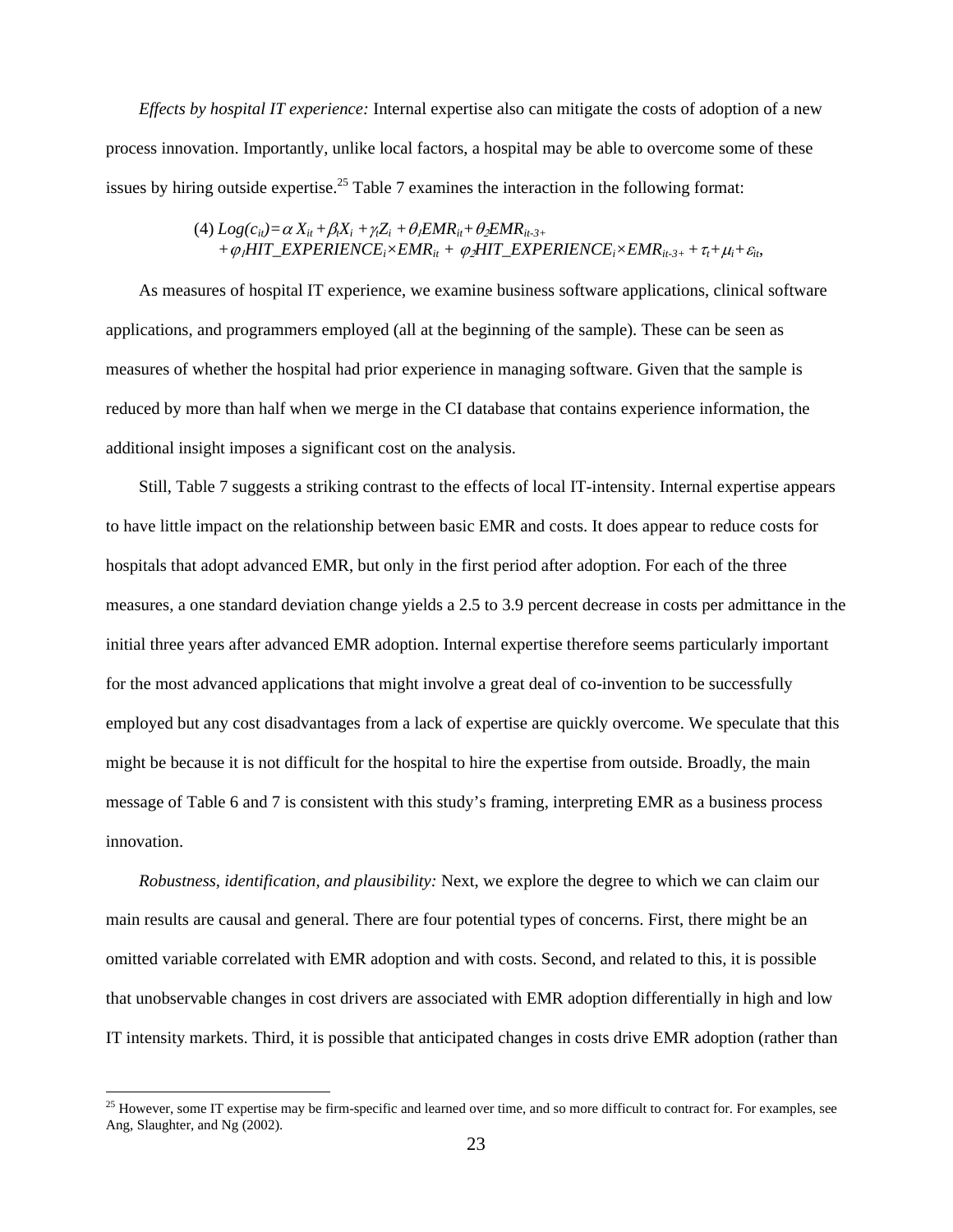*Effects by hospital IT experience:* Internal expertise also can mitigate the costs of adoption of a new process innovation. Importantly, unlike local factors, a hospital may be able to overcome some of these issues by hiring outside expertise.[25] Table 7 examines the interaction in the following format:

$$\text{(4) } Log(c_{it}) = \alpha X_{it} + \beta_t X_i + \gamma_t Z_i + \theta_1 EMR_{it} + \theta_2 EMR_{it\text{-}3+} \\ + \varphi_1 HIT\_EXPERIENCE_i \times EMR_{it} + \varphi_2 HIT\_EXPERIENCE_i \times EMR_{it\text{-}3+} + \tau_t + \mu_i + \varepsilon_{it},$$

As measures of hospital IT experience, we examine business software applications, clinical software applications, and programmers employed (all at the beginning of the sample). These can be seen as measures of whether the hospital had prior experience in managing software. Given that the sample is reduced by more than half when we merge in the CI database that contains experience information, the additional insight imposes a significant cost on the analysis.

Still, Table 7 suggests a striking contrast to the effects of local IT-intensity. Internal expertise appears to have little impact on the relationship between basic EMR and costs. It does appear to reduce costs for hospitals that adopt advanced EMR, but only in the first period after adoption. For each of the three measures, a one standard deviation change yields a 2.5 to 3.9 percent decrease in costs per admittance in the initial three years after advanced EMR adoption. Internal expertise therefore seems particularly important for the most advanced applications that might involve a great deal of co-invention to be successfully employed but any cost disadvantages from a lack of expertise are quickly overcome. We speculate that this might be because it is not difficult for the hospital to hire the expertise from outside. Broadly, the main message of Table 6 and 7 is consistent with this study's framing, interpreting EMR as a business process innovation.

*Robustness, identification, and plausibility:* Next, we explore the degree to which we can claim our main results are causal and general. There are four potential types of concerns. First, there might be an omitted variable correlated with EMR adoption and with costs. Second, and related to this, it is possible that unobservable changes in cost drivers are associated with EMR adoption differentially in high and low IT intensity markets. Third, it is possible that anticipated changes in costs drive EMR adoption (rather than

[25] However, some IT expertise may be firm-specific and learned over time, and so more difficult to contract for. For examples, see Ang, Slaughter, and Ng (2002).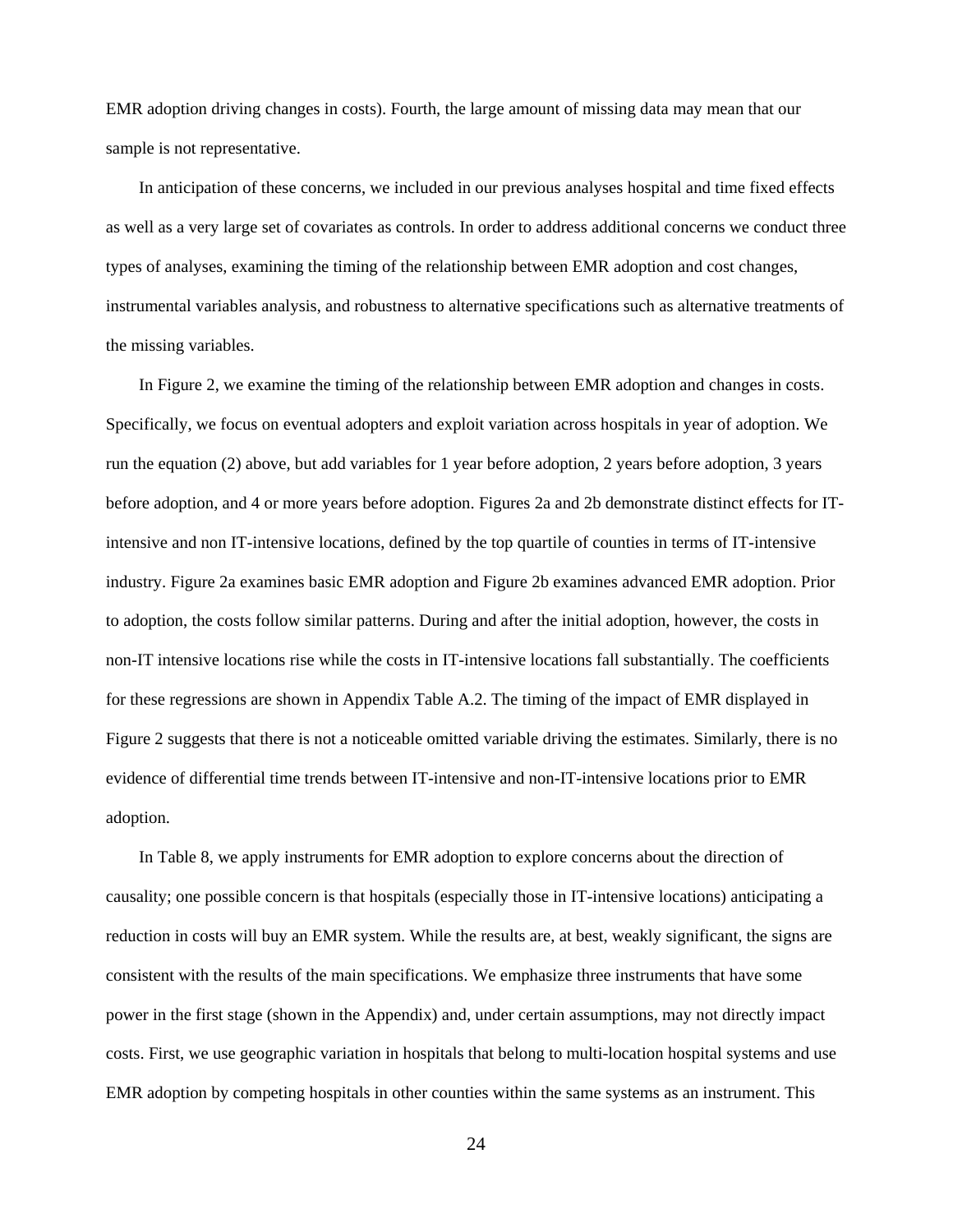EMR adoption driving changes in costs). Fourth, the large amount of missing data may mean that our sample is not representative.

In anticipation of these concerns, we included in our previous analyses hospital and time fixed effects as well as a very large set of covariates as controls. In order to address additional concerns we conduct three types of analyses, examining the timing of the relationship between EMR adoption and cost changes, instrumental variables analysis, and robustness to alternative specifications such as alternative treatments of the missing variables.

In Figure 2, we examine the timing of the relationship between EMR adoption and changes in costs. Specifically, we focus on eventual adopters and exploit variation across hospitals in year of adoption. We run the equation (2) above, but add variables for 1 year before adoption, 2 years before adoption, 3 years before adoption, and 4 or more years before adoption. Figures 2a and 2b demonstrate distinct effects for IT-intensive and non IT-intensive locations, defined by the top quartile of counties in terms of IT-intensive industry. Figure 2a examines basic EMR adoption and Figure 2b examines advanced EMR adoption. Prior to adoption, the costs follow similar patterns. During and after the initial adoption, however, the costs in non-IT intensive locations rise while the costs in IT-intensive locations fall substantially. The coefficients for these regressions are shown in Appendix Table A.2. The timing of the impact of EMR displayed in Figure 2 suggests that there is not a noticeable omitted variable driving the estimates. Similarly, there is no evidence of differential time trends between IT-intensive and non-IT-intensive locations prior to EMR adoption.

In Table 8, we apply instruments for EMR adoption to explore concerns about the direction of causality; one possible concern is that hospitals (especially those in IT-intensive locations) anticipating a reduction in costs will buy an EMR system. While the results are, at best, weakly significant, the signs are consistent with the results of the main specifications. We emphasize three instruments that have some power in the first stage (shown in the Appendix) and, under certain assumptions, may not directly impact costs. First, we use geographic variation in hospitals that belong to multi-location hospital systems and use EMR adoption by competing hospitals in other counties within the same systems as an instrument. This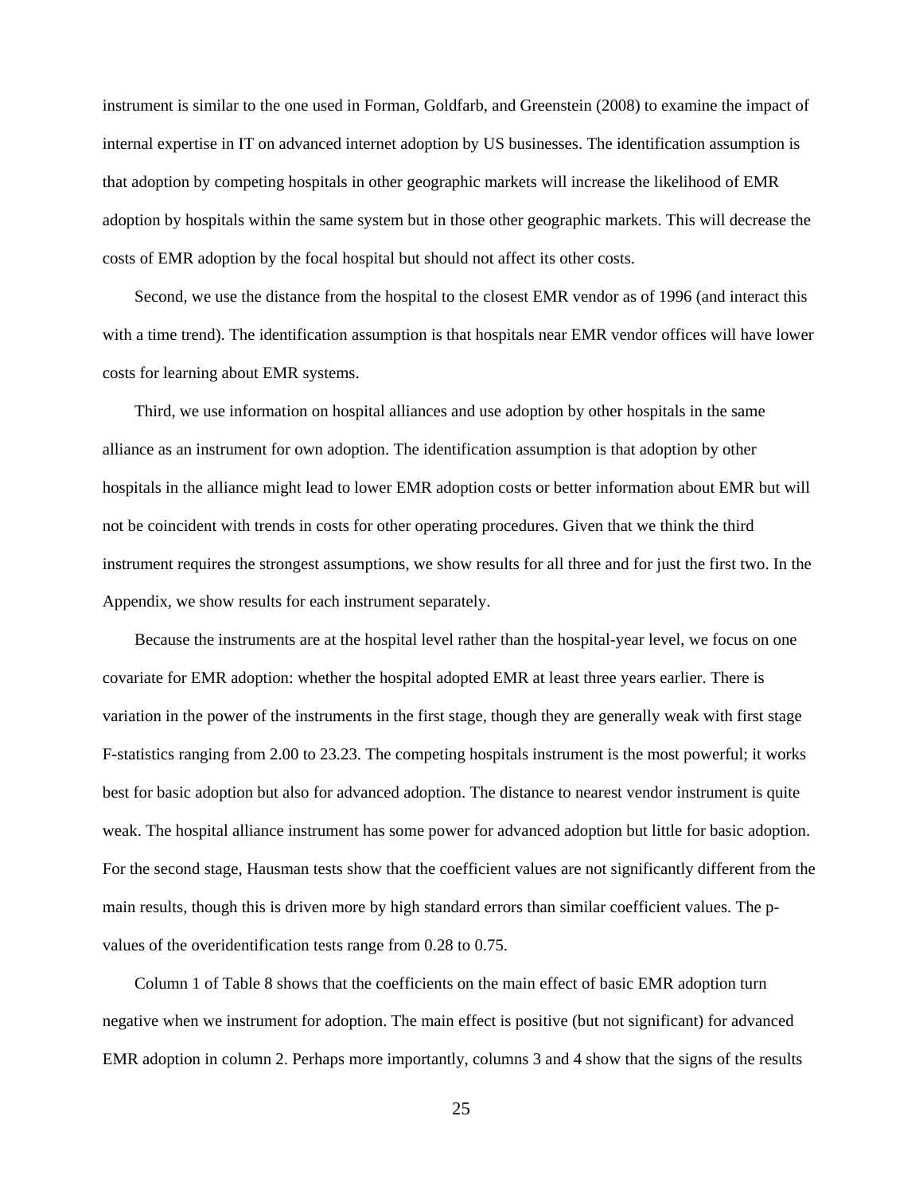instrument is similar to the one used in Forman, Goldfarb, and Greenstein (2008) to examine the impact of internal expertise in IT on advanced internet adoption by US businesses. The identification assumption is that adoption by competing hospitals in other geographic markets will increase the likelihood of EMR adoption by hospitals within the same system but in those other geographic markets. This will decrease the costs of EMR adoption by the focal hospital but should not affect its other costs.

Second, we use the distance from the hospital to the closest EMR vendor as of 1996 (and interact this with a time trend). The identification assumption is that hospitals near EMR vendor offices will have lower costs for learning about EMR systems.

Third, we use information on hospital alliances and use adoption by other hospitals in the same alliance as an instrument for own adoption. The identification assumption is that adoption by other hospitals in the alliance might lead to lower EMR adoption costs or better information about EMR but will not be coincident with trends in costs for other operating procedures. Given that we think the third instrument requires the strongest assumptions, we show results for all three and for just the first two. In the Appendix, we show results for each instrument separately.

Because the instruments are at the hospital level rather than the hospital-year level, we focus on one covariate for EMR adoption: whether the hospital adopted EMR at least three years earlier. There is variation in the power of the instruments in the first stage, though they are generally weak with first stage F-statistics ranging from 2.00 to 23.23. The competing hospitals instrument is the most powerful; it works best for basic adoption but also for advanced adoption. The distance to nearest vendor instrument is quite weak. The hospital alliance instrument has some power for advanced adoption but little for basic adoption. For the second stage, Hausman tests show that the coefficient values are not significantly different from the main results, though this is driven more by high standard errors than similar coefficient values. The p-values of the overidentification tests range from 0.28 to 0.75.

Column 1 of Table 8 shows that the coefficients on the main effect of basic EMR adoption turn negative when we instrument for adoption. The main effect is positive (but not significant) for advanced EMR adoption in column 2. Perhaps more importantly, columns 3 and 4 show that the signs of the results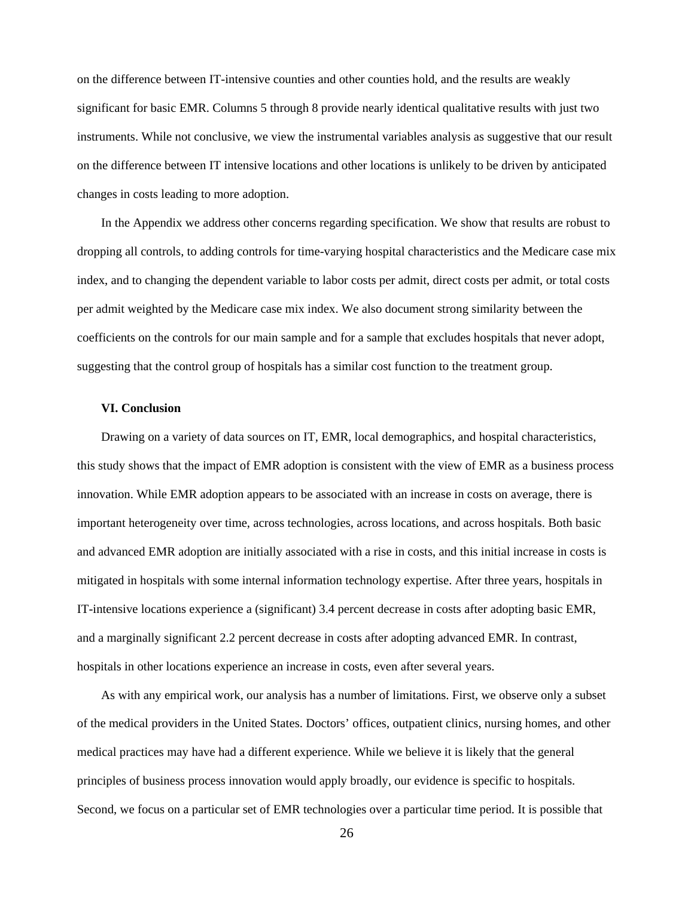on the difference between IT-intensive counties and other counties hold, and the results are weakly significant for basic EMR. Columns 5 through 8 provide nearly identical qualitative results with just two instruments. While not conclusive, we view the instrumental variables analysis as suggestive that our result on the difference between IT intensive locations and other locations is unlikely to be driven by anticipated changes in costs leading to more adoption.

In the Appendix we address other concerns regarding specification. We show that results are robust to dropping all controls, to adding controls for time-varying hospital characteristics and the Medicare case mix index, and to changing the dependent variable to labor costs per admit, direct costs per admit, or total costs per admit weighted by the Medicare case mix index. We also document strong similarity between the coefficients on the controls for our main sample and for a sample that excludes hospitals that never adopt, suggesting that the control group of hospitals has a similar cost function to the treatment group.

## VI. Conclusion

Drawing on a variety of data sources on IT, EMR, local demographics, and hospital characteristics, this study shows that the impact of EMR adoption is consistent with the view of EMR as a business process innovation. While EMR adoption appears to be associated with an increase in costs on average, there is important heterogeneity over time, across technologies, across locations, and across hospitals. Both basic and advanced EMR adoption are initially associated with a rise in costs, and this initial increase in costs is mitigated in hospitals with some internal information technology expertise. After three years, hospitals in IT-intensive locations experience a (significant) 3.4 percent decrease in costs after adopting basic EMR, and a marginally significant 2.2 percent decrease in costs after adopting advanced EMR. In contrast, hospitals in other locations experience an increase in costs, even after several years.

As with any empirical work, our analysis has a number of limitations. First, we observe only a subset of the medical providers in the United States. Doctors' offices, outpatient clinics, nursing homes, and other medical practices may have had a different experience. While we believe it is likely that the general principles of business process innovation would apply broadly, our evidence is specific to hospitals. Second, we focus on a particular set of EMR technologies over a particular time period. It is possible that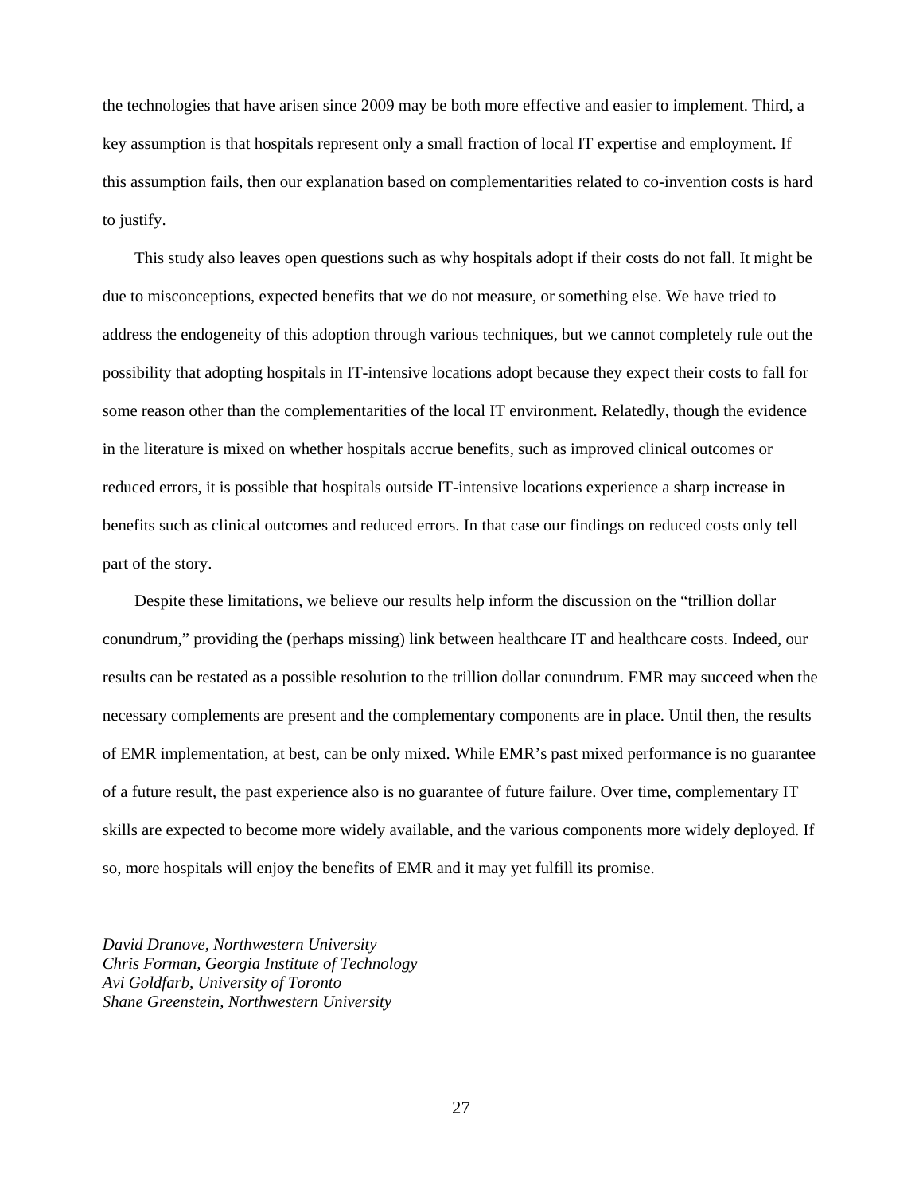the technologies that have arisen since 2009 may be both more effective and easier to implement. Third, a key assumption is that hospitals represent only a small fraction of local IT expertise and employment. If this assumption fails, then our explanation based on complementarities related to co-invention costs is hard to justify.

This study also leaves open questions such as why hospitals adopt if their costs do not fall. It might be due to misconceptions, expected benefits that we do not measure, or something else. We have tried to address the endogeneity of this adoption through various techniques, but we cannot completely rule out the possibility that adopting hospitals in IT-intensive locations adopt because they expect their costs to fall for some reason other than the complementarities of the local IT environment. Relatedly, though the evidence in the literature is mixed on whether hospitals accrue benefits, such as improved clinical outcomes or reduced errors, it is possible that hospitals outside IT-intensive locations experience a sharp increase in benefits such as clinical outcomes and reduced errors. In that case our findings on reduced costs only tell part of the story.

Despite these limitations, we believe our results help inform the discussion on the "trillion dollar conundrum," providing the (perhaps missing) link between healthcare IT and healthcare costs. Indeed, our results can be restated as a possible resolution to the trillion dollar conundrum. EMR may succeed when the necessary complements are present and the complementary components are in place. Until then, the results of EMR implementation, at best, can be only mixed. While EMR's past mixed performance is no guarantee of a future result, the past experience also is no guarantee of future failure. Over time, complementary IT skills are expected to become more widely available, and the various components more widely deployed. If so, more hospitals will enjoy the benefits of EMR and it may yet fulfill its promise.

*David Dranove, Northwestern University*
*Chris Forman, Georgia Institute of Technology*
*Avi Goldfarb, University of Toronto*
*Shane Greenstein, Northwestern University*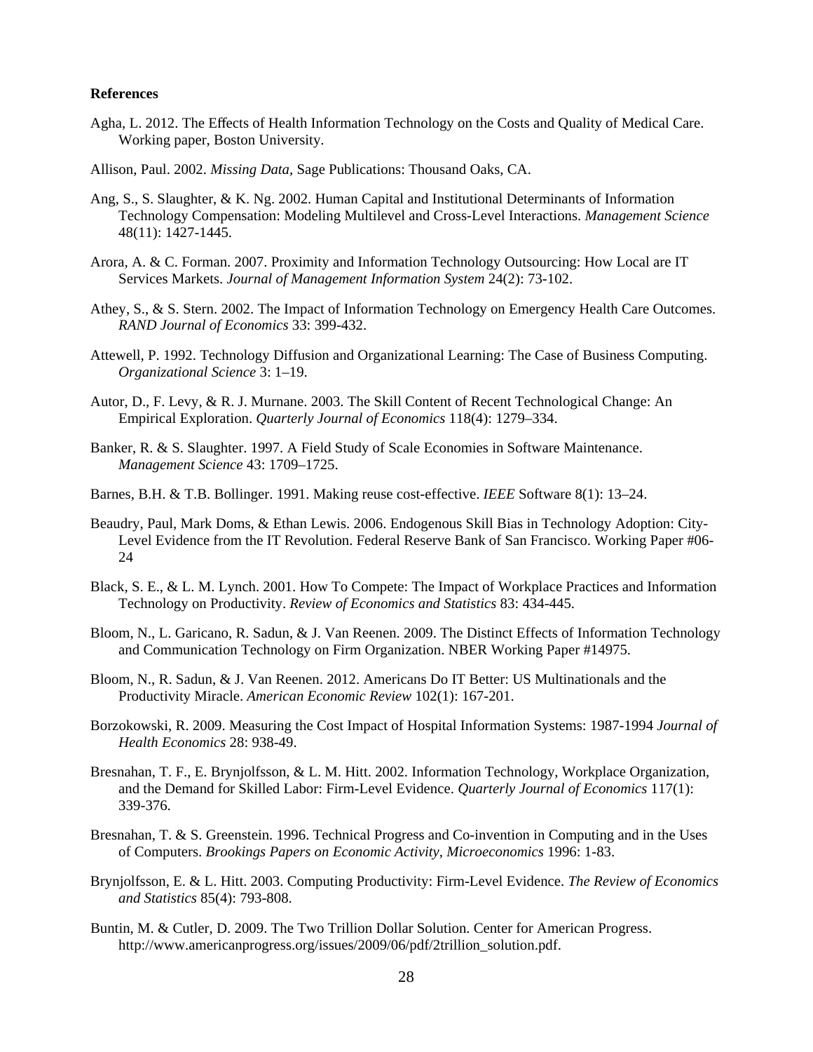**References**

Agha, L. 2012. The Effects of Health Information Technology on the Costs and Quality of Medical Care. Working paper, Boston University.

Allison, Paul. 2002. *Missing Data*, Sage Publications: Thousand Oaks, CA.

Ang, S., S. Slaughter, & K. Ng. 2002. Human Capital and Institutional Determinants of Information Technology Compensation: Modeling Multilevel and Cross-Level Interactions. *Management Science* 48(11): 1427-1445.

Arora, A. & C. Forman. 2007. Proximity and Information Technology Outsourcing: How Local are IT Services Markets. *Journal of Management Information System* 24(2): 73-102.

Athey, S., & S. Stern. 2002. The Impact of Information Technology on Emergency Health Care Outcomes. *RAND Journal of Economics* 33: 399-432.

Attewell, P. 1992. Technology Diffusion and Organizational Learning: The Case of Business Computing. *Organizational Science* 3: 1–19.

Autor, D., F. Levy, & R. J. Murnane. 2003. The Skill Content of Recent Technological Change: An Empirical Exploration. *Quarterly Journal of Economics* 118(4): 1279–334.

Banker, R. & S. Slaughter. 1997. A Field Study of Scale Economies in Software Maintenance. *Management Science* 43: 1709–1725.

Barnes, B.H. & T.B. Bollinger. 1991. Making reuse cost-effective. *IEEE* Software 8(1): 13–24.

Beaudry, Paul, Mark Doms, & Ethan Lewis. 2006. Endogenous Skill Bias in Technology Adoption: City-Level Evidence from the IT Revolution. Federal Reserve Bank of San Francisco. Working Paper #06-24

Black, S. E., & L. M. Lynch. 2001. How To Compete: The Impact of Workplace Practices and Information Technology on Productivity. *Review of Economics and Statistics* 83: 434-445.

Bloom, N., L. Garicano, R. Sadun, & J. Van Reenen. 2009. The Distinct Effects of Information Technology and Communication Technology on Firm Organization. NBER Working Paper #14975.

Bloom, N., R. Sadun, & J. Van Reenen. 2012. Americans Do IT Better: US Multinationals and the Productivity Miracle. *American Economic Review* 102(1): 167-201.

Borzokowski, R. 2009. Measuring the Cost Impact of Hospital Information Systems: 1987-1994 *Journal of Health Economics* 28: 938-49.

Bresnahan, T. F., E. Brynjolfsson, & L. M. Hitt. 2002. Information Technology, Workplace Organization, and the Demand for Skilled Labor: Firm-Level Evidence. *Quarterly Journal of Economics* 117(1): 339-376.

Bresnahan, T. & S. Greenstein. 1996. Technical Progress and Co-invention in Computing and in the Uses of Computers. *Brookings Papers on Economic Activity, Microeconomics* 1996: 1-83.

Brynjolfsson, E. & L. Hitt. 2003. Computing Productivity: Firm-Level Evidence. *The Review of Economics and Statistics* 85(4): 793-808.

Buntin, M. & Cutler, D. 2009. The Two Trillion Dollar Solution. Center for American Progress. http://www.americanprogress.org/issues/2009/06/pdf/2trillion_solution.pdf.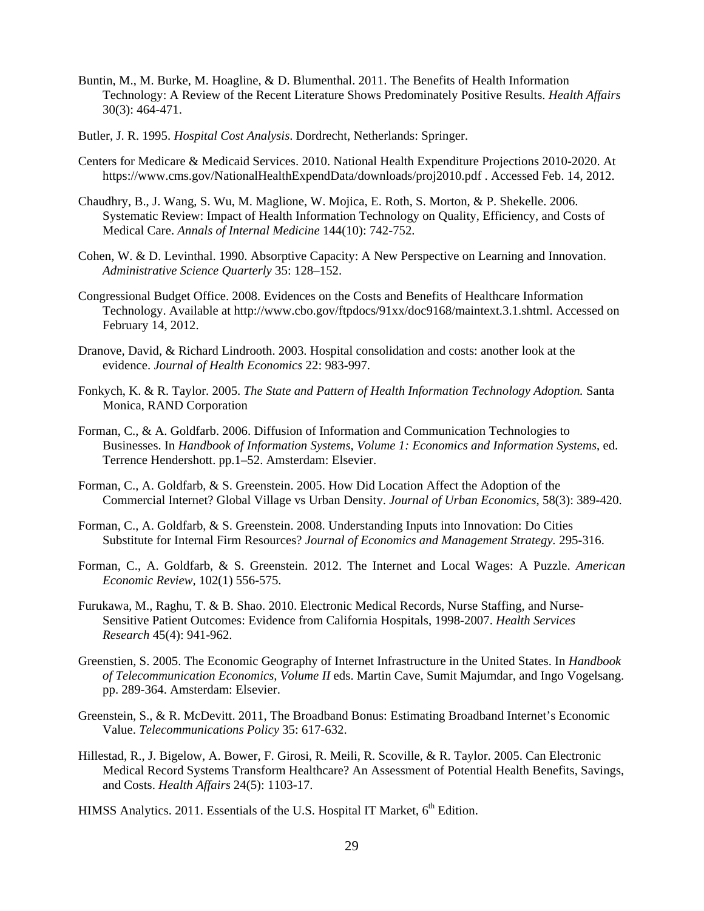Buntin, M., M. Burke, M. Hoagline, & D. Blumenthal. 2011. The Benefits of Health Information Technology: A Review of the Recent Literature Shows Predominately Positive Results. *Health Affairs* 30(3): 464-471.

Butler, J. R. 1995. *Hospital Cost Analysis*. Dordrecht, Netherlands: Springer.

Centers for Medicare & Medicaid Services. 2010. National Health Expenditure Projections 2010-2020. At https://www.cms.gov/NationalHealthExpendData/downloads/proj2010.pdf . Accessed Feb. 14, 2012.

Chaudhry, B., J. Wang, S. Wu, M. Maglione, W. Mojica, E. Roth, S. Morton, & P. Shekelle. 2006. Systematic Review: Impact of Health Information Technology on Quality, Efficiency, and Costs of Medical Care. *Annals of Internal Medicine* 144(10): 742-752.

Cohen, W. & D. Levinthal. 1990. Absorptive Capacity: A New Perspective on Learning and Innovation. *Administrative Science Quarterly* 35: 128–152.

Congressional Budget Office. 2008. Evidences on the Costs and Benefits of Healthcare Information Technology. Available at http://www.cbo.gov/ftpdocs/91xx/doc9168/maintext.3.1.shtml. Accessed on February 14, 2012.

Dranove, David, & Richard Lindrooth. 2003. Hospital consolidation and costs: another look at the evidence. *Journal of Health Economics* 22: 983-997.

Fonkych, K. & R. Taylor. 2005. *The State and Pattern of Health Information Technology Adoption.* Santa Monica, RAND Corporation

Forman, C., & A. Goldfarb. 2006. Diffusion of Information and Communication Technologies to Businesses. In *Handbook of Information Systems, Volume 1: Economics and Information Systems*, ed. Terrence Hendershott. pp.1–52. Amsterdam: Elsevier.

Forman, C., A. Goldfarb, & S. Greenstein. 2005. How Did Location Affect the Adoption of the Commercial Internet? Global Village vs Urban Density. *Journal of Urban Economics*, 58(3): 389-420.

Forman, C., A. Goldfarb, & S. Greenstein. 2008. Understanding Inputs into Innovation: Do Cities Substitute for Internal Firm Resources? *Journal of Economics and Management Strategy.* 295-316.

Forman, C., A. Goldfarb, & S. Greenstein. 2012. The Internet and Local Wages: A Puzzle. *American Economic Review*, 102(1) 556-575.

Furukawa, M., Raghu, T. & B. Shao. 2010. Electronic Medical Records, Nurse Staffing, and Nurse-Sensitive Patient Outcomes: Evidence from California Hospitals, 1998-2007. *Health Services Research* 45(4): 941-962.

Greenstien, S. 2005. The Economic Geography of Internet Infrastructure in the United States. In *Handbook of Telecommunication Economics, Volume II* eds. Martin Cave, Sumit Majumdar, and Ingo Vogelsang. pp. 289-364. Amsterdam: Elsevier.

Greenstein, S., & R. McDevitt. 2011, The Broadband Bonus: Estimating Broadband Internet's Economic Value. *Telecommunications Policy* 35: 617-632.

Hillestad, R., J. Bigelow, A. Bower, F. Girosi, R. Meili, R. Scoville, & R. Taylor. 2005. Can Electronic Medical Record Systems Transform Healthcare? An Assessment of Potential Health Benefits, Savings, and Costs. *Health Affairs* 24(5): 1103-17.

HIMSS Analytics. 2011. Essentials of the U.S. Hospital IT Market, 6th Edition.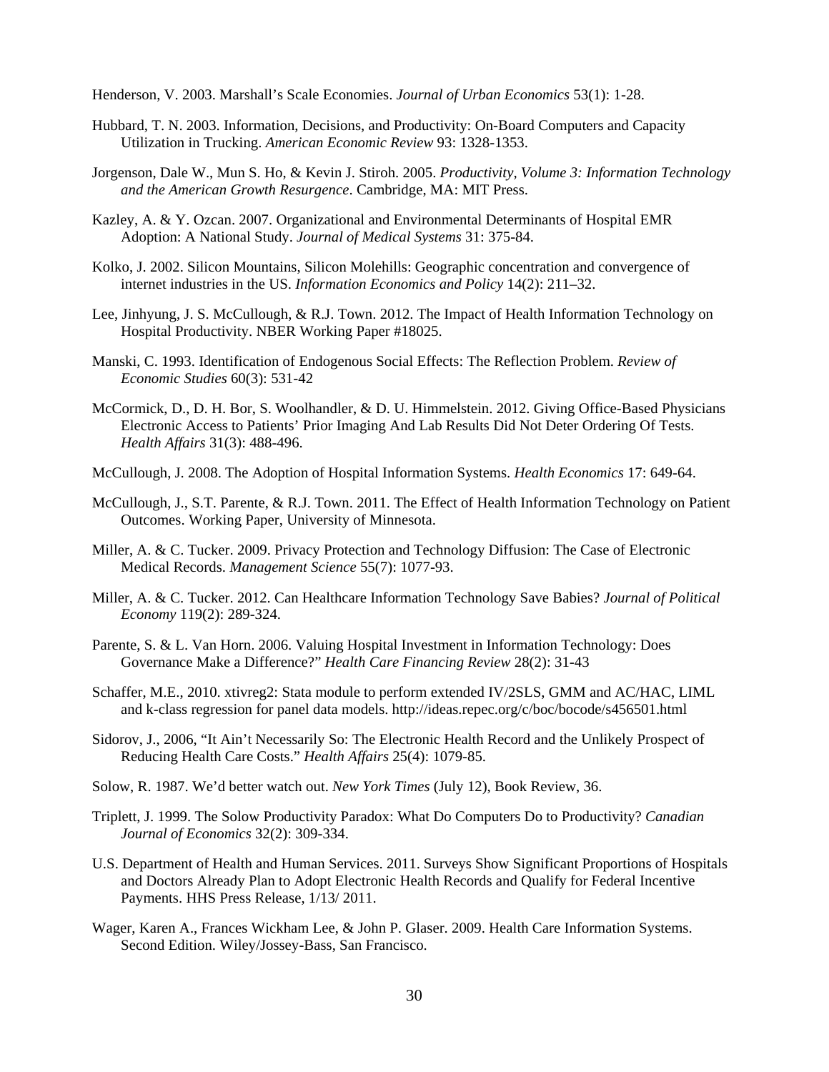Henderson, V. 2003. Marshall's Scale Economies. *Journal of Urban Economics* 53(1): 1-28.

Hubbard, T. N. 2003. Information, Decisions, and Productivity: On-Board Computers and Capacity Utilization in Trucking. *American Economic Review* 93: 1328-1353.

Jorgenson, Dale W., Mun S. Ho, & Kevin J. Stiroh. 2005. *Productivity, Volume 3: Information Technology and the American Growth Resurgence*. Cambridge, MA: MIT Press.

Kazley, A. & Y. Ozcan. 2007. Organizational and Environmental Determinants of Hospital EMR Adoption: A National Study. *Journal of Medical Systems* 31: 375-84.

Kolko, J. 2002. Silicon Mountains, Silicon Molehills: Geographic concentration and convergence of internet industries in the US. *Information Economics and Policy* 14(2): 211–32.

Lee, Jinhyung, J. S. McCullough, & R.J. Town. 2012. The Impact of Health Information Technology on Hospital Productivity. NBER Working Paper #18025.

Manski, C. 1993. Identification of Endogenous Social Effects: The Reflection Problem. *Review of Economic Studies* 60(3): 531-42

McCormick, D., D. H. Bor, S. Woolhandler, & D. U. Himmelstein. 2012. Giving Office-Based Physicians Electronic Access to Patients' Prior Imaging And Lab Results Did Not Deter Ordering Of Tests. *Health Affairs* 31(3): 488-496.

McCullough, J. 2008. The Adoption of Hospital Information Systems. *Health Economics* 17: 649-64.

McCullough, J., S.T. Parente, & R.J. Town. 2011. The Effect of Health Information Technology on Patient Outcomes. Working Paper, University of Minnesota.

Miller, A. & C. Tucker. 2009. Privacy Protection and Technology Diffusion: The Case of Electronic Medical Records. *Management Science* 55(7): 1077-93.

Miller, A. & C. Tucker. 2012. Can Healthcare Information Technology Save Babies? *Journal of Political Economy* 119(2): 289-324.

Parente, S. & L. Van Horn. 2006. Valuing Hospital Investment in Information Technology: Does Governance Make a Difference?" *Health Care Financing Review* 28(2): 31-43

Schaffer, M.E., 2010. xtivreg2: Stata module to perform extended IV/2SLS, GMM and AC/HAC, LIML and k-class regression for panel data models. http://ideas.repec.org/c/boc/bocode/s456501.html

Sidorov, J., 2006, "It Ain't Necessarily So: The Electronic Health Record and the Unlikely Prospect of Reducing Health Care Costs." *Health Affairs* 25(4): 1079-85.

Solow, R. 1987. We'd better watch out. *New York Times* (July 12), Book Review, 36.

Triplett, J. 1999. The Solow Productivity Paradox: What Do Computers Do to Productivity? *Canadian Journal of Economics* 32(2): 309-334.

U.S. Department of Health and Human Services. 2011. Surveys Show Significant Proportions of Hospitals and Doctors Already Plan to Adopt Electronic Health Records and Qualify for Federal Incentive Payments. HHS Press Release, 1/13/ 2011.

Wager, Karen A., Frances Wickham Lee, & John P. Glaser. 2009. Health Care Information Systems. Second Edition. Wiley/Jossey-Bass, San Francisco.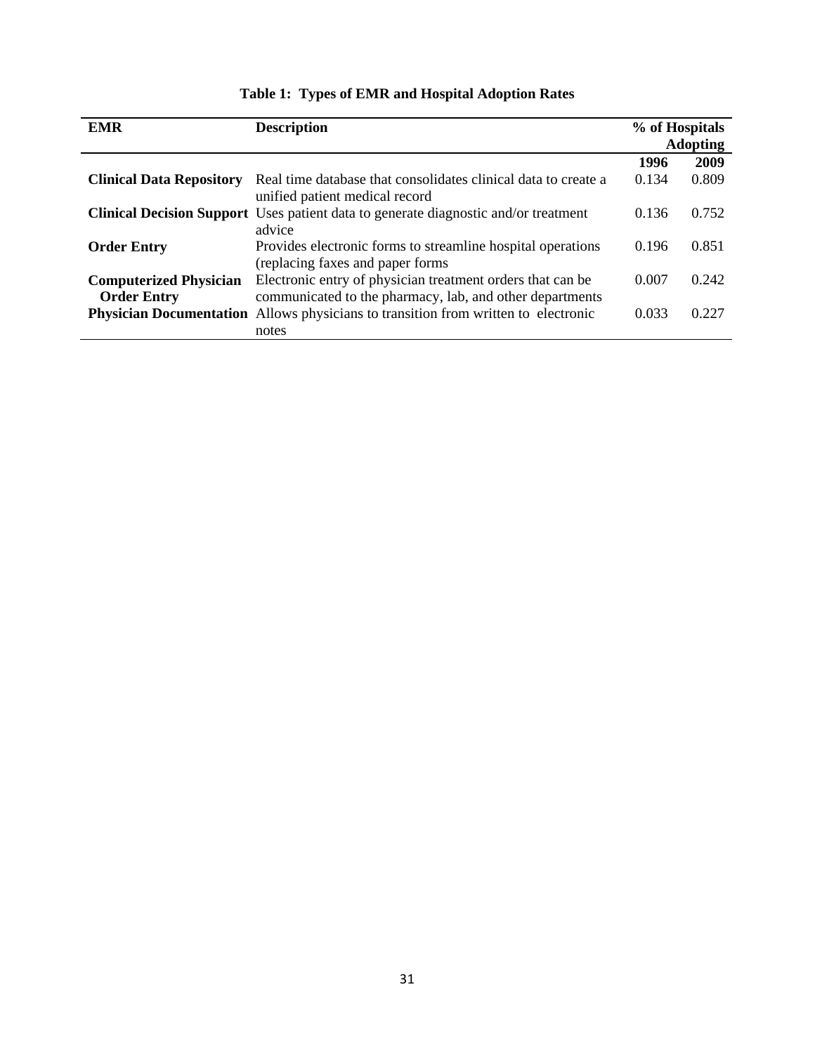**Table 1: Types of EMR and Hospital Adoption Rates**

| EMR | Description | % of Hospitals Adopting | |
|---|---|---|---|
| | | 1996 | 2009 |
| **Clinical Data Repository** | Real time database that consolidates clinical data to create a unified patient medical record | 0.134 | 0.809 |
| **Clinical Decision Support** | Uses patient data to generate diagnostic and/or treatment advice | 0.136 | 0.752 |
| **Order Entry** | Provides electronic forms to streamline hospital operations (replacing faxes and paper forms | 0.196 | 0.851 |
| **Computerized Physician Order Entry** | Electronic entry of physician treatment orders that can be communicated to the pharmacy, lab, and other departments | 0.007 | 0.242 |
| **Physician Documentation** | Allows physicians to transition from written to electronic notes | 0.033 | 0.227 |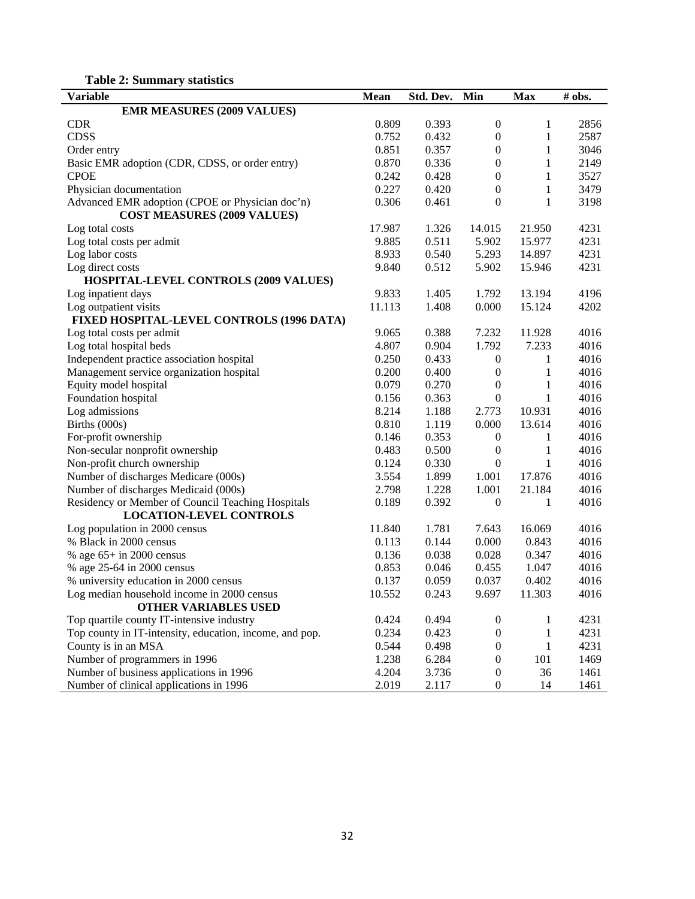**Table 2: Summary statistics**

| Variable | Mean | Std. Dev. | Min | Max | # obs. |
|---|---|---|---|---|---|
| **EMR MEASURES (2009 VALUES)** | | | | | |
| CDR | 0.809 | 0.393 | 0 | 1 | 2856 |
| CDSS | 0.752 | 0.432 | 0 | 1 | 2587 |
| Order entry | 0.851 | 0.357 | 0 | 1 | 3046 |
| Basic EMR adoption (CDR, CDSS, or order entry) | 0.870 | 0.336 | 0 | 1 | 2149 |
| CPOE | 0.242 | 0.428 | 0 | 1 | 3527 |
| Physician documentation | 0.227 | 0.420 | 0 | 1 | 3479 |
| Advanced EMR adoption (CPOE or Physician doc'n) | 0.306 | 0.461 | 0 | 1 | 3198 |
| **COST MEASURES (2009 VALUES)** | | | | | |
| Log total costs | 17.987 | 1.326 | 14.015 | 21.950 | 4231 |
| Log total costs per admit | 9.885 | 0.511 | 5.902 | 15.977 | 4231 |
| Log labor costs | 8.933 | 0.540 | 5.293 | 14.897 | 4231 |
| Log direct costs | 9.840 | 0.512 | 5.902 | 15.946 | 4231 |
| **HOSPITAL-LEVEL CONTROLS (2009 VALUES)** | | | | | |
| Log inpatient days | 9.833 | 1.405 | 1.792 | 13.194 | 4196 |
| Log outpatient visits | 11.113 | 1.408 | 0.000 | 15.124 | 4202 |
| **FIXED HOSPITAL-LEVEL CONTROLS (1996 DATA)** | | | | | |
| Log total costs per admit | 9.065 | 0.388 | 7.232 | 11.928 | 4016 |
| Log total hospital beds | 4.807 | 0.904 | 1.792 | 7.233 | 4016 |
| Independent practice association hospital | 0.250 | 0.433 | 0 | 1 | 4016 |
| Management service organization hospital | 0.200 | 0.400 | 0 | 1 | 4016 |
| Equity model hospital | 0.079 | 0.270 | 0 | 1 | 4016 |
| Foundation hospital | 0.156 | 0.363 | 0 | 1 | 4016 |
| Log admissions | 8.214 | 1.188 | 2.773 | 10.931 | 4016 |
| Births (000s) | 0.810 | 1.119 | 0.000 | 13.614 | 4016 |
| For-profit ownership | 0.146 | 0.353 | 0 | 1 | 4016 |
| Non-secular nonprofit ownership | 0.483 | 0.500 | 0 | 1 | 4016 |
| Non-profit church ownership | 0.124 | 0.330 | 0 | 1 | 4016 |
| Number of discharges Medicare (000s) | 3.554 | 1.899 | 1.001 | 17.876 | 4016 |
| Number of discharges Medicaid (000s) | 2.798 | 1.228 | 1.001 | 21.184 | 4016 |
| Residency or Member of Council Teaching Hospitals | 0.189 | 0.392 | 0 | 1 | 4016 |
| **LOCATION-LEVEL CONTROLS** | | | | | |
| Log population in 2000 census | 11.840 | 1.781 | 7.643 | 16.069 | 4016 |
| % Black in 2000 census | 0.113 | 0.144 | 0.000 | 0.843 | 4016 |
| % age 65+ in 2000 census | 0.136 | 0.038 | 0.028 | 0.347 | 4016 |
| % age 25-64 in 2000 census | 0.853 | 0.046 | 0.455 | 1.047 | 4016 |
| % university education in 2000 census | 0.137 | 0.059 | 0.037 | 0.402 | 4016 |
| Log median household income in 2000 census | 10.552 | 0.243 | 9.697 | 11.303 | 4016 |
| **OTHER VARIABLES USED** | | | | | |
| Top quartile county IT-intensive industry | 0.424 | 0.494 | 0 | 1 | 4231 |
| Top county in IT-intensity, education, income, and pop. | 0.234 | 0.423 | 0 | 1 | 4231 |
| County is in an MSA | 0.544 | 0.498 | 0 | 1 | 4231 |
| Number of programmers in 1996 | 1.238 | 6.284 | 0 | 101 | 1469 |
| Number of business applications in 1996 | 4.204 | 3.736 | 0 | 36 | 1461 |
| Number of clinical applications in 1996 | 2.019 | 2.117 | 0 | 14 | 1461 |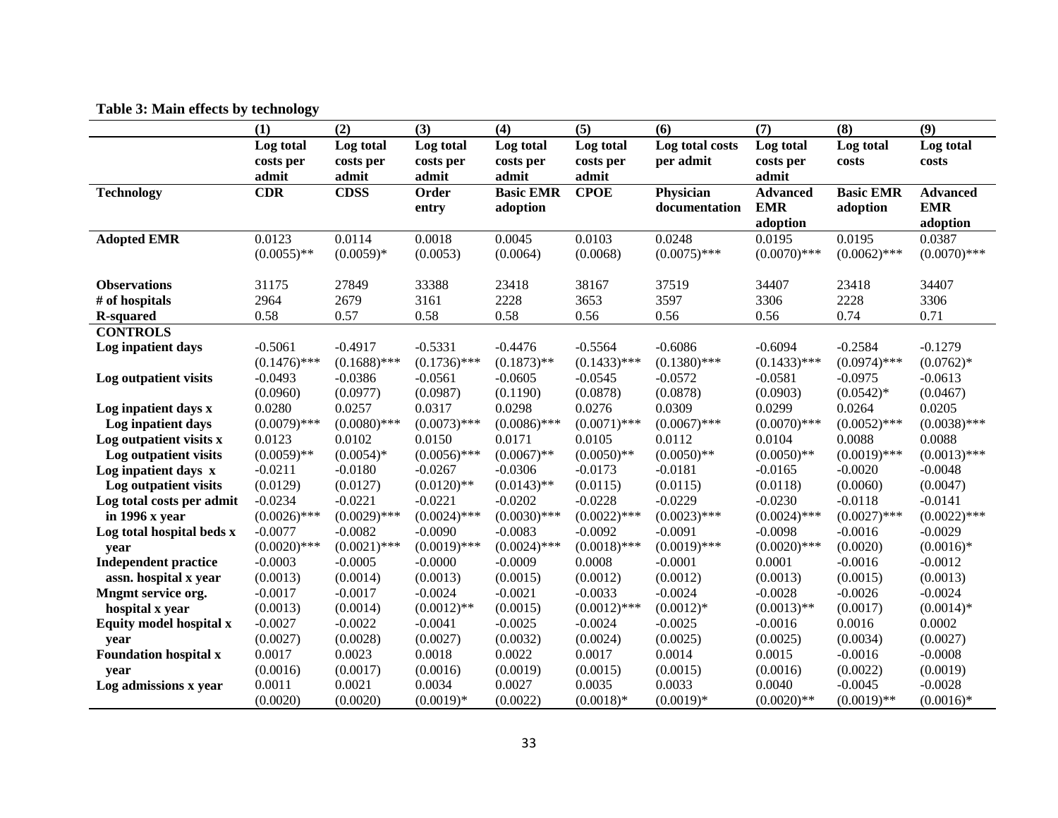**Table 3: Main effects by technology**

| | (1) | (2) | (3) | (4) | (5) | (6) | (7) | (8) | (9) |
|---|---|---|---|---|---|---|---|---|---|
| | Log total costs per admit | Log total costs per admit | Log total costs per admit | Log total costs per admit | Log total costs per admit | Log total costs per admit | Log total costs per admit | Log total costs | Log total costs |
| **Technology** | **CDR** | **CDSS** | **Order entry** | **Basic EMR adoption** | **CPOE** | **Physician documentation** | **Advanced EMR adoption** | **Basic EMR adoption** | **Advanced EMR adoption** |
| **Adopted EMR** | 0.0123 | 0.0114 | 0.0018 | 0.0045 | 0.0103 | 0.0248 | 0.0195 | 0.0195 | 0.0387 |
| | (0.0055)** | (0.0059)* | (0.0053) | (0.0064) | (0.0068) | (0.0075)*** | (0.0070)*** | (0.0062)*** | (0.0070)*** |
| **Observations** | 31175 | 27849 | 33388 | 23418 | 38167 | 37519 | 34407 | 23418 | 34407 |
| **# of hospitals** | 2964 | 2679 | 3161 | 2228 | 3653 | 3597 | 3306 | 2228 | 3306 |
| **R-squared** | 0.58 | 0.57 | 0.58 | 0.58 | 0.56 | 0.56 | 0.56 | 0.74 | 0.71 |
| **CONTROLS** | | | | | | | | | |
| **Log inpatient days** | -0.5061 | -0.4917 | -0.5331 | -0.4476 | -0.5564 | -0.6086 | -0.6094 | -0.2584 | -0.1279 |
| | (0.1476)*** | (0.1688)*** | (0.1736)*** | (0.1873)** | (0.1433)*** | (0.1380)*** | (0.1433)*** | (0.0974)*** | (0.0762)* |
| **Log outpatient visits** | -0.0493 | -0.0386 | -0.0561 | -0.0605 | -0.0545 | -0.0572 | -0.0581 | -0.0975 | -0.0613 |
| | (0.0960) | (0.0977) | (0.0987) | (0.1190) | (0.0878) | (0.0878) | (0.0903) | (0.0542)* | (0.0467) |
| **Log inpatient days x Log inpatient days** | 0.0280 | 0.0257 | 0.0317 | 0.0298 | 0.0276 | 0.0309 | 0.0299 | 0.0264 | 0.0205 |
| | (0.0079)*** | (0.0080)*** | (0.0073)*** | (0.0086)*** | (0.0071)*** | (0.0067)*** | (0.0070)*** | (0.0052)*** | (0.0038)*** |
| **Log outpatient visits x Log outpatient visits** | 0.0123 | 0.0102 | 0.0150 | 0.0171 | 0.0105 | 0.0112 | 0.0104 | 0.0088 | 0.0088 |
| | (0.0059)** | (0.0054)* | (0.0056)*** | (0.0067)** | (0.0050)** | (0.0050)** | (0.0050)** | (0.0019)*** | (0.0013)*** |
| **Log inpatient days x Log outpatient visits** | -0.0211 | -0.0180 | -0.0267 | -0.0306 | -0.0173 | -0.0181 | -0.0165 | -0.0020 | -0.0048 |
| | (0.0129) | (0.0127) | (0.0120)** | (0.0143)** | (0.0115) | (0.0115) | (0.0118) | (0.0060) | (0.0047) |
| **Log total costs per admit in 1996 x year** | -0.0234 | -0.0221 | -0.0221 | -0.0202 | -0.0228 | -0.0229 | -0.0230 | -0.0118 | -0.0141 |
| | (0.0026)*** | (0.0029)*** | (0.0024)*** | (0.0030)*** | (0.0022)*** | (0.0023)*** | (0.0024)*** | (0.0027)*** | (0.0022)*** |
| **Log total hospital beds x year** | -0.0077 | -0.0082 | -0.0090 | -0.0083 | -0.0092 | -0.0091 | -0.0098 | -0.0016 | -0.0029 |
| | (0.0020)*** | (0.0021)*** | (0.0019)*** | (0.0024)*** | (0.0018)*** | (0.0019)*** | (0.0020)*** | (0.0020) | (0.0016)* |
| **Independent practice assn. hospital x year** | -0.0003 | -0.0005 | -0.0000 | -0.0009 | 0.0008 | -0.0001 | 0.0001 | -0.0016 | -0.0012 |
| | (0.0013) | (0.0014) | (0.0013) | (0.0015) | (0.0012) | (0.0012) | (0.0013) | (0.0015) | (0.0013) |
| **Mngmt service org. hospital x year** | -0.0017 | -0.0017 | -0.0024 | -0.0021 | -0.0033 | -0.0024 | -0.0028 | -0.0026 | -0.0024 |
| | (0.0013) | (0.0014) | (0.0012)** | (0.0015) | (0.0012)*** | (0.0012)* | (0.0013)** | (0.0017) | (0.0014)* |
| **Equity model hospital x year** | -0.0027 | -0.0022 | -0.0041 | -0.0025 | -0.0024 | -0.0025 | -0.0016 | 0.0016 | 0.0002 |
| | (0.0027) | (0.0028) | (0.0027) | (0.0032) | (0.0024) | (0.0025) | (0.0025) | (0.0034) | (0.0027) |
| **Foundation hospital x year** | 0.0017 | 0.0023 | 0.0018 | 0.0022 | 0.0017 | 0.0014 | 0.0015 | -0.0016 | -0.0008 |
| | (0.0016) | (0.0017) | (0.0016) | (0.0019) | (0.0015) | (0.0015) | (0.0016) | (0.0022) | (0.0019) |
| **Log admissions x year** | 0.0011 | 0.0021 | 0.0034 | 0.0027 | 0.0035 | 0.0033 | 0.0040 | -0.0045 | -0.0028 |
| | (0.0020) | (0.0020) | (0.0019)* | (0.0022) | (0.0018)* | (0.0019)* | (0.0020)** | (0.0019)** | (0.0016)* |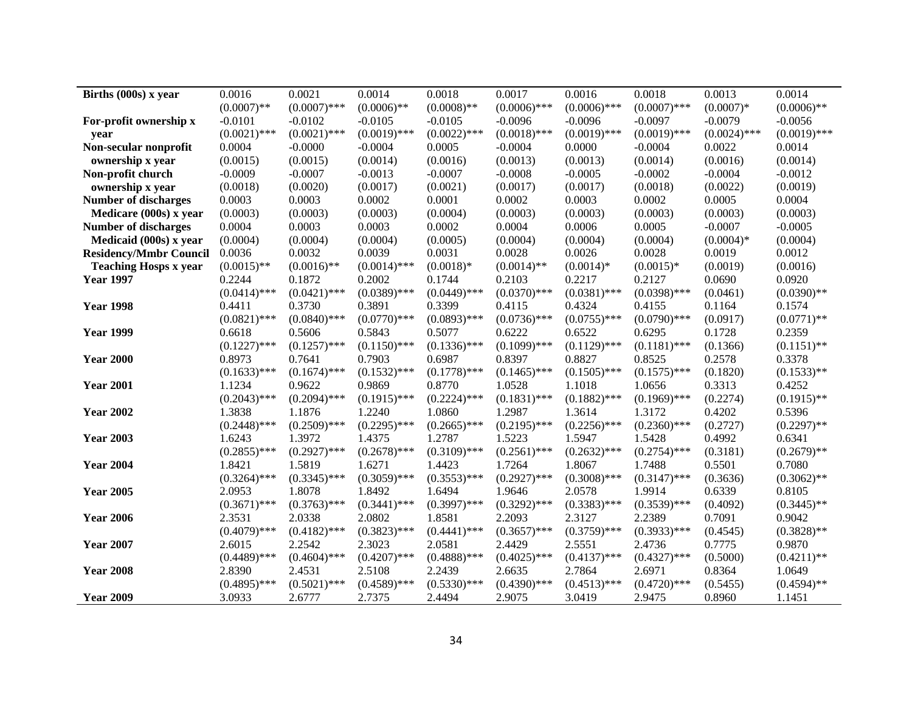| | | | | | | | | | |
|---|---|---|---|---|---|---|---|---|---|
| **Births (000s) x year** | 0.0016 | 0.0021 | 0.0014 | 0.0018 | 0.0017 | 0.0016 | 0.0018 | 0.0013 | 0.0014 |
| | (0.0007)** | (0.0007)*** | (0.0006)** | (0.0008)** | (0.0006)*** | (0.0006)*** | (0.0007)*** | (0.0007)* | (0.0006)** |
| **For-profit ownership x year** | -0.0101 | -0.0102 | -0.0105 | -0.0105 | -0.0096 | -0.0096 | -0.0097 | -0.0079 | -0.0056 |
| | (0.0021)*** | (0.0021)*** | (0.0019)*** | (0.0022)*** | (0.0018)*** | (0.0019)*** | (0.0019)*** | (0.0024)*** | (0.0019)*** |
| **Non-secular nonprofit ownership x year** | 0.0004 | -0.0000 | -0.0004 | 0.0005 | -0.0004 | 0.0000 | -0.0004 | 0.0022 | 0.0014 |
| | (0.0015) | (0.0015) | (0.0014) | (0.0016) | (0.0013) | (0.0013) | (0.0014) | (0.0016) | (0.0014) |
| **Non-profit church ownership x year** | -0.0009 | -0.0007 | -0.0013 | -0.0007 | -0.0008 | -0.0005 | -0.0002 | -0.0004 | -0.0012 |
| | (0.0018) | (0.0020) | (0.0017) | (0.0021) | (0.0017) | (0.0017) | (0.0018) | (0.0022) | (0.0019) |
| **Number of discharges Medicare (000s) x year** | 0.0003 | 0.0003 | 0.0002 | 0.0001 | 0.0002 | 0.0003 | 0.0002 | 0.0005 | 0.0004 |
| | (0.0003) | (0.0003) | (0.0003) | (0.0004) | (0.0003) | (0.0003) | (0.0003) | (0.0003) | (0.0003) |
| **Number of discharges Medicaid (000s) x year** | 0.0004 | 0.0003 | 0.0003 | 0.0002 | 0.0004 | 0.0006 | 0.0005 | -0.0007 | -0.0005 |
| | (0.0004) | (0.0004) | (0.0004) | (0.0005) | (0.0004) | (0.0004) | (0.0004) | (0.0004)* | (0.0004) |
| **Residency/Mmbr Council Teaching Hosps x year** | 0.0036 | 0.0032 | 0.0039 | 0.0031 | 0.0028 | 0.0026 | 0.0028 | 0.0019 | 0.0012 |
| | (0.0015)** | (0.0016)** | (0.0014)*** | (0.0018)* | (0.0014)** | (0.0014)* | (0.0015)* | (0.0019) | (0.0016) |
| **Year 1997** | 0.2244 | 0.1872 | 0.2002 | 0.1744 | 0.2103 | 0.2217 | 0.2127 | 0.0690 | 0.0920 |
| | (0.0414)*** | (0.0421)*** | (0.0389)*** | (0.0449)*** | (0.0370)*** | (0.0381)*** | (0.0398)*** | (0.0461) | (0.0390)** |
| **Year 1998** | 0.4411 | 0.3730 | 0.3891 | 0.3399 | 0.4115 | 0.4324 | 0.4155 | 0.1164 | 0.1574 |
| | (0.0821)*** | (0.0840)*** | (0.0770)*** | (0.0893)*** | (0.0736)*** | (0.0755)*** | (0.0790)*** | (0.0917) | (0.0771)** |
| **Year 1999** | 0.6618 | 0.5606 | 0.5843 | 0.5077 | 0.6222 | 0.6522 | 0.6295 | 0.1728 | 0.2359 |
| | (0.1227)*** | (0.1257)*** | (0.1150)*** | (0.1336)*** | (0.1099)*** | (0.1129)*** | (0.1181)*** | (0.1366) | (0.1151)** |
| **Year 2000** | 0.8973 | 0.7641 | 0.7903 | 0.6987 | 0.8397 | 0.8827 | 0.8525 | 0.2578 | 0.3378 |
| | (0.1633)*** | (0.1674)*** | (0.1532)*** | (0.1778)*** | (0.1465)*** | (0.1505)*** | (0.1575)*** | (0.1820) | (0.1533)** |
| **Year 2001** | 1.1234 | 0.9622 | 0.9869 | 0.8770 | 1.0528 | 1.1018 | 1.0656 | 0.3313 | 0.4252 |
| | (0.2043)*** | (0.2094)*** | (0.1915)*** | (0.2224)*** | (0.1831)*** | (0.1882)*** | (0.1969)*** | (0.2274) | (0.1915)** |
| **Year 2002** | 1.3838 | 1.1876 | 1.2240 | 1.0860 | 1.2987 | 1.3614 | 1.3172 | 0.4202 | 0.5396 |
| | (0.2448)*** | (0.2509)*** | (0.2295)*** | (0.2665)*** | (0.2195)*** | (0.2256)*** | (0.2360)*** | (0.2727) | (0.2297)** |
| **Year 2003** | 1.6243 | 1.3972 | 1.4375 | 1.2787 | 1.5223 | 1.5947 | 1.5428 | 0.4992 | 0.6341 |
| | (0.2855)*** | (0.2927)*** | (0.2678)*** | (0.3109)*** | (0.2561)*** | (0.2632)*** | (0.2754)*** | (0.3181) | (0.2679)** |
| **Year 2004** | 1.8421 | 1.5819 | 1.6271 | 1.4423 | 1.7264 | 1.8067 | 1.7488 | 0.5501 | 0.7080 |
| | (0.3264)*** | (0.3345)*** | (0.3059)*** | (0.3553)*** | (0.2927)*** | (0.3008)*** | (0.3147)*** | (0.3636) | (0.3062)** |
| **Year 2005** | 2.0953 | 1.8078 | 1.8492 | 1.6494 | 1.9646 | 2.0578 | 1.9914 | 0.6339 | 0.8105 |
| | (0.3671)*** | (0.3763)*** | (0.3441)*** | (0.3997)*** | (0.3292)*** | (0.3383)*** | (0.3539)*** | (0.4092) | (0.3445)** |
| **Year 2006** | 2.3531 | 2.0338 | 2.0802 | 1.8581 | 2.2093 | 2.3127 | 2.2389 | 0.7091 | 0.9042 |
| | (0.4079)*** | (0.4182)*** | (0.3823)*** | (0.4441)*** | (0.3657)*** | (0.3759)*** | (0.3933)*** | (0.4545) | (0.3828)** |
| **Year 2007** | 2.6015 | 2.2542 | 2.3023 | 2.0581 | 2.4429 | 2.5551 | 2.4736 | 0.7775 | 0.9870 |
| | (0.4489)*** | (0.4604)*** | (0.4207)*** | (0.4888)*** | (0.4025)*** | (0.4137)*** | (0.4327)*** | (0.5000) | (0.4211)** |
| **Year 2008** | 2.8390 | 2.4531 | 2.5108 | 2.2439 | 2.6635 | 2.7864 | 2.6971 | 0.8364 | 1.0649 |
| | (0.4895)*** | (0.5021)*** | (0.4589)*** | (0.5330)*** | (0.4390)*** | (0.4513)*** | (0.4720)*** | (0.5455) | (0.4594)** |
| **Year 2009** | 3.0933 | 2.6777 | 2.7375 | 2.4494 | 2.9075 | 3.0419 | 2.9475 | 0.8960 | 1.1451 |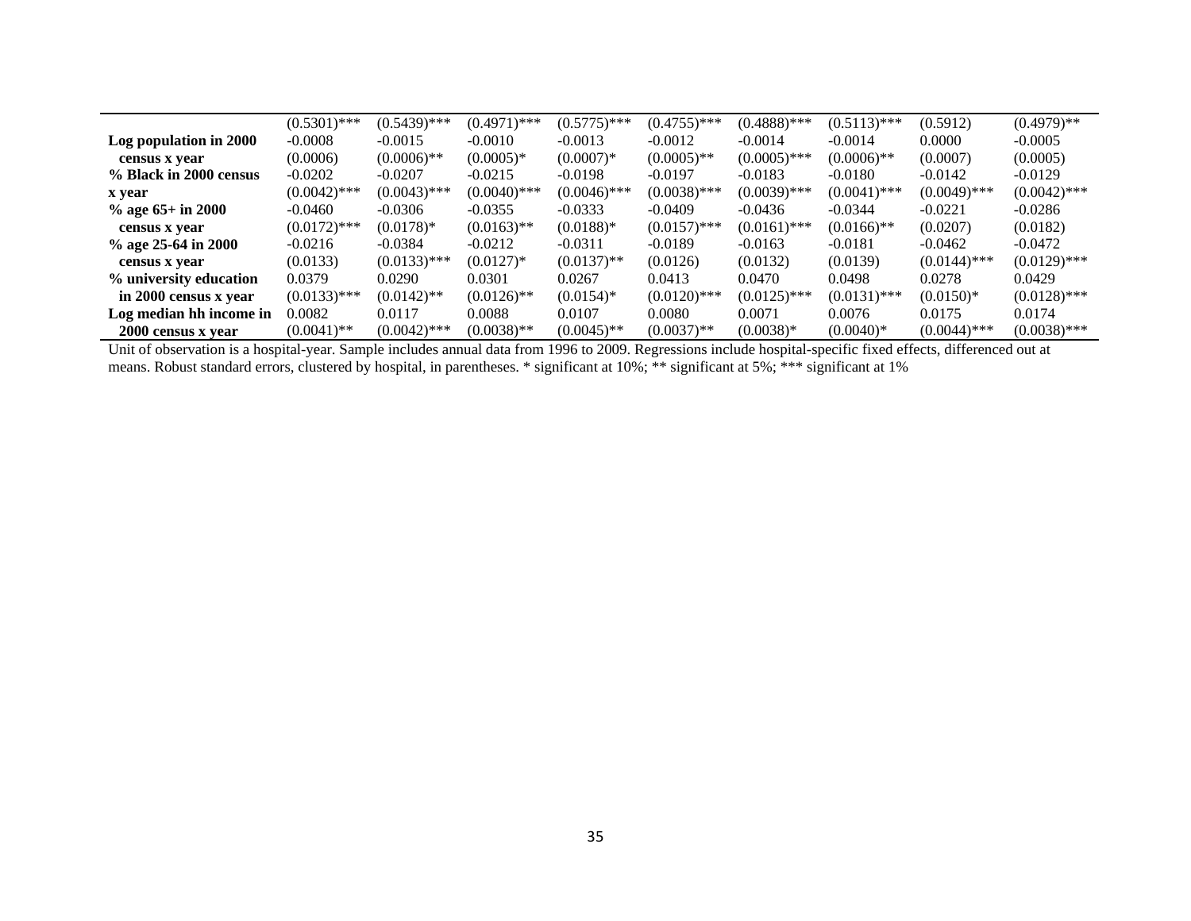| | | | | | | | | | |
|---|---|---|---|---|---|---|---|---|---|
| | (0.5301)*** | (0.5439)*** | (0.4971)*** | (0.5775)*** | (0.4755)*** | (0.4888)*** | (0.5113)*** | (0.5912) | (0.4979)** |
| **Log population in 2000** | -0.0008 | -0.0015 | -0.0010 | -0.0013 | -0.0012 | -0.0014 | -0.0014 | 0.0000 | -0.0005 |
| **census x year** | (0.0006) | (0.0006)** | (0.0005)* | (0.0007)* | (0.0005)** | (0.0005)*** | (0.0006)** | (0.0007) | (0.0005) |
| **% Black in 2000 census** | -0.0202 | -0.0207 | -0.0215 | -0.0198 | -0.0197 | -0.0183 | -0.0180 | -0.0142 | -0.0129 |
| **x year** | (0.0042)*** | (0.0043)*** | (0.0040)*** | (0.0046)*** | (0.0038)*** | (0.0039)*** | (0.0041)*** | (0.0049)*** | (0.0042)*** |
| **% age 65+ in 2000** | -0.0460 | -0.0306 | -0.0355 | -0.0333 | -0.0409 | -0.0436 | -0.0344 | -0.0221 | -0.0286 |
| **census x year** | (0.0172)*** | (0.0178)* | (0.0163)** | (0.0188)* | (0.0157)*** | (0.0161)*** | (0.0166)** | (0.0207) | (0.0182) |
| **% age 25-64 in 2000** | -0.0216 | -0.0384 | -0.0212 | -0.0311 | -0.0189 | -0.0163 | -0.0181 | -0.0462 | -0.0472 |
| **census x year** | (0.0133) | (0.0133)*** | (0.0127)* | (0.0137)** | (0.0126) | (0.0132) | (0.0139) | (0.0144)*** | (0.0129)*** |
| **% university education** | 0.0379 | 0.0290 | 0.0301 | 0.0267 | 0.0413 | 0.0470 | 0.0498 | 0.0278 | 0.0429 |
| **in 2000 census x year** | (0.0133)*** | (0.0142)** | (0.0126)** | (0.0154)* | (0.0120)*** | (0.0125)*** | (0.0131)*** | (0.0150)* | (0.0128)*** |
| **Log median hh income in** | 0.0082 | 0.0117 | 0.0088 | 0.0107 | 0.0080 | 0.0071 | 0.0076 | 0.0175 | 0.0174 |
| **2000 census x year** | (0.0041)** | (0.0042)*** | (0.0038)** | (0.0045)** | (0.0037)** | (0.0038)* | (0.0040)* | (0.0044)*** | (0.0038)*** |

Unit of observation is a hospital-year. Sample includes annual data from 1996 to 2009. Regressions include hospital-specific fixed effects, differenced out at means. Robust standard errors, clustered by hospital, in parentheses. * significant at 10%; ** significant at 5%; *** significant at 1%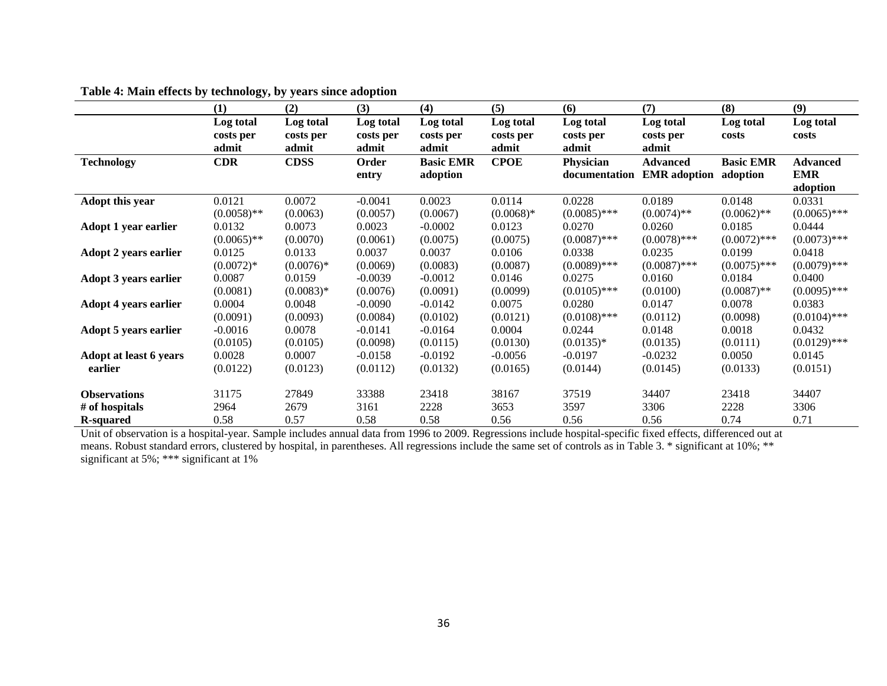**Table 4: Main effects by technology, by years since adoption**

| | (1) | (2) | (3) | (4) | (5) | (6) | (7) | (8) | (9) |
|---|---|---|---|---|---|---|---|---|---|
| | **Log total costs per admit** | **Log total costs per admit** | **Log total costs per admit** | **Log total costs per admit** | **Log total costs per admit** | **Log total costs per admit** | **Log total costs per admit** | **Log total costs** | **Log total costs** |
| **Technology** | **CDR** | **CDSS** | **Order entry** | **Basic EMR adoption** | **CPOE** | **Physician documentation** | **Advanced EMR adoption** | **Basic EMR adoption** | **Advanced EMR adoption** |
| **Adopt this year** | 0.0121 | 0.0072 | -0.0041 | 0.0023 | 0.0114 | 0.0228 | 0.0189 | 0.0148 | 0.0331 |
| | (0.0058)** | (0.0063) | (0.0057) | (0.0067) | (0.0068)* | (0.0085)*** | (0.0074)** | (0.0062)** | (0.0065)*** |
| **Adopt 1 year earlier** | 0.0132 | 0.0073 | 0.0023 | -0.0002 | 0.0123 | 0.0270 | 0.0260 | 0.0185 | 0.0444 |
| | (0.0065)** | (0.0070) | (0.0061) | (0.0075) | (0.0075) | (0.0087)*** | (0.0078)*** | (0.0072)*** | (0.0073)*** |
| **Adopt 2 years earlier** | 0.0125 | 0.0133 | 0.0037 | 0.0037 | 0.0106 | 0.0338 | 0.0235 | 0.0199 | 0.0418 |
| | (0.0072)* | (0.0076)* | (0.0069) | (0.0083) | (0.0087) | (0.0089)*** | (0.0087)*** | (0.0075)*** | (0.0079)*** |
| **Adopt 3 years earlier** | 0.0087 | 0.0159 | -0.0039 | -0.0012 | 0.0146 | 0.0275 | 0.0160 | 0.0184 | 0.0400 |
| | (0.0081) | (0.0083)* | (0.0076) | (0.0091) | (0.0099) | (0.0105)*** | (0.0100) | (0.0087)** | (0.0095)*** |
| **Adopt 4 years earlier** | 0.0004 | 0.0048 | -0.0090 | -0.0142 | 0.0075 | 0.0280 | 0.0147 | 0.0078 | 0.0383 |
| | (0.0091) | (0.0093) | (0.0084) | (0.0102) | (0.0121) | (0.0108)*** | (0.0112) | (0.0098) | (0.0104)*** |
| **Adopt 5 years earlier** | -0.0016 | 0.0078 | -0.0141 | -0.0164 | 0.0004 | 0.0244 | 0.0148 | 0.0018 | 0.0432 |
| | (0.0105) | (0.0105) | (0.0098) | (0.0115) | (0.0130) | (0.0135)* | (0.0135) | (0.0111) | (0.0129)*** |
| **Adopt at least 6 years earlier** | 0.0028 | 0.0007 | -0.0158 | -0.0192 | -0.0056 | -0.0197 | -0.0232 | 0.0050 | 0.0145 |
| | (0.0122) | (0.0123) | (0.0112) | (0.0132) | (0.0165) | (0.0144) | (0.0145) | (0.0133) | (0.0151) |
| **Observations** | 31175 | 27849 | 33388 | 23418 | 38167 | 37519 | 34407 | 23418 | 34407 |
| **# of hospitals** | 2964 | 2679 | 3161 | 2228 | 3653 | 3597 | 3306 | 2228 | 3306 |
| **R-squared** | 0.58 | 0.57 | 0.58 | 0.58 | 0.56 | 0.56 | 0.56 | 0.74 | 0.71 |

Unit of observation is a hospital-year. Sample includes annual data from 1996 to 2009. Regressions include hospital-specific fixed effects, differenced out at means. Robust standard errors, clustered by hospital, in parentheses. All regressions include the same set of controls as in Table 3. * significant at 10%; ** significant at 5%; *** significant at 1%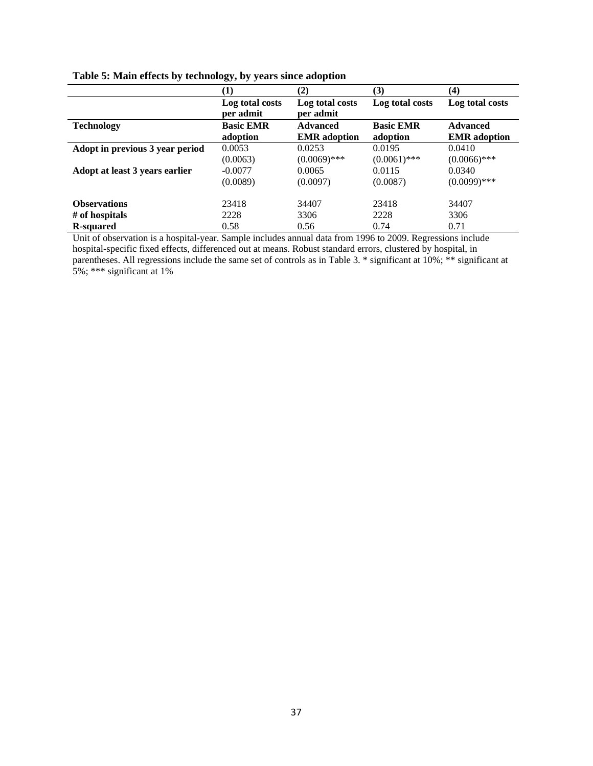**Table 5: Main effects by technology, by years since adoption**

| | (1) | (2) | (3) | (4) |
|---|---|---|---|---|
| | **Log total costs per admit** | **Log total costs per admit** | **Log total costs** | **Log total costs** |
| **Technology** | **Basic EMR adoption** | **Advanced EMR adoption** | **Basic EMR adoption** | **Advanced EMR adoption** |
| **Adopt in previous 3 year period** | 0.0053 | 0.0253 | 0.0195 | 0.0410 |
| | (0.0063) | (0.0069)*** | (0.0061)*** | (0.0066)*** |
| **Adopt at least 3 years earlier** | -0.0077 | 0.0065 | 0.0115 | 0.0340 |
| | (0.0089) | (0.0097) | (0.0087) | (0.0099)*** |
| **Observations** | 23418 | 34407 | 23418 | 34407 |
| **# of hospitals** | 2228 | 3306 | 2228 | 3306 |
| **R-squared** | 0.58 | 0.56 | 0.74 | 0.71 |

Unit of observation is a hospital-year. Sample includes annual data from 1996 to 2009. Regressions include hospital-specific fixed effects, differenced out at means. Robust standard errors, clustered by hospital, in parentheses. All regressions include the same set of controls as in Table 3. * significant at 10%; ** significant at 5%; *** significant at 1%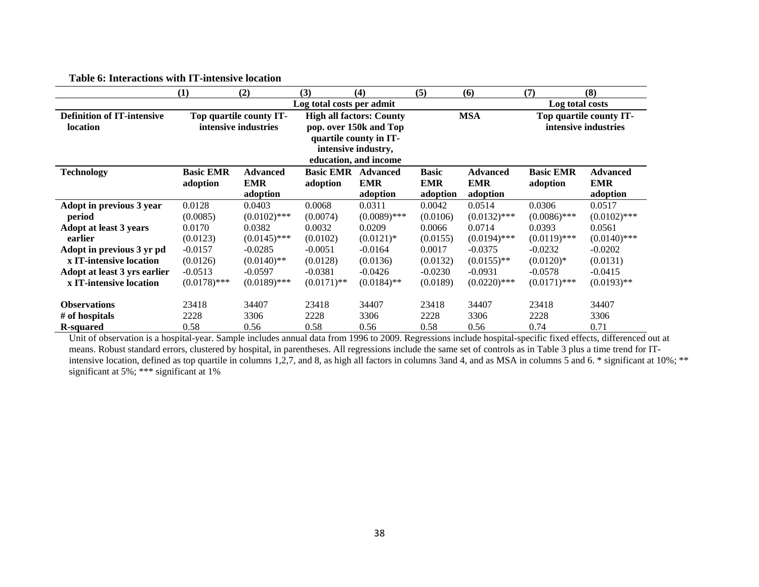**Table 6: Interactions with IT-intensive location**

| | (1) | (2) | (3) | (4) | (5) | (6) | (7) | (8) |
|---|---|---|---|---|---|---|---|---|
| | Log total costs per admit | | | | | | Log total costs | |
| **Definition of IT-intensive location** | Top quartile county IT-intensive industries | | High all factors: County pop. over 150k and Top quartile county in IT-intensive industry, education, and income | | MSA | | Top quartile county IT-intensive industries | |
| **Technology** | **Basic EMR adoption** | **Advanced EMR adoption** | **Basic EMR adoption** | **Advanced EMR adoption** | **Basic EMR adoption** | **Advanced EMR adoption** | **Basic EMR adoption** | **Advanced EMR adoption** |
| **Adopt in previous 3 year period** | 0.0128 | 0.0403 | 0.0068 | 0.0311 | 0.0042 | 0.0514 | 0.0306 | 0.0517 |
| | (0.0085) | (0.0102)*** | (0.0074) | (0.0089)*** | (0.0106) | (0.0132)*** | (0.0086)*** | (0.0102)*** |
| **Adopt at least 3 years earlier** | 0.0170 | 0.0382 | 0.0032 | 0.0209 | 0.0066 | 0.0714 | 0.0393 | 0.0561 |
| | (0.0123) | (0.0145)*** | (0.0102) | (0.0121)* | (0.0155) | (0.0194)*** | (0.0119)*** | (0.0140)*** |
| **Adopt in previous 3 yr pd x IT-intensive location** | -0.0157 | -0.0285 | -0.0051 | -0.0164 | 0.0017 | -0.0375 | -0.0232 | -0.0202 |
| | (0.0126) | (0.0140)** | (0.0128) | (0.0136) | (0.0132) | (0.0155)** | (0.0120)* | (0.0131) |
| **Adopt at least 3 yrs earlier x IT-intensive location** | -0.0513 | -0.0597 | -0.0381 | -0.0426 | -0.0230 | -0.0931 | -0.0578 | -0.0415 |
| | (0.0178)*** | (0.0189)*** | (0.0171)** | (0.0184)** | (0.0189) | (0.0220)*** | (0.0171)*** | (0.0193)** |
| **Observations** | 23418 | 34407 | 23418 | 34407 | 23418 | 34407 | 23418 | 34407 |
| **# of hospitals** | 2228 | 3306 | 2228 | 3306 | 2228 | 3306 | 2228 | 3306 |
| **R-squared** | 0.58 | 0.56 | 0.58 | 0.56 | 0.58 | 0.56 | 0.74 | 0.71 |

Unit of observation is a hospital-year. Sample includes annual data from 1996 to 2009. Regressions include hospital-specific fixed effects, differenced out at means. Robust standard errors, clustered by hospital, in parentheses. All regressions include the same set of controls as in Table 3 plus a time trend for IT-intensive location, defined as top quartile in columns 1,2,7, and 8, as high all factors in columns 3and 4, and as MSA in columns 5 and 6. * significant at 10%; ** significant at 5%; *** significant at 1%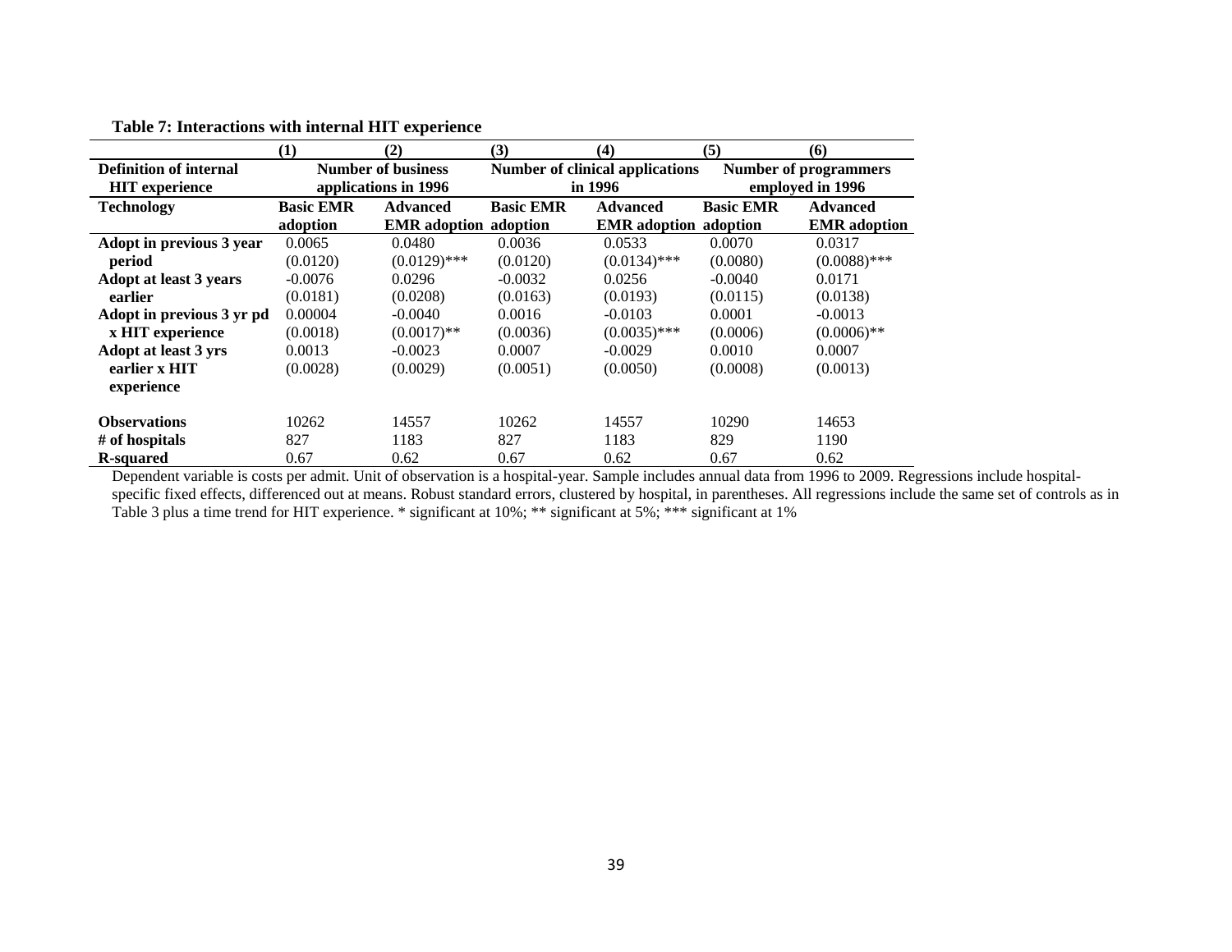**Table 7: Interactions with internal HIT experience**

| | (1) | (2) | (3) | (4) | (5) | (6) |
|---|---|---|---|---|---|---|
| **Definition of internal HIT experience** | **Number of business applications in 1996** | | **Number of clinical applications in 1996** | | **Number of programmers employed in 1996** | |
| **Technology** | **Basic EMR adoption** | **Advanced EMR adoption** | **Basic EMR adoption** | **Advanced EMR adoption** | **Basic EMR adoption** | **Advanced EMR adoption** |
| **Adopt in previous 3 year period** | 0.0065 | 0.0480 | 0.0036 | 0.0533 | 0.0070 | 0.0317 |
| | (0.0120) | (0.0129)*** | (0.0120) | (0.0134)*** | (0.0080) | (0.0088)*** |
| **Adopt at least 3 years earlier** | -0.0076 | 0.0296 | -0.0032 | 0.0256 | -0.0040 | 0.0171 |
| | (0.0181) | (0.0208) | (0.0163) | (0.0193) | (0.0115) | (0.0138) |
| **Adopt in previous 3 yr pd x HIT experience** | 0.00004 | -0.0040 | 0.0016 | -0.0103 | 0.0001 | -0.0013 |
| | (0.0018) | (0.0017)** | (0.0036) | (0.0035)*** | (0.0006) | (0.0006)** |
| **Adopt at least 3 yrs earlier x HIT experience** | 0.0013 | -0.0023 | 0.0007 | -0.0029 | 0.0010 | 0.0007 |
| | (0.0028) | (0.0029) | (0.0051) | (0.0050) | (0.0008) | (0.0013) |
| **Observations** | 10262 | 14557 | 10262 | 14557 | 10290 | 14653 |
| **# of hospitals** | 827 | 1183 | 827 | 1183 | 829 | 1190 |
| **R-squared** | 0.67 | 0.62 | 0.67 | 0.62 | 0.67 | 0.62 |

Dependent variable is costs per admit. Unit of observation is a hospital-year. Sample includes annual data from 1996 to 2009. Regressions include hospital-specific fixed effects, differenced out at means. Robust standard errors, clustered by hospital, in parentheses. All regressions include the same set of controls as in Table 3 plus a time trend for HIT experience. * significant at 10%; ** significant at 5%; *** significant at 1%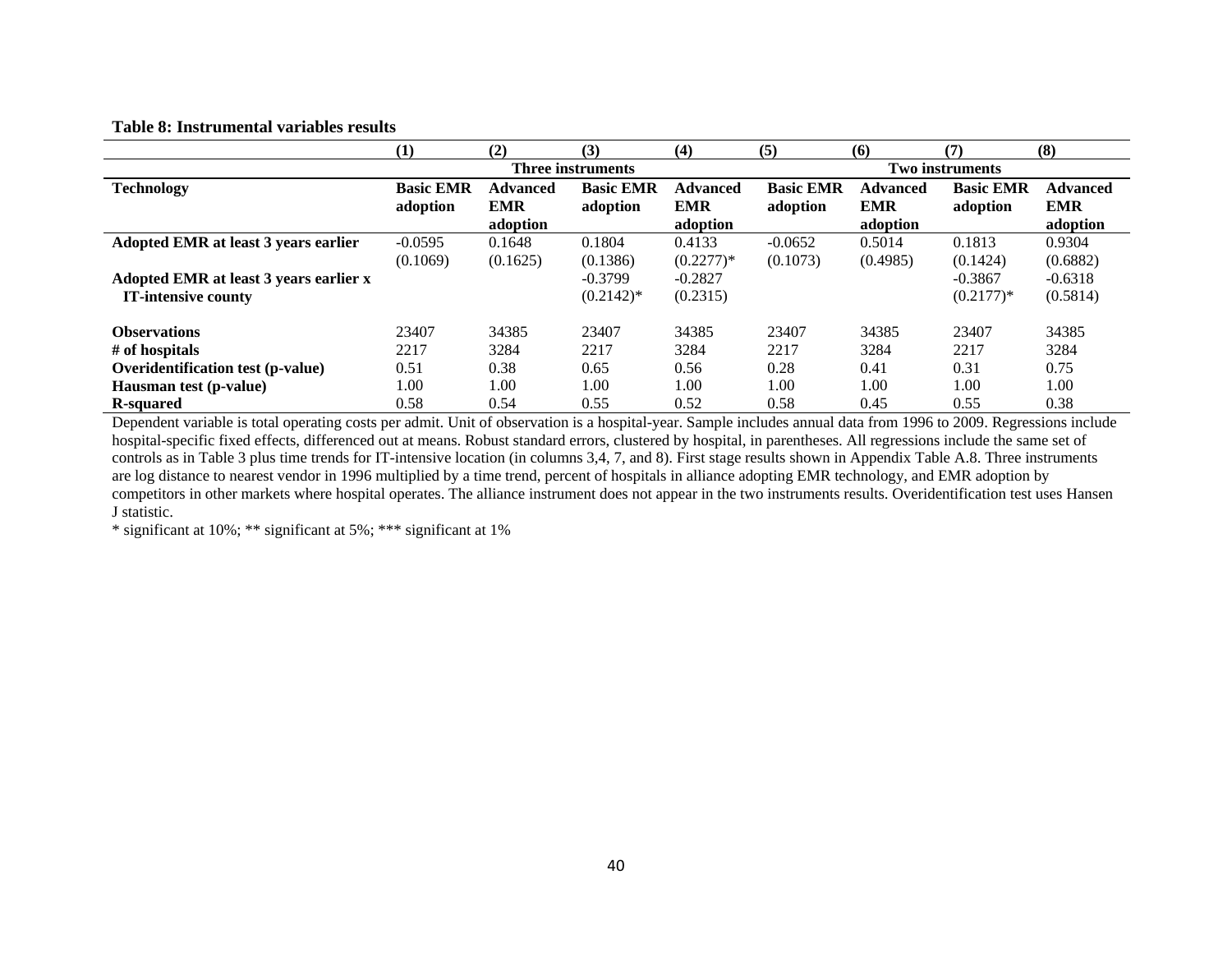**Table 8: Instrumental variables results**

| | (1) | (2) | (3) | (4) | (5) | (6) | (7) | (8) |
|---|---|---|---|---|---|---|---|---|
| | Three instruments | | | | Two instruments | | | |
| **Technology** | **Basic EMR adoption** | **Advanced EMR adoption** | **Basic EMR adoption** | **Advanced EMR adoption** | **Basic EMR adoption** | **Advanced EMR adoption** | **Basic EMR adoption** | **Advanced EMR adoption** |
| **Adopted EMR at least 3 years earlier** | -0.0595 | 0.1648 | 0.1804 | 0.4133 | -0.0652 | 0.5014 | 0.1813 | 0.9304 |
| | (0.1069) | (0.1625) | (0.1386) | (0.2277)* | (0.1073) | (0.4985) | (0.1424) | (0.6882) |
| **Adopted EMR at least 3 years earlier x IT-intensive county** | | | -0.3799 | -0.2827 | | | -0.3867 | -0.6318 |
| | | | (0.2142)* | (0.2315) | | | (0.2177)* | (0.5814) |
| **Observations** | 23407 | 34385 | 23407 | 34385 | 23407 | 34385 | 23407 | 34385 |
| **# of hospitals** | 2217 | 3284 | 2217 | 3284 | 2217 | 3284 | 2217 | 3284 |
| **Overidentification test (p-value)** | 0.51 | 0.38 | 0.65 | 0.56 | 0.28 | 0.41 | 0.31 | 0.75 |
| **Hausman test (p-value)** | 1.00 | 1.00 | 1.00 | 1.00 | 1.00 | 1.00 | 1.00 | 1.00 |
| **R-squared** | 0.58 | 0.54 | 0.55 | 0.52 | 0.58 | 0.45 | 0.55 | 0.38 |

Dependent variable is total operating costs per admit. Unit of observation is a hospital-year. Sample includes annual data from 1996 to 2009. Regressions include hospital-specific fixed effects, differenced out at means. Robust standard errors, clustered by hospital, in parentheses. All regressions include the same set of controls as in Table 3 plus time trends for IT-intensive location (in columns 3,4, 7, and 8). First stage results shown in Appendix Table A.8. Three instruments are log distance to nearest vendor in 1996 multiplied by a time trend, percent of hospitals in alliance adopting EMR technology, and EMR adoption by competitors in other markets where hospital operates. The alliance instrument does not appear in the two instruments results. Overidentification test uses Hansen J statistic.

* significant at 10%; ** significant at 5%; *** significant at 1%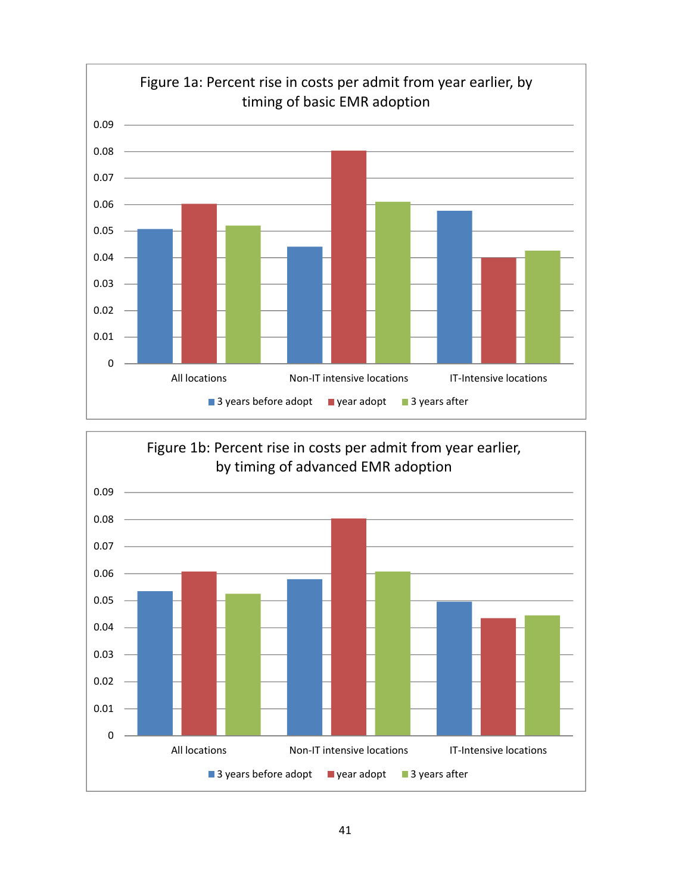Figure 1a: Percent rise in costs per admit from year earlier, by timing of basic EMR adoption

| | 3 years before adopt | year adopt | 3 years after |
|---|---|---|---|
| All locations | 0.051 | 0.060 | 0.052 |
| Non-IT intensive locations | 0.044 | 0.080 | 0.061 |
| IT-Intensive locations | 0.058 | 0.040 | 0.043 |

Figure 1b: Percent rise in costs per admit from year earlier, by timing of advanced EMR adoption

| | 3 years before adopt | year adopt | 3 years after |
|---|---|---|---|
| All locations | 0.054 | 0.061 | 0.053 |
| Non-IT intensive locations | 0.058 | 0.080 | 0.061 |
| IT-Intensive locations | 0.050 | 0.044 | 0.045 |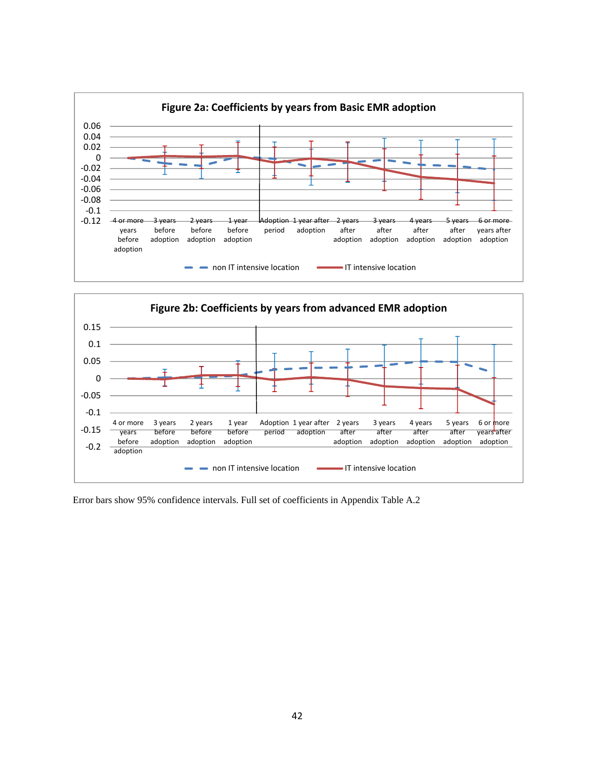**Figure 2a: Coefficients by years from Basic EMR adoption**

**Figure 2b: Coefficients by years from advanced EMR adoption**

Error bars show 95% confidence intervals. Full set of coefficients in Appendix Table A.2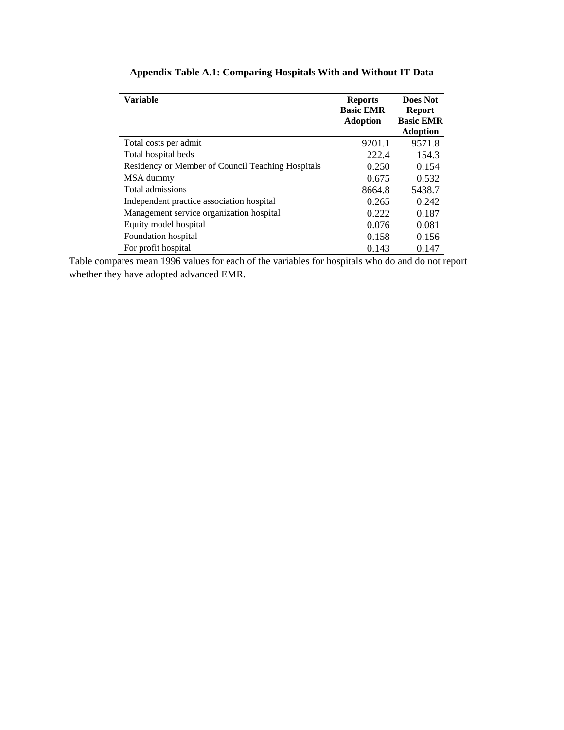**Appendix Table A.1: Comparing Hospitals With and Without IT Data**

| Variable | Reports Basic EMR Adoption | Does Not Report Basic EMR Adoption |
|---|---|---|
| Total costs per admit | 9201.1 | 9571.8 |
| Total hospital beds | 222.4 | 154.3 |
| Residency or Member of Council Teaching Hospitals | 0.250 | 0.154 |
| MSA dummy | 0.675 | 0.532 |
| Total admissions | 8664.8 | 5438.7 |
| Independent practice association hospital | 0.265 | 0.242 |
| Management service organization hospital | 0.222 | 0.187 |
| Equity model hospital | 0.076 | 0.081 |
| Foundation hospital | 0.158 | 0.156 |
| For profit hospital | 0.143 | 0.147 |

Table compares mean 1996 values for each of the variables for hospitals who do and do not report whether they have adopted advanced EMR.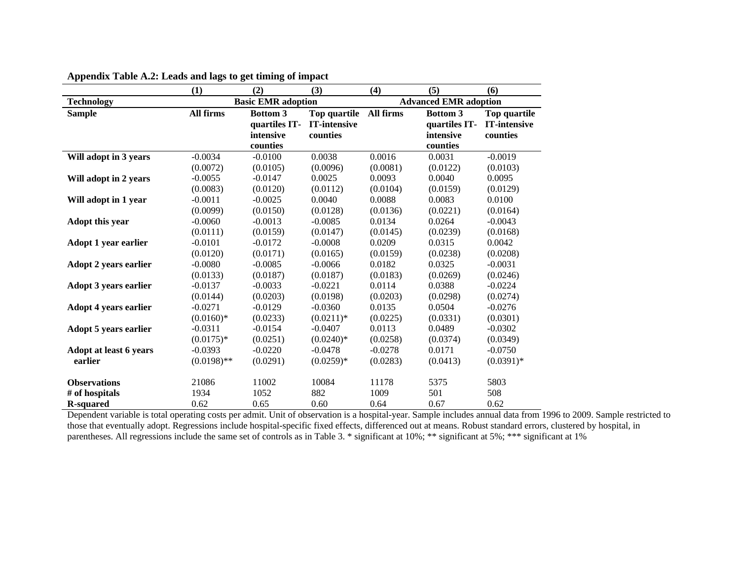**Appendix Table A.2: Leads and lags to get timing of impact**

| | (1) | (2) | (3) | (4) | (5) | (6) |
|---|---|---|---|---|---|---|
| **Technology** | **Basic EMR adoption** | | | **Advanced EMR adoption** | | |
| **Sample** | **All firms** | **Bottom 3 quartiles IT-intensive counties** | **Top quartile IT-intensive counties** | **All firms** | **Bottom 3 quartiles IT-intensive counties** | **Top quartile IT-intensive counties** |
| **Will adopt in 3 years** | -0.0034 | -0.0100 | 0.0038 | 0.0016 | 0.0031 | -0.0019 |
| | (0.0072) | (0.0105) | (0.0096) | (0.0081) | (0.0122) | (0.0103) |
| **Will adopt in 2 years** | -0.0055 | -0.0147 | 0.0025 | 0.0093 | 0.0040 | 0.0095 |
| | (0.0083) | (0.0120) | (0.0112) | (0.0104) | (0.0159) | (0.0129) |
| **Will adopt in 1 year** | -0.0011 | -0.0025 | 0.0040 | 0.0088 | 0.0083 | 0.0100 |
| | (0.0099) | (0.0150) | (0.0128) | (0.0136) | (0.0221) | (0.0164) |
| **Adopt this year** | -0.0060 | -0.0013 | -0.0085 | 0.0134 | 0.0264 | -0.0043 |
| | (0.0111) | (0.0159) | (0.0147) | (0.0145) | (0.0239) | (0.0168) |
| **Adopt 1 year earlier** | -0.0101 | -0.0172 | -0.0008 | 0.0209 | 0.0315 | 0.0042 |
| | (0.0120) | (0.0171) | (0.0165) | (0.0159) | (0.0238) | (0.0208) |
| **Adopt 2 years earlier** | -0.0080 | -0.0085 | -0.0066 | 0.0182 | 0.0325 | -0.0031 |
| | (0.0133) | (0.0187) | (0.0187) | (0.0183) | (0.0269) | (0.0246) |
| **Adopt 3 years earlier** | -0.0137 | -0.0033 | -0.0221 | 0.0114 | 0.0388 | -0.0224 |
| | (0.0144) | (0.0203) | (0.0198) | (0.0203) | (0.0298) | (0.0274) |
| **Adopt 4 years earlier** | -0.0271 | -0.0129 | -0.0360 | 0.0135 | 0.0504 | -0.0276 |
| | (0.0160)* | (0.0233) | (0.0211)* | (0.0225) | (0.0331) | (0.0301) |
| **Adopt 5 years earlier** | -0.0311 | -0.0154 | -0.0407 | 0.0113 | 0.0489 | -0.0302 |
| | (0.0175)* | (0.0251) | (0.0240)* | (0.0258) | (0.0374) | (0.0349) |
| **Adopt at least 6 years earlier** | -0.0393 | -0.0220 | -0.0478 | -0.0278 | 0.0171 | -0.0750 |
| | (0.0198)** | (0.0291) | (0.0259)* | (0.0283) | (0.0413) | (0.0391)* |
| **Observations** | 21086 | 11002 | 10084 | 11178 | 5375 | 5803 |
| **# of hospitals** | 1934 | 1052 | 882 | 1009 | 501 | 508 |
| **R-squared** | 0.62 | 0.65 | 0.60 | 0.64 | 0.67 | 0.62 |

Dependent variable is total operating costs per admit. Unit of observation is a hospital-year. Sample includes annual data from 1996 to 2009. Sample restricted to those that eventually adopt. Regressions include hospital-specific fixed effects, differenced out at means. Robust standard errors, clustered by hospital, in parentheses. All regressions include the same set of controls as in Table 3. * significant at 10%; ** significant at 5%; *** significant at 1%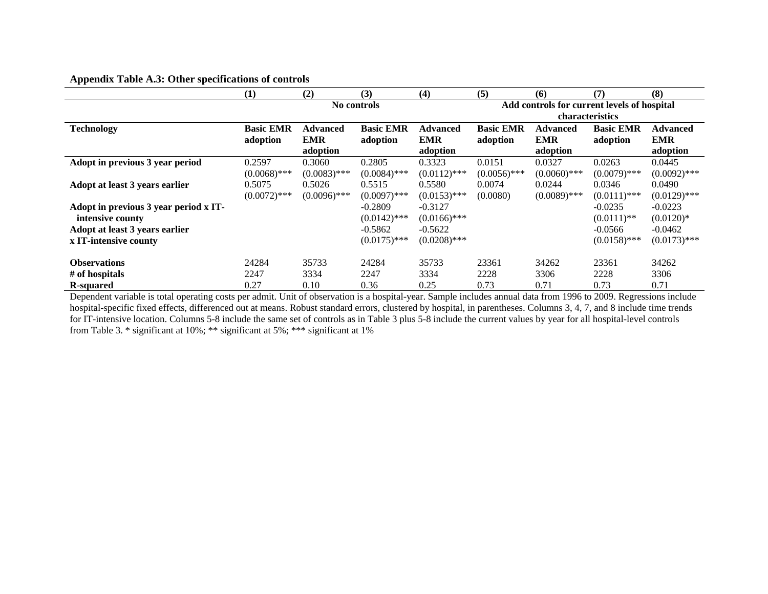**Appendix Table A.3: Other specifications of controls**

| | (1) | (2) | (3) | (4) | (5) | (6) | (7) | (8) |
|---|---|---|---|---|---|---|---|---|
| | No controls | | | | Add controls for current levels of hospital characteristics | | | |
| **Technology** | **Basic EMR adoption** | **Advanced EMR adoption** | **Basic EMR adoption** | **Advanced EMR adoption** | **Basic EMR adoption** | **Advanced EMR adoption** | **Basic EMR adoption** | **Advanced EMR adoption** |
| **Adopt in previous 3 year period** | 0.2597 | 0.3060 | 0.2805 | 0.3323 | 0.0151 | 0.0327 | 0.0263 | 0.0445 |
| | (0.0068)*** | (0.0083)*** | (0.0084)*** | (0.0112)*** | (0.0056)*** | (0.0060)*** | (0.0079)*** | (0.0092)*** |
| **Adopt at least 3 years earlier** | 0.5075 | 0.5026 | 0.5515 | 0.5580 | 0.0074 | 0.0244 | 0.0346 | 0.0490 |
| | (0.0072)*** | (0.0096)*** | (0.0097)*** | (0.0153)*** | (0.0080) | (0.0089)*** | (0.0111)*** | (0.0129)*** |
| **Adopt in previous 3 year period x IT-intensive county** | | | -0.2809 | -0.3127 | | | -0.0235 | -0.0223 |
| | | | (0.0142)*** | (0.0166)*** | | | (0.0111)** | (0.0120)* |
| **Adopt at least 3 years earlier x IT-intensive county** | | | -0.5862 | -0.5622 | | | -0.0566 | -0.0462 |
| | | | (0.0175)*** | (0.0208)*** | | | (0.0158)*** | (0.0173)*** |
| **Observations** | 24284 | 35733 | 24284 | 35733 | 23361 | 34262 | 23361 | 34262 |
| **# of hospitals** | 2247 | 3334 | 2247 | 3334 | 2228 | 3306 | 2228 | 3306 |
| **R-squared** | 0.27 | 0.10 | 0.36 | 0.25 | 0.73 | 0.71 | 0.73 | 0.71 |

Dependent variable is total operating costs per admit. Unit of observation is a hospital-year. Sample includes annual data from 1996 to 2009. Regressions include hospital-specific fixed effects, differenced out at means. Robust standard errors, clustered by hospital, in parentheses. Columns 3, 4, 7, and 8 include time trends for IT-intensive location. Columns 5-8 include the same set of controls as in Table 3 plus 5-8 include the current values by year for all hospital-level controls from Table 3. * significant at 10%; ** significant at 5%; *** significant at 1%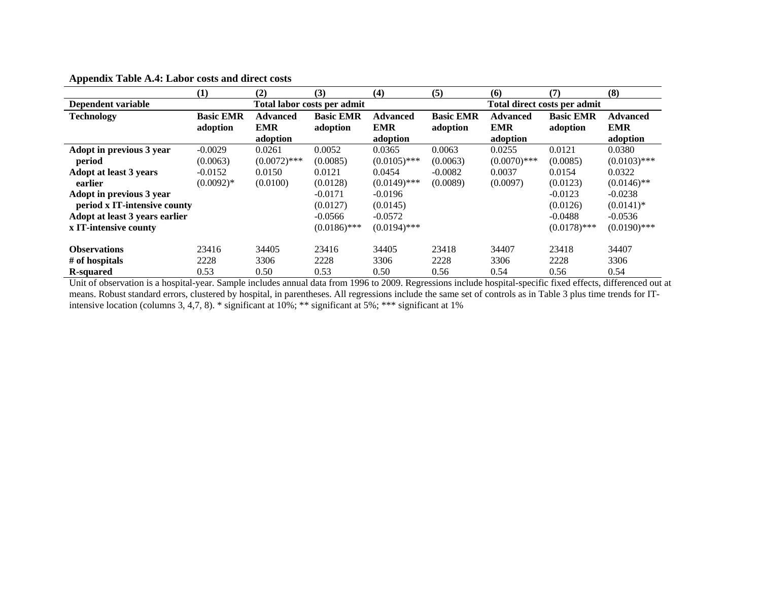**Appendix Table A.4: Labor costs and direct costs**

| | (1) | (2) | (3) | (4) | (5) | (6) | (7) | (8) |
|---|---|---|---|---|---|---|---|---|
| **Dependent variable** | Total labor costs per admit | | | | Total direct costs per admit | | | |
| **Technology** | Basic EMR adoption | Advanced EMR adoption | Basic EMR adoption | Advanced EMR adoption | Basic EMR adoption | Advanced EMR adoption | Basic EMR adoption | Advanced EMR adoption |
| **Adopt in previous 3 year period** | -0.0029 | 0.0261 | 0.0052 | 0.0365 | 0.0063 | 0.0255 | 0.0121 | 0.0380 |
| | (0.0063) | (0.0072)*** | (0.0085) | (0.0105)*** | (0.0063) | (0.0070)*** | (0.0085) | (0.0103)*** |
| **Adopt at least 3 years earlier** | -0.0152 | 0.0150 | 0.0121 | 0.0454 | -0.0082 | 0.0037 | 0.0154 | 0.0322 |
| | (0.0092)* | (0.0100) | (0.0128) | (0.0149)*** | (0.0089) | (0.0097) | (0.0123) | (0.0146)** |
| **Adopt in previous 3 year period x IT-intensive county** | | | -0.0171 | -0.0196 | | | -0.0123 | -0.0238 |
| | | | (0.0127) | (0.0145) | | | (0.0126) | (0.0141)* |
| **Adopt at least 3 years earlier x IT-intensive county** | | | -0.0566 | -0.0572 | | | -0.0488 | -0.0536 |
| | | | (0.0186)*** | (0.0194)*** | | | (0.0178)*** | (0.0190)*** |
| **Observations** | 23416 | 34405 | 23416 | 34405 | 23418 | 34407 | 23418 | 34407 |
| **# of hospitals** | 2228 | 3306 | 2228 | 3306 | 2228 | 3306 | 2228 | 3306 |
| **R-squared** | 0.53 | 0.50 | 0.53 | 0.50 | 0.56 | 0.54 | 0.56 | 0.54 |

Unit of observation is a hospital-year. Sample includes annual data from 1996 to 2009. Regressions include hospital-specific fixed effects, differenced out at means. Robust standard errors, clustered by hospital, in parentheses. All regressions include the same set of controls as in Table 3 plus time trends for IT-intensive location (columns 3, 4,7, 8). * significant at 10%; ** significant at 5%; *** significant at 1%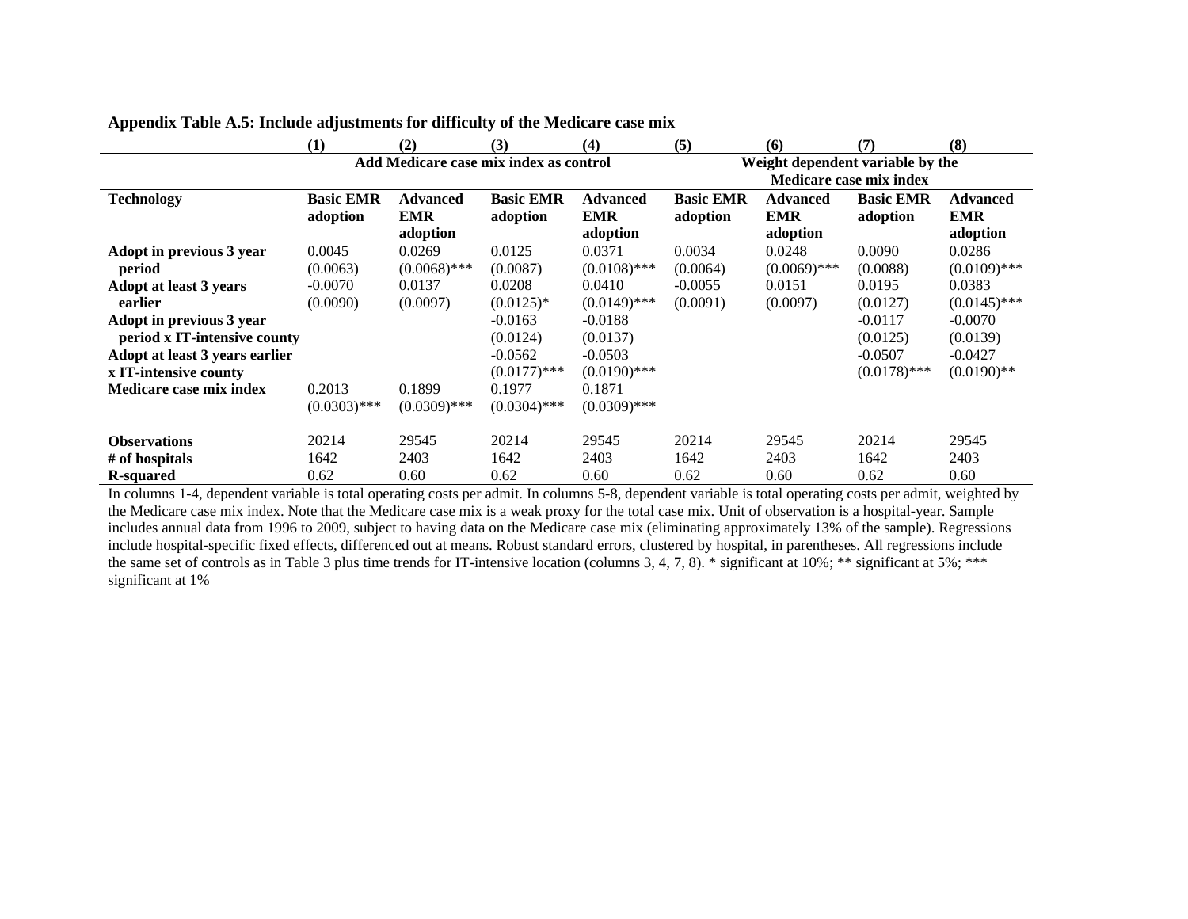**Appendix Table A.5: Include adjustments for difficulty of the Medicare case mix**

| | (1) | (2) | (3) | (4) | (5) | (6) | (7) | (8) |
|---|---|---|---|---|---|---|---|---|
| | Add Medicare case mix index as control | | | | Weight dependent variable by the Medicare case mix index | | | |
| **Technology** | **Basic EMR adoption** | **Advanced EMR adoption** | **Basic EMR adoption** | **Advanced EMR adoption** | **Basic EMR adoption** | **Advanced EMR adoption** | **Basic EMR adoption** | **Advanced EMR adoption** |
| **Adopt in previous 3 year period** | 0.0045 | 0.0269 | 0.0125 | 0.0371 | 0.0034 | 0.0248 | 0.0090 | 0.0286 |
| | (0.0063) | (0.0068)*** | (0.0087) | (0.0108)*** | (0.0064) | (0.0069)*** | (0.0088) | (0.0109)*** |
| **Adopt at least 3 years earlier** | -0.0070 | 0.0137 | 0.0208 | 0.0410 | -0.0055 | 0.0151 | 0.0195 | 0.0383 |
| | (0.0090) | (0.0097) | (0.0125)* | (0.0149)*** | (0.0091) | (0.0097) | (0.0127) | (0.0145)*** |
| **Adopt in previous 3 year period x IT-intensive county** | | | -0.0163 | -0.0188 | | | -0.0117 | -0.0070 |
| | | | (0.0124) | (0.0137) | | | (0.0125) | (0.0139) |
| **Adopt at least 3 years earlier x IT-intensive county** | | | -0.0562 | -0.0503 | | | -0.0507 | -0.0427 |
| | | | (0.0177)*** | (0.0190)*** | | | (0.0178)*** | (0.0190)** |
| **Medicare case mix index** | 0.2013 | 0.1899 | 0.1977 | 0.1871 | | | | |
| | (0.0303)*** | (0.0309)*** | (0.0304)*** | (0.0309)*** | | | | |
| **Observations** | 20214 | 29545 | 20214 | 29545 | 20214 | 29545 | 20214 | 29545 |
| **# of hospitals** | 1642 | 2403 | 1642 | 2403 | 1642 | 2403 | 1642 | 2403 |
| **R-squared** | 0.62 | 0.60 | 0.62 | 0.60 | 0.62 | 0.60 | 0.62 | 0.60 |

In columns 1-4, dependent variable is total operating costs per admit. In columns 5-8, dependent variable is total operating costs per admit, weighted by the Medicare case mix index. Note that the Medicare case mix is a weak proxy for the total case mix. Unit of observation is a hospital-year. Sample includes annual data from 1996 to 2009, subject to having data on the Medicare case mix (eliminating approximately 13% of the sample). Regressions include hospital-specific fixed effects, differenced out at means. Robust standard errors, clustered by hospital, in parentheses. All regressions include the same set of controls as in Table 3 plus time trends for IT-intensive location (columns 3, 4, 7, 8). * significant at 10%; ** significant at 5%; *** significant at 1%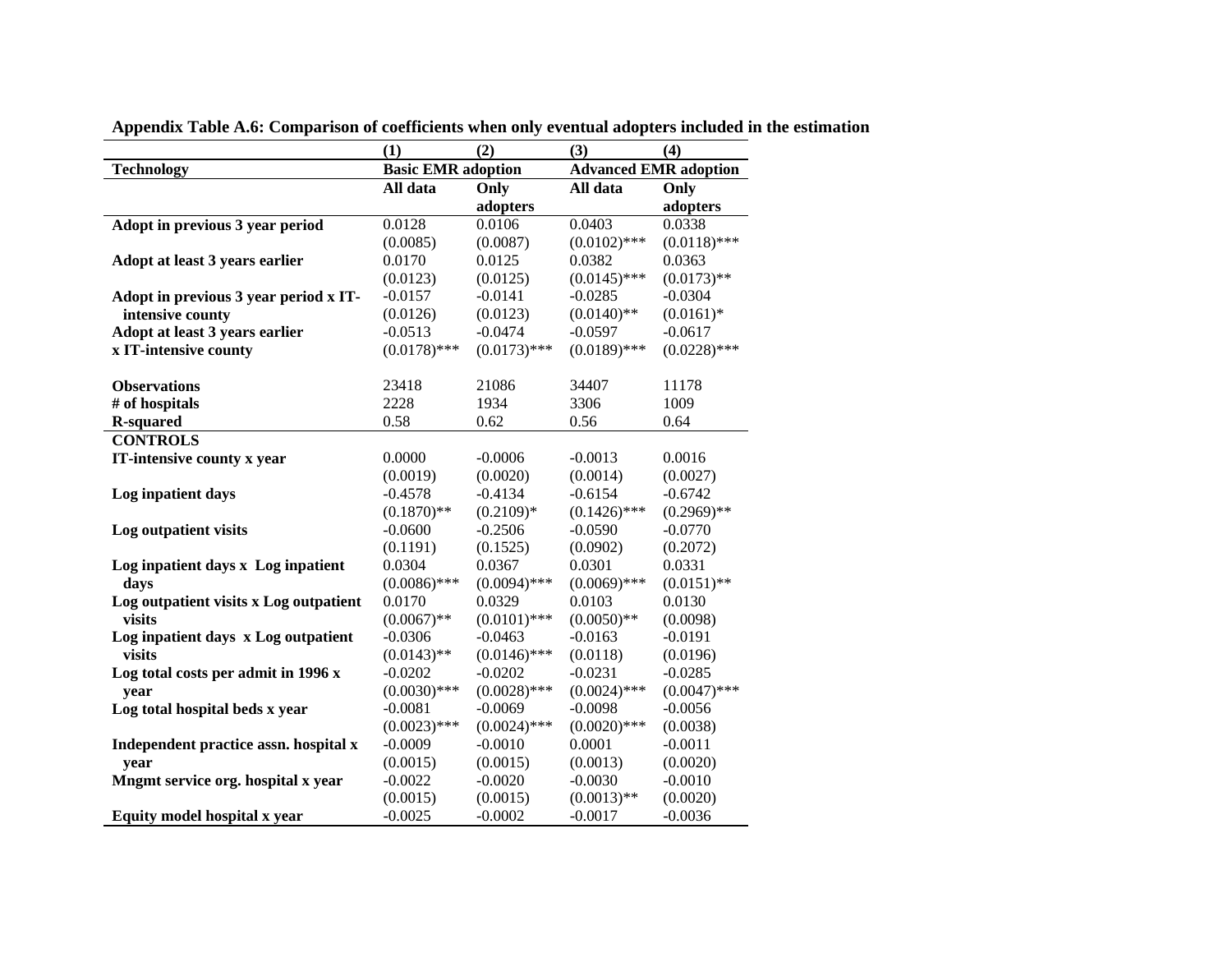**Appendix Table A.6: Comparison of coefficients when only eventual adopters included in the estimation**

| | (1) | (2) | (3) | (4) |
|---|---|---|---|---|
| **Technology** | **Basic EMR adoption** | | **Advanced EMR adoption** | |
| | **All data** | **Only adopters** | **All data** | **Only adopters** |
| **Adopt in previous 3 year period** | 0.0128 | 0.0106 | 0.0403 | 0.0338 |
| | (0.0085) | (0.0087) | (0.0102)*** | (0.0118)*** |
| **Adopt at least 3 years earlier** | 0.0170 | 0.0125 | 0.0382 | 0.0363 |
| | (0.0123) | (0.0125) | (0.0145)*** | (0.0173)** |
| **Adopt in previous 3 year period x IT-intensive county** | -0.0157 | -0.0141 | -0.0285 | -0.0304 |
| | (0.0126) | (0.0123) | (0.0140)** | (0.0161)* |
| **Adopt at least 3 years earlier x IT-intensive county** | -0.0513 | -0.0474 | -0.0597 | -0.0617 |
| | (0.0178)*** | (0.0173)*** | (0.0189)*** | (0.0228)*** |
| **Observations** | 23418 | 21086 | 34407 | 11178 |
| **# of hospitals** | 2228 | 1934 | 3306 | 1009 |
| **R-squared** | 0.58 | 0.62 | 0.56 | 0.64 |
| **CONTROLS** | | | | |
| **IT-intensive county x year** | 0.0000 | -0.0006 | -0.0013 | 0.0016 |
| | (0.0019) | (0.0020) | (0.0014) | (0.0027) |
| **Log inpatient days** | -0.4578 | -0.4134 | -0.6154 | -0.6742 |
| | (0.1870)** | (0.2109)* | (0.1426)*** | (0.2969)** |
| **Log outpatient visits** | -0.0600 | -0.2506 | -0.0590 | -0.0770 |
| | (0.1191) | (0.1525) | (0.0902) | (0.2072) |
| **Log inpatient days x Log inpatient days** | 0.0304 | 0.0367 | 0.0301 | 0.0331 |
| | (0.0086)*** | (0.0094)*** | (0.0069)*** | (0.0151)** |
| **Log outpatient visits x Log outpatient visits** | 0.0170 | 0.0329 | 0.0103 | 0.0130 |
| | (0.0067)** | (0.0101)*** | (0.0050)** | (0.0098) |
| **Log inpatient days x Log outpatient visits** | -0.0306 | -0.0463 | -0.0163 | -0.0191 |
| | (0.0143)** | (0.0146)*** | (0.0118) | (0.0196) |
| **Log total costs per admit in 1996 x year** | -0.0202 | -0.0202 | -0.0231 | -0.0285 |
| | (0.0030)*** | (0.0028)*** | (0.0024)*** | (0.0047)*** |
| **Log total hospital beds x year** | -0.0081 | -0.0069 | -0.0098 | -0.0056 |
| | (0.0023)*** | (0.0024)*** | (0.0020)*** | (0.0038) |
| **Independent practice assn. hospital x year** | -0.0009 | -0.0010 | 0.0001 | -0.0011 |
| | (0.0015) | (0.0015) | (0.0013) | (0.0020) |
| **Mngmt service org. hospital x year** | -0.0022 | -0.0020 | -0.0030 | -0.0010 |
| | (0.0015) | (0.0015) | (0.0013)** | (0.0020) |
| **Equity model hospital x year** | -0.0025 | -0.0002 | -0.0017 | -0.0036 |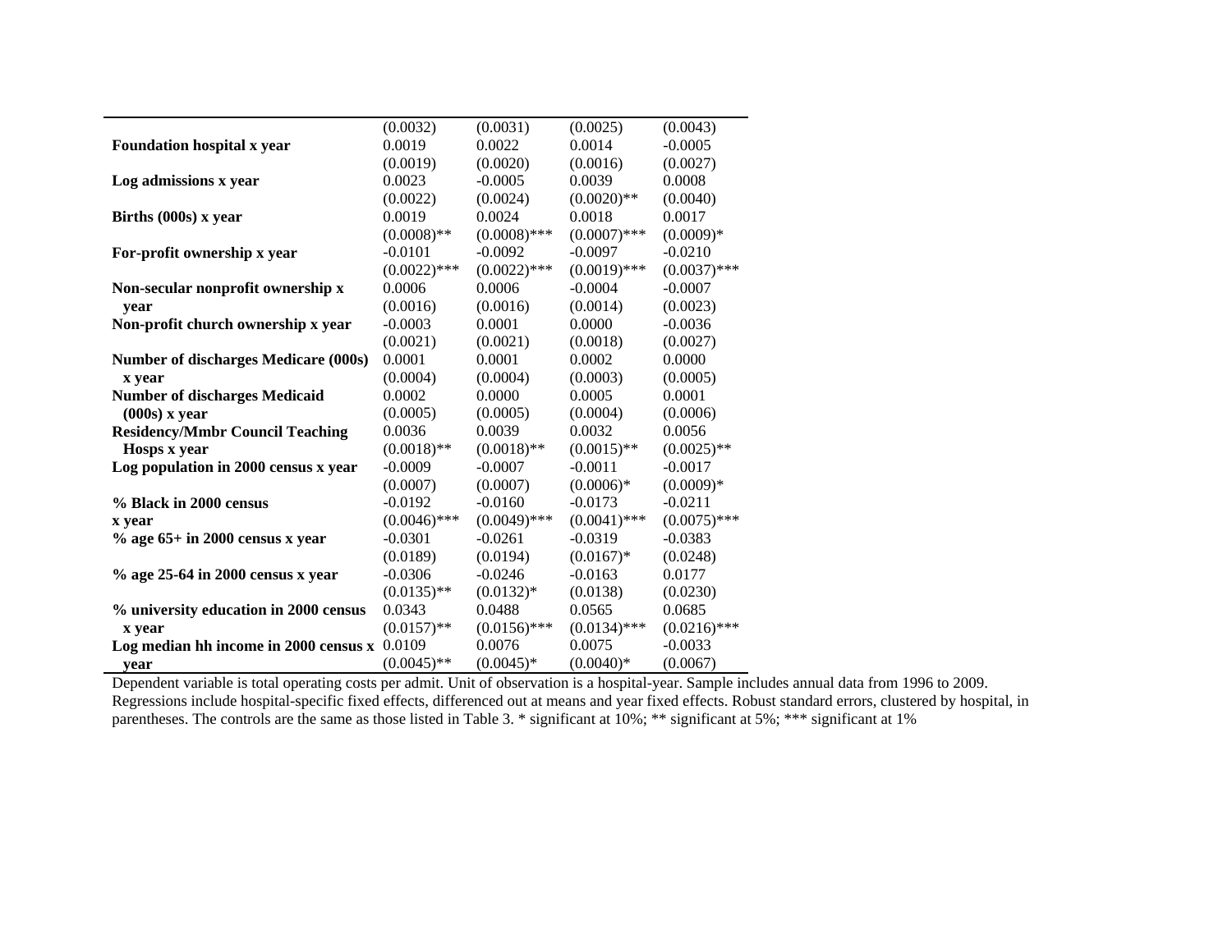| | | | | |
|---|---|---|---|---|
| | (0.0032) | (0.0031) | (0.0025) | (0.0043) |
| **Foundation hospital x year** | 0.0019 | 0.0022 | 0.0014 | -0.0005 |
| | (0.0019) | (0.0020) | (0.0016) | (0.0027) |
| **Log admissions x year** | 0.0023 | -0.0005 | 0.0039 | 0.0008 |
| | (0.0022) | (0.0024) | (0.0020)** | (0.0040) |
| **Births (000s) x year** | 0.0019 | 0.0024 | 0.0018 | 0.0017 |
| | (0.0008)** | (0.0008)*** | (0.0007)*** | (0.0009)* |
| **For-profit ownership x year** | -0.0101 | -0.0092 | -0.0097 | -0.0210 |
| | (0.0022)*** | (0.0022)*** | (0.0019)*** | (0.0037)*** |
| **Non-secular nonprofit ownership x year** | 0.0006 | 0.0006 | -0.0004 | -0.0007 |
| | (0.0016) | (0.0016) | (0.0014) | (0.0023) |
| **Non-profit church ownership x year** | -0.0003 | 0.0001 | 0.0000 | -0.0036 |
| | (0.0021) | (0.0021) | (0.0018) | (0.0027) |
| **Number of discharges Medicare (000s) x year** | 0.0001 | 0.0001 | 0.0002 | 0.0000 |
| | (0.0004) | (0.0004) | (0.0003) | (0.0005) |
| **Number of discharges Medicaid (000s) x year** | 0.0002 | 0.0000 | 0.0005 | 0.0001 |
| | (0.0005) | (0.0005) | (0.0004) | (0.0006) |
| **Residency/Mmbr Council Teaching Hosps x year** | 0.0036 | 0.0039 | 0.0032 | 0.0056 |
| | (0.0018)** | (0.0018)** | (0.0015)** | (0.0025)** |
| **Log population in 2000 census x year** | -0.0009 | -0.0007 | -0.0011 | -0.0017 |
| | (0.0007) | (0.0007) | (0.0006)* | (0.0009)* |
| **% Black in 2000 census x year** | -0.0192 | -0.0160 | -0.0173 | -0.0211 |
| | (0.0046)*** | (0.0049)*** | (0.0041)*** | (0.0075)*** |
| **% age 65+ in 2000 census x year** | -0.0301 | -0.0261 | -0.0319 | -0.0383 |
| | (0.0189) | (0.0194) | (0.0167)* | (0.0248) |
| **% age 25-64 in 2000 census x year** | -0.0306 | -0.0246 | -0.0163 | 0.0177 |
| | (0.0135)** | (0.0132)* | (0.0138) | (0.0230) |
| **% university education in 2000 census x year** | 0.0343 | 0.0488 | 0.0565 | 0.0685 |
| | (0.0157)** | (0.0156)*** | (0.0134)*** | (0.0216)*** |
| **Log median hh income in 2000 census x year** | 0.0109 | 0.0076 | 0.0075 | -0.0033 |
| | (0.0045)** | (0.0045)* | (0.0040)* | (0.0067) |

Dependent variable is total operating costs per admit. Unit of observation is a hospital-year. Sample includes annual data from 1996 to 2009. Regressions include hospital-specific fixed effects, differenced out at means and year fixed effects. Robust standard errors, clustered by hospital, in parentheses. The controls are the same as those listed in Table 3. * significant at 10%; ** significant at 5%; *** significant at 1%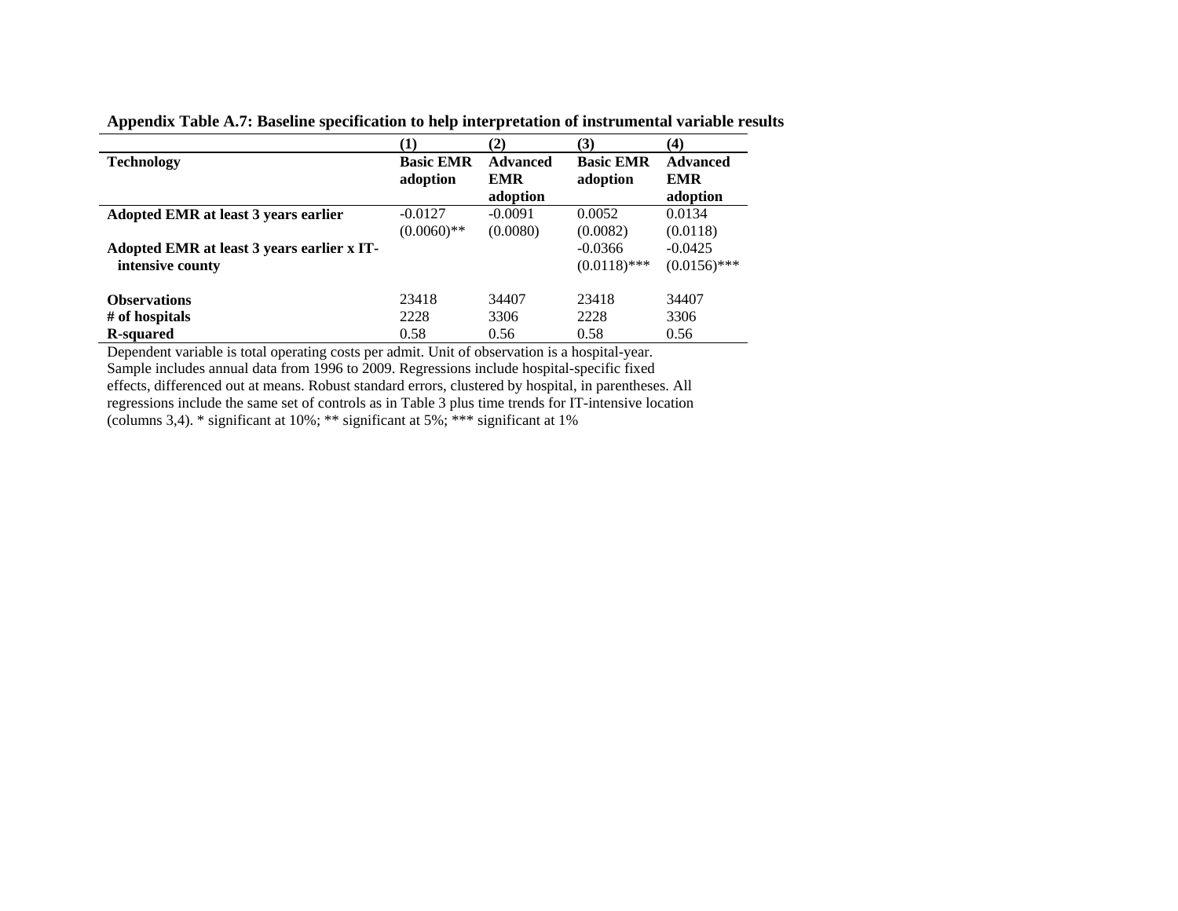**Appendix Table A.7: Baseline specification to help interpretation of instrumental variable results**

| | (1) | (2) | (3) | (4) |
|---|---|---|---|---|
| **Technology** | **Basic EMR adoption** | **Advanced EMR adoption** | **Basic EMR adoption** | **Advanced EMR adoption** |
| **Adopted EMR at least 3 years earlier** | -0.0127 | -0.0091 | 0.0052 | 0.0134 |
| | (0.0060)** | (0.0080) | (0.0082) | (0.0118) |
| **Adopted EMR at least 3 years earlier x IT-intensive county** | | | -0.0366 | -0.0425 |
| | | | (0.0118)*** | (0.0156)*** |
| **Observations** | 23418 | 34407 | 23418 | 34407 |
| **# of hospitals** | 2228 | 3306 | 2228 | 3306 |
| **R-squared** | 0.58 | 0.56 | 0.58 | 0.56 |

Dependent variable is total operating costs per admit. Unit of observation is a hospital-year. Sample includes annual data from 1996 to 2009. Regressions include hospital-specific fixed effects, differenced out at means. Robust standard errors, clustered by hospital, in parentheses. All regressions include the same set of controls as in Table 3 plus time trends for IT-intensive location (columns 3,4). * significant at 10%; ** significant at 5%; *** significant at 1%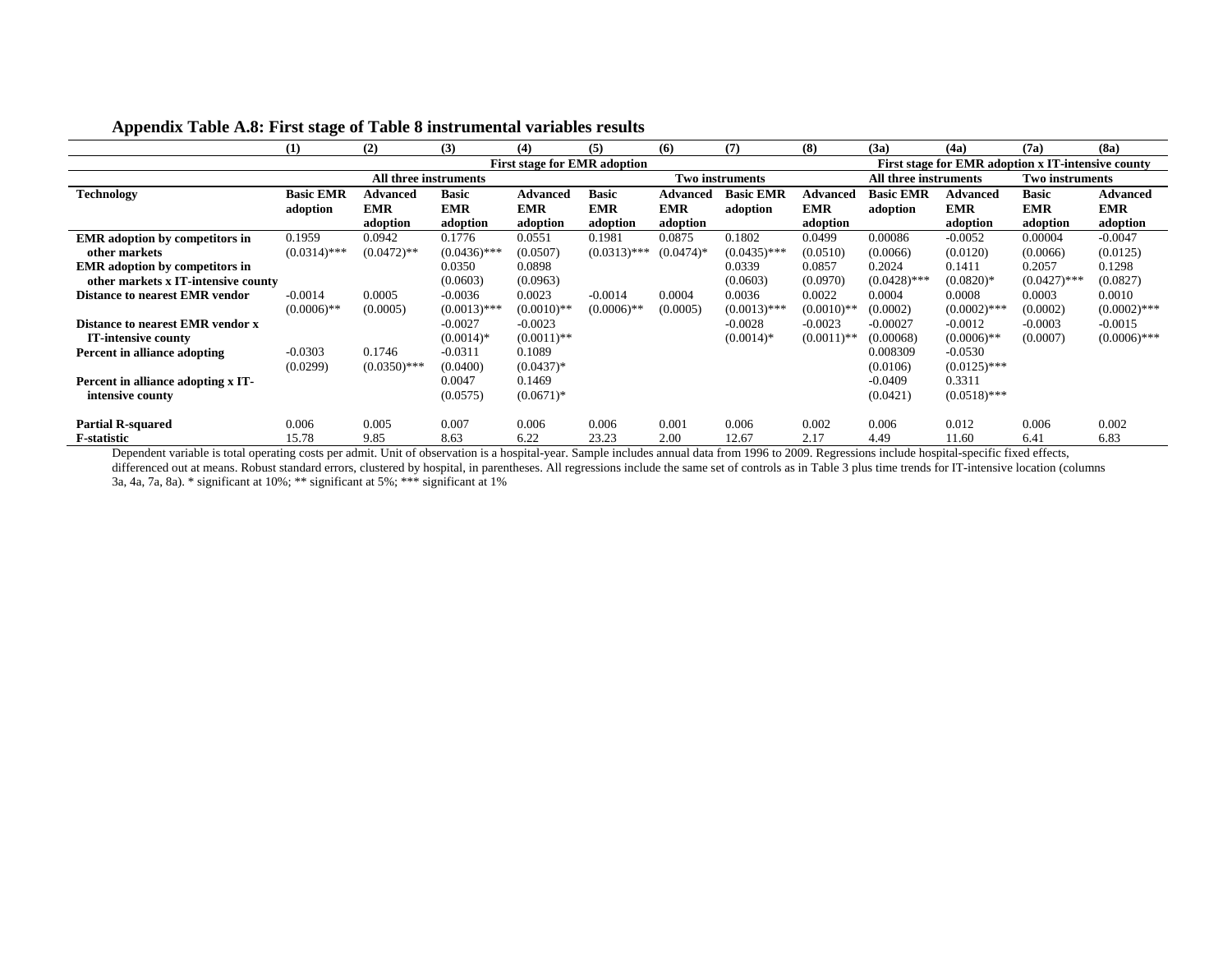**Appendix Table A.8: First stage of Table 8 instrumental variables results**

| | (1) | (2) | (3) | (4) | (5) | (6) | (7) | (8) | (3a) | (4a) | (7a) | (8a) |
|---|---|---|---|---|---|---|---|---|---|---|---|---|
| | First stage for EMR adoption | | | | | | | | First stage for EMR adoption x IT-intensive county | | | |
| | All three instruments | | | | Two instruments | | | | All three instruments | | Two instruments | |
| **Technology** | **Basic EMR adoption** | **Advanced EMR adoption** | **Basic EMR adoption** | **Advanced EMR adoption** | **Basic EMR adoption** | **Advanced EMR adoption** | **Basic EMR adoption** | **Advanced EMR adoption** | **Basic EMR adoption** | **Advanced EMR adoption** | **Basic EMR adoption** | **Advanced EMR adoption** |
| **EMR adoption by competitors in other markets** | 0.1959 (0.0314)*** | 0.0942 (0.0472)** | 0.1776 (0.0436)*** | 0.0551 (0.0507) | 0.1981 (0.0313)*** | 0.0875 (0.0474)* | 0.1802 (0.0435)*** | 0.0499 (0.0510) | 0.00086 (0.0066) | -0.0052 (0.0120) | 0.00004 (0.0066) | -0.0047 (0.0125) |
| **EMR adoption by competitors in other markets x IT-intensive county** | | | 0.0350 (0.0603) | 0.0898 (0.0963) | | | 0.0339 (0.0603) | 0.0857 (0.0970) | 0.2024 (0.0428)*** | 0.1411 (0.0820)* | 0.2057 (0.0427)*** | 0.1298 (0.0827) |
| **Distance to nearest EMR vendor** | -0.0014 (0.0006)** | 0.0005 (0.0005) | -0.0036 (0.0013)*** | 0.0023 (0.0010)** | -0.0014 (0.0006)** | 0.0004 (0.0005) | 0.0036 (0.0013)*** | 0.0022 (0.0010)** | 0.0004 (0.0002) | 0.0008 (0.0002)*** | 0.0003 (0.0002) | 0.0010 (0.0002)*** |
| **Distance to nearest EMR vendor x IT-intensive county** | | | -0.0027 (0.0014)* | -0.0023 (0.0011)** | | | -0.0028 (0.0014)* | -0.0023 (0.0011)** | -0.00027 (0.00068) | -0.0012 (0.0006)** | -0.0003 (0.0007) | -0.0015 (0.0006)*** |
| **Percent in alliance adopting** | -0.0303 (0.0299) | 0.1746 (0.0350)*** | -0.0311 (0.0400) | 0.1089 (0.0437)* | | | | | 0.008309 (0.0106) | -0.0530 (0.0125)*** | | |
| **Percent in alliance adopting x IT-intensive county** | | | 0.0047 (0.0575) | 0.1469 (0.0671)* | | | | | -0.0409 (0.0421) | 0.3311 (0.0518)*** | | |
| **Partial R-squared** | 0.006 | 0.005 | 0.007 | 0.006 | 0.006 | 0.001 | 0.006 | 0.002 | 0.006 | 0.012 | 0.006 | 0.002 |
| **F-statistic** | 15.78 | 9.85 | 8.63 | 6.22 | 23.23 | 2.00 | 12.67 | 2.17 | 4.49 | 11.60 | 6.41 | 6.83 |

Dependent variable is total operating costs per admit. Unit of observation is a hospital-year. Sample includes annual data from 1996 to 2009. Regressions include hospital-specific fixed effects, differenced out at means. Robust standard errors, clustered by hospital, in parentheses. All regressions include the same set of controls as in Table 3 plus time trends for IT-intensive location (columns 3a, 4a, 7a, 8a). * significant at 10%; ** significant at 5%; *** significant at 1%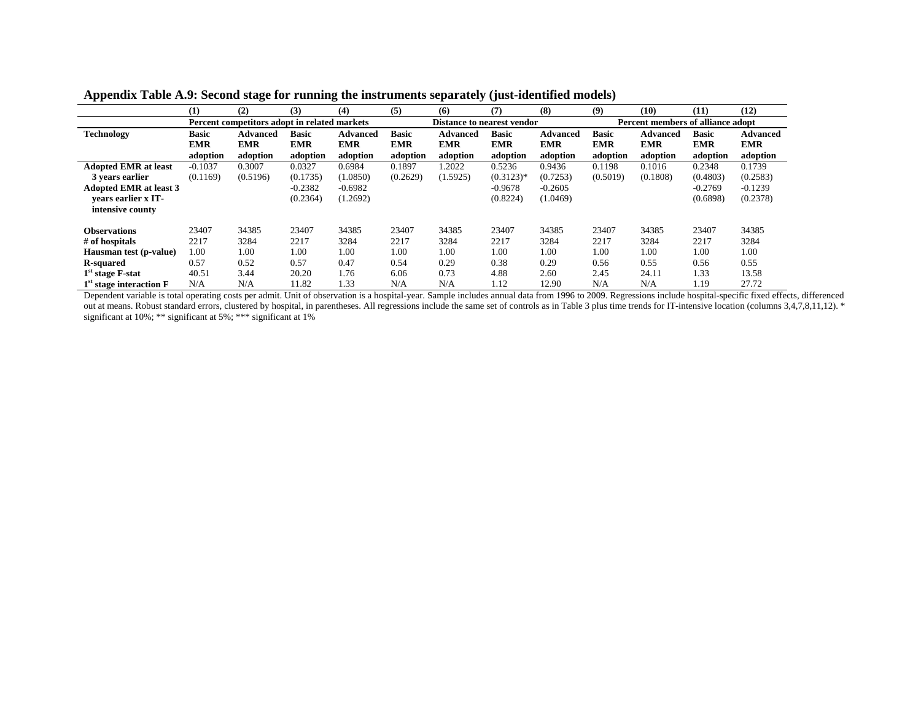**Appendix Table A.9: Second stage for running the instruments separately (just-identified models)**

| | (1) | (2) | (3) | (4) | (5) | (6) | (7) | (8) | (9) | (10) | (11) | (12) |
|---|---|---|---|---|---|---|---|---|---|---|---|---|
| | Percent competitors adopt in related markets | | | | Distance to nearest vendor | | | | Percent members of alliance adopt | | | |
| **Technology** | **Basic EMR adoption** | **Advanced EMR adoption** | **Basic EMR adoption** | **Advanced EMR adoption** | **Basic EMR adoption** | **Advanced EMR adoption** | **Basic EMR adoption** | **Advanced EMR adoption** | **Basic EMR adoption** | **Advanced EMR adoption** | **Basic EMR adoption** | **Advanced EMR adoption** |
| **Adopted EMR at least 3 years earlier** | -0.1037 | 0.3007 | 0.0327 | 0.6984 | 0.1897 | 1.2022 | 0.5236 | 0.9436 | 0.1198 | 0.1016 | 0.2348 | 0.1739 |
| | (0.1169) | (0.5196) | (0.1735) | (1.0850) | (0.2629) | (1.5925) | (0.3123)* | (0.7253) | (0.5019) | (0.1808) | (0.4803) | (0.2583) |
| **Adopted EMR at least 3 years earlier x IT-intensive county** | | | -0.2382 | -0.6982 | | | -0.9678 | -0.2605 | | | -0.2769 | -0.1239 |
| | | | (0.2364) | (1.2692) | | | (0.8224) | (1.0469) | | | (0.6898) | (0.2378) |
| **Observations** | 23407 | 34385 | 23407 | 34385 | 23407 | 34385 | 23407 | 34385 | 23407 | 34385 | 23407 | 34385 |
| **# of hospitals** | 2217 | 3284 | 2217 | 3284 | 2217 | 3284 | 2217 | 3284 | 2217 | 3284 | 2217 | 3284 |
| **Hausman test (p-value)** | 1.00 | 1.00 | 1.00 | 1.00 | 1.00 | 1.00 | 1.00 | 1.00 | 1.00 | 1.00 | 1.00 | 1.00 |
| **R-squared** | 0.57 | 0.52 | 0.57 | 0.47 | 0.54 | 0.29 | 0.38 | 0.29 | 0.56 | 0.55 | 0.56 | 0.55 |
| **1st stage F-stat** | 40.51 | 3.44 | 20.20 | 1.76 | 6.06 | 0.73 | 4.88 | 2.60 | 2.45 | 24.11 | 1.33 | 13.58 |
| **1st stage interaction F** | N/A | N/A | 11.82 | 1.33 | N/A | N/A | 1.12 | 12.90 | N/A | N/A | 1.19 | 27.72 |

Dependent variable is total operating costs per admit. Unit of observation is a hospital-year. Sample includes annual data from 1996 to 2009. Regressions include hospital-specific fixed effects, differenced out at means. Robust standard errors, clustered by hospital, in parentheses. All regressions include the same set of controls as in Table 3 plus time trends for IT-intensive location (columns 3,4,7,8,11,12). * significant at 10%; ** significant at 5%; *** significant at 1%